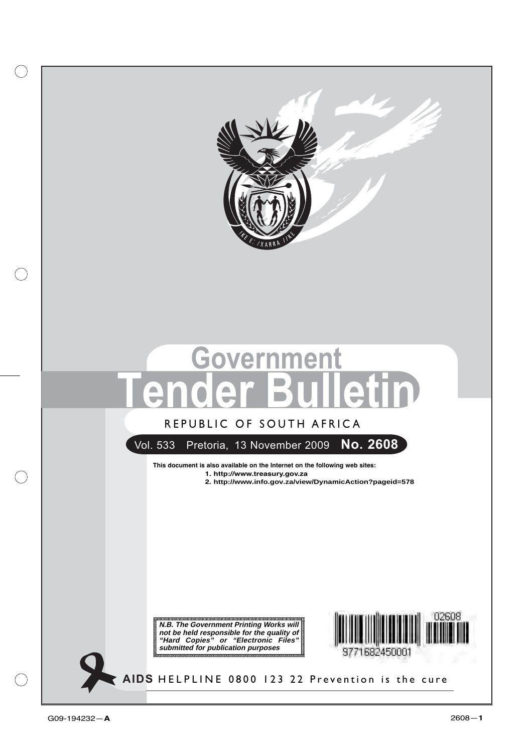# Government Tender Bulletin

REPUBLIC OF SOUTH AFRICA

Vol. 533 Pretoria, 13 November 2009 **No. 2608**

**This document is also available on the Internet on the following web sites:**

1. **http://www.treasury.gov.za**
2. **http://www.info.gov.za/view/DynamicAction?pageid=578**

***N.B. The Government Printing Works will not be held responsible for the quality of "Hard Copies" or "Electronic Files" submitted for publication purposes***

02608

9771682450001

**AIDS** HELPLINE 0800 123 22 Prevention is the cure

G09-194232—**A**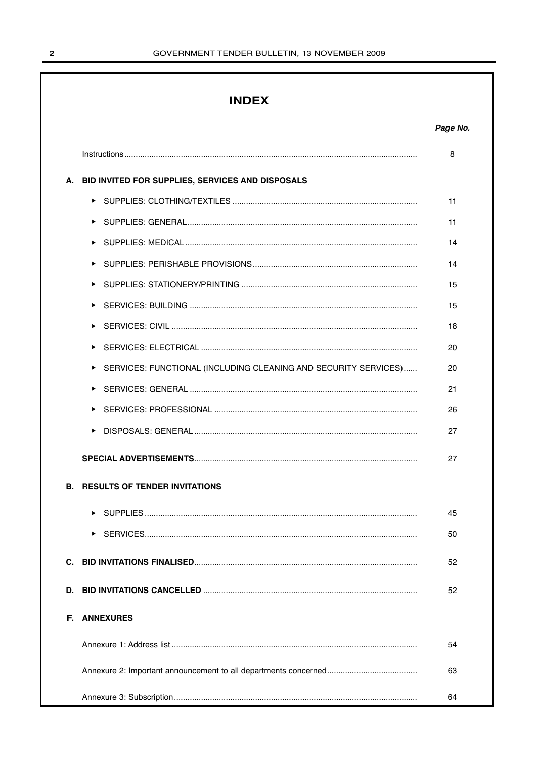# INDEX

| | Page No. |
|---|---|
| Instructions | 8 |
| **A. BID INVITED FOR SUPPLIES, SERVICES AND DISPOSALS** | |
| ▸ SUPPLIES: CLOTHING/TEXTILES | 11 |
| ▸ SUPPLIES: GENERAL | 11 |
| ▸ SUPPLIES: MEDICAL | 14 |
| ▸ SUPPLIES: PERISHABLE PROVISIONS | 14 |
| ▸ SUPPLIES: STATIONERY/PRINTING | 15 |
| ▸ SERVICES: BUILDING | 15 |
| ▸ SERVICES: CIVIL | 18 |
| ▸ SERVICES: ELECTRICAL | 20 |
| ▸ SERVICES: FUNCTIONAL (INCLUDING CLEANING AND SECURITY SERVICES) | 20 |
| ▸ SERVICES: GENERAL | 21 |
| ▸ SERVICES: PROFESSIONAL | 26 |
| ▸ DISPOSALS: GENERAL | 27 |
| **SPECIAL ADVERTISEMENTS** | 27 |
| **B. RESULTS OF TENDER INVITATIONS** | |
| ▸ SUPPLIES | 45 |
| ▸ SERVICES | 50 |
| **C. BID INVITATIONS FINALISED** | 52 |
| **D. BID INVITATIONS CANCELLED** | 52 |
| **F. ANNEXURES** | |
| Annexure 1: Address list | 54 |
| Annexure 2: Important announcement to all departments concerned | 63 |
| Annexure 3: Subscription | 64 |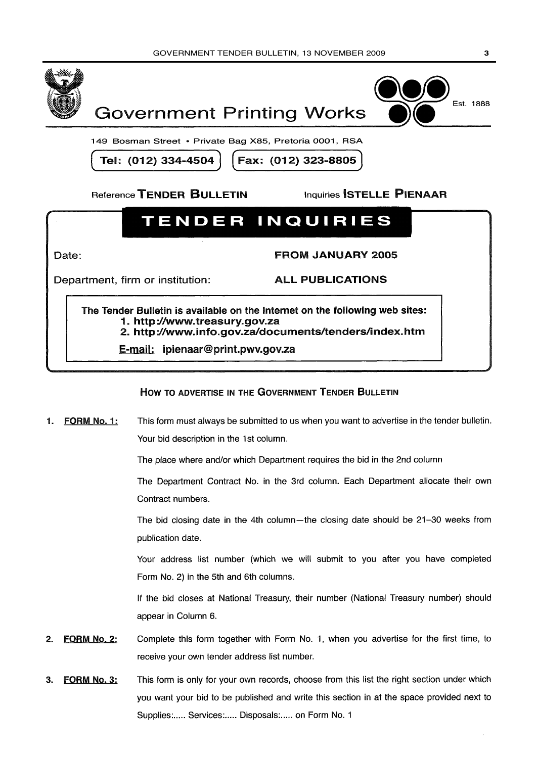# Government Printing Works

Est. 1888

149 Bosman Street • Private Bag X85, Pretoria 0001, RSA

Tel: (012) 334-4504 | Fax: (012) 323-8805

Reference **TENDER BULLETIN** Inquiries **ISTELLE PIENAAR**

## TENDER INQUIRIES

Date: **FROM JANUARY 2005**

Department, firm or institution: **ALL PUBLICATIONS**

**The Tender Bulletin is available on the Internet on the following web sites:**

1. **http://www.treasury.gov.za**
2. **http://www.info.gov.za/documents/tenders/index.htm**

**E-mail: ipienaar@print.pwv.gov.za**

### How to advertise in the Government Tender Bulletin

1. **FORM No. 1:** This form must always be submitted to us when you want to advertise in the tender bulletin.

   Your bid description in the 1st column.

   The place where and/or which Department requires the bid in the 2nd column

   The Department Contract No. in the 3rd column. Each Department allocate their own Contract numbers.

   The bid closing date in the 4th column—the closing date should be 21–30 weeks from publication date.

   Your address list number (which we will submit to you after you have completed Form No. 2) in the 5th and 6th columns.

   If the bid closes at National Treasury, their number (National Treasury number) should appear in Column 6.

2. **FORM No. 2:** Complete this form together with Form No. 1, when you advertise for the first time, to receive your own tender address list number.

3. **FORM No. 3:** This form is only for your own records, choose from this list the right section under which you want your bid to be published and write this section in at the space provided next to Supplies:..... Services:..... Disposals:..... on Form No. 1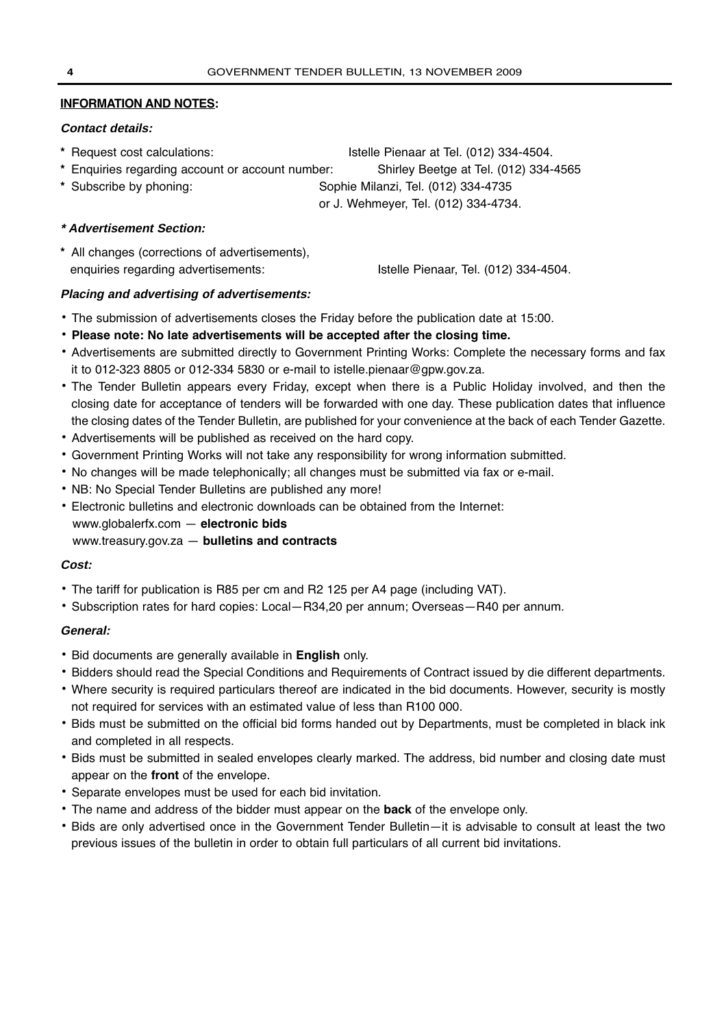**INFORMATION AND NOTES:**

***Contact details:***

* Request cost calculations: Istelle Pienaar at Tel. (012) 334-4504.
* Enquiries regarding account or account number: Shirley Beetge at Tel. (012) 334-4565
* Subscribe by phoning: Sophie Milanzi, Tel. (012) 334-4735 or J. Wehmeyer, Tel. (012) 334-4734.

***\* Advertisement Section:***

* All changes (corrections of advertisements), enquiries regarding advertisements: Istelle Pienaar, Tel. (012) 334-4504.

***Placing and advertising of advertisements:***

- The submission of advertisements closes the Friday before the publication date at 15:00.
- **Please note: No late advertisements will be accepted after the closing time.**
- Advertisements are submitted directly to Government Printing Works: Complete the necessary forms and fax it to 012-323 8805 or 012-334 5830 or e-mail to istelle.pienaar@gpw.gov.za.
- The Tender Bulletin appears every Friday, except when there is a Public Holiday involved, and then the closing date for acceptance of tenders will be forwarded with one day. These publication dates that influence the closing dates of the Tender Bulletin, are published for your convenience at the back of each Tender Gazette.
- Advertisements will be published as received on the hard copy.
- Government Printing Works will not take any responsibility for wrong information submitted.
- No changes will be made telephonically; all changes must be submitted via fax or e-mail.
- NB: No Special Tender Bulletins are published any more!
- Electronic bulletins and electronic downloads can be obtained from the Internet:
  www.globalerfx.com — **electronic bids**
  www.treasury.gov.za — **bulletins and contracts**

***Cost:***

- The tariff for publication is R85 per cm and R2 125 per A4 page (including VAT).
- Subscription rates for hard copies: Local—R34,20 per annum; Overseas—R40 per annum.

***General:***

- Bid documents are generally available in **English** only.
- Bidders should read the Special Conditions and Requirements of Contract issued by die different departments.
- Where security is required particulars thereof are indicated in the bid documents. However, security is mostly not required for services with an estimated value of less than R100 000.
- Bids must be submitted on the official bid forms handed out by Departments, must be completed in black ink and completed in all respects.
- Bids must be submitted in sealed envelopes clearly marked. The address, bid number and closing date must appear on the **front** of the envelope.
- Separate envelopes must be used for each bid invitation.
- The name and address of the bidder must appear on the **back** of the envelope only.
- Bids are only advertised once in the Government Tender Bulletin—it is advisable to consult at least the two previous issues of the bulletin in order to obtain full particulars of all current bid invitations.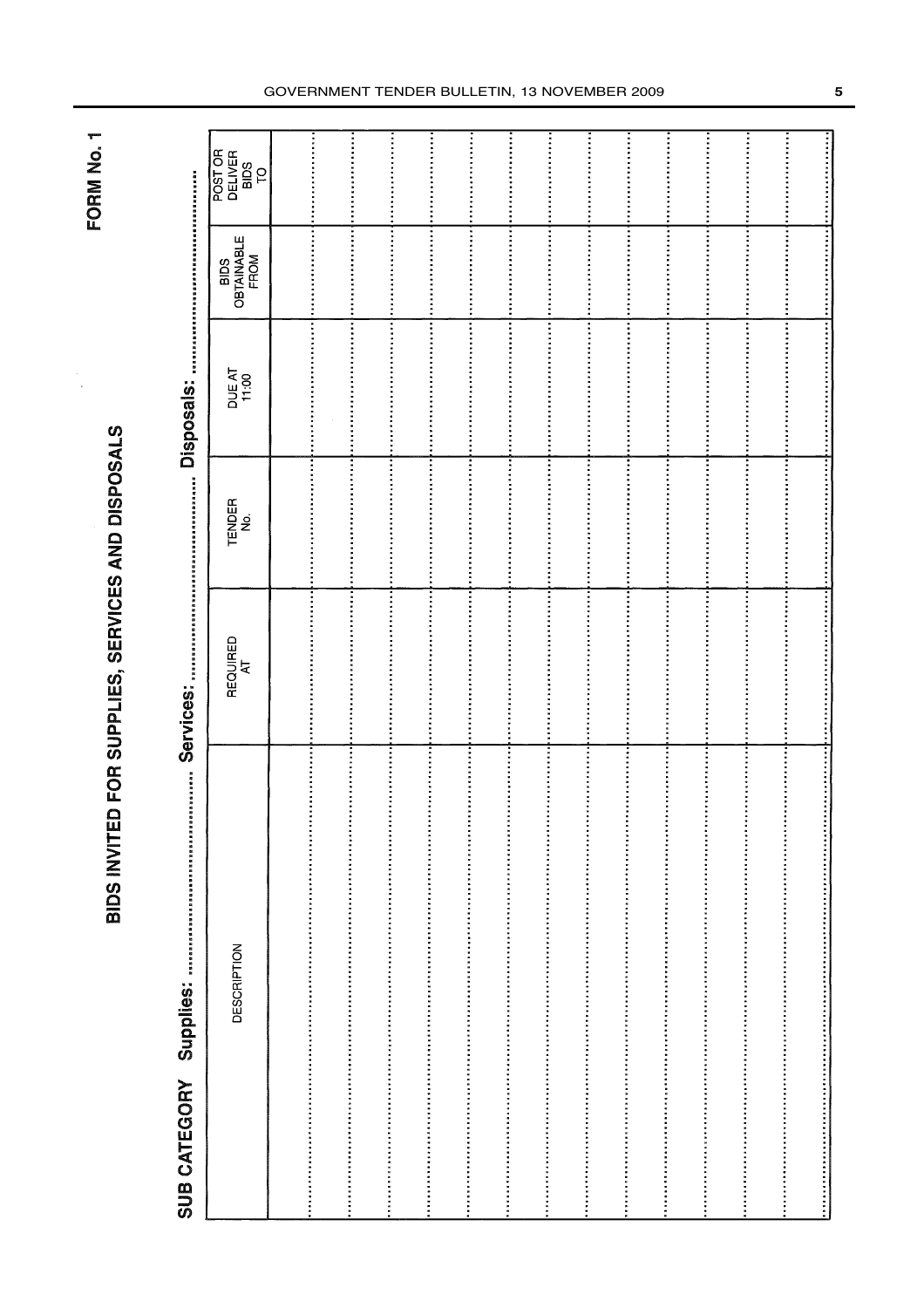**FORM No. 1**

# BIDS INVITED FOR SUPPLIES, SERVICES AND DISPOSALS

**SUB CATEGORY Supplies:** ...................................... **Services:** ...................................... **Disposals:** ......................................

| DESCRIPTION | REQUIRED AT | TENDER No. | DUE AT 11:00 | BIDS OBTAINABLE FROM | POST OR DELIVER BIDS TO |
|---|---|---|---|---|---|
| | | | | | |
| | | | | | |
| | | | | | |
| | | | | | |
| | | | | | |
| | | | | | |
| | | | | | |
| | | | | | |
| | | | | | |
| | | | | | |
| | | | | | |
| | | | | | |
| | | | | | |
| | | | | | |
| | | | | | |
| | | | | | |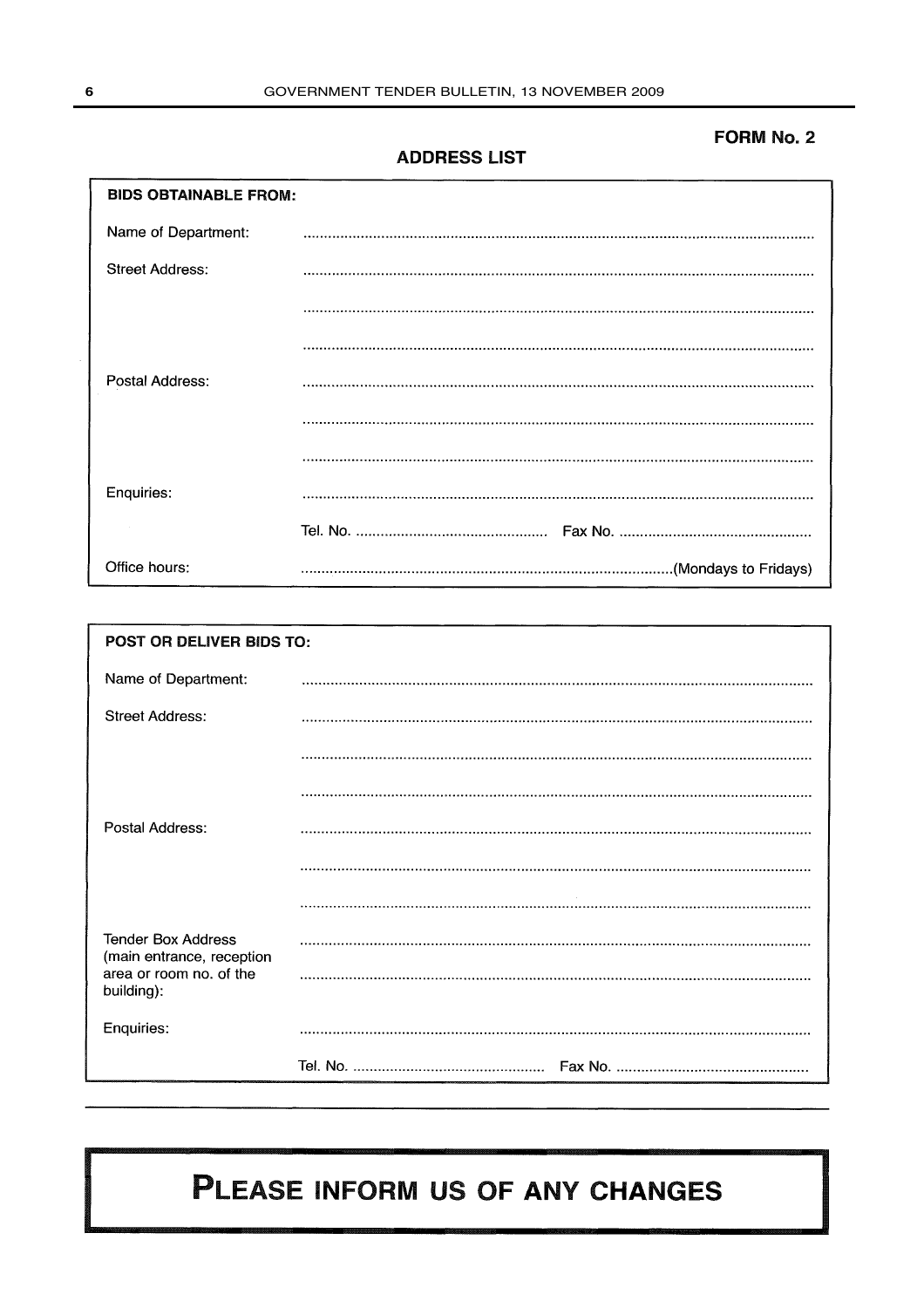FORM No. 2

## ADDRESS LIST

**BIDS OBTAINABLE FROM:**

Name of Department: ..........................................................................................................................

Street Address: ..........................................................................................................................

..........................................................................................................................

..........................................................................................................................

Postal Address: ..........................................................................................................................

..........................................................................................................................

..........................................................................................................................

Enquiries: ..........................................................................................................................

Tel. No. ............................................... Fax No. ...............................................

Office hours: ..........................................................................................(Mondays to Fridays)

**POST OR DELIVER BIDS TO:**

Name of Department: ..........................................................................................................................

Street Address: ..........................................................................................................................

..........................................................................................................................

..........................................................................................................................

Postal Address: ..........................................................................................................................

..........................................................................................................................

..........................................................................................................................

Tender Box Address (main entrance, reception area or room no. of the building): ..........................................................................................................................

..........................................................................................................................

Enquiries: ..........................................................................................................................

Tel. No. ............................................... Fax No. ...............................................

# PLEASE INFORM US OF ANY CHANGES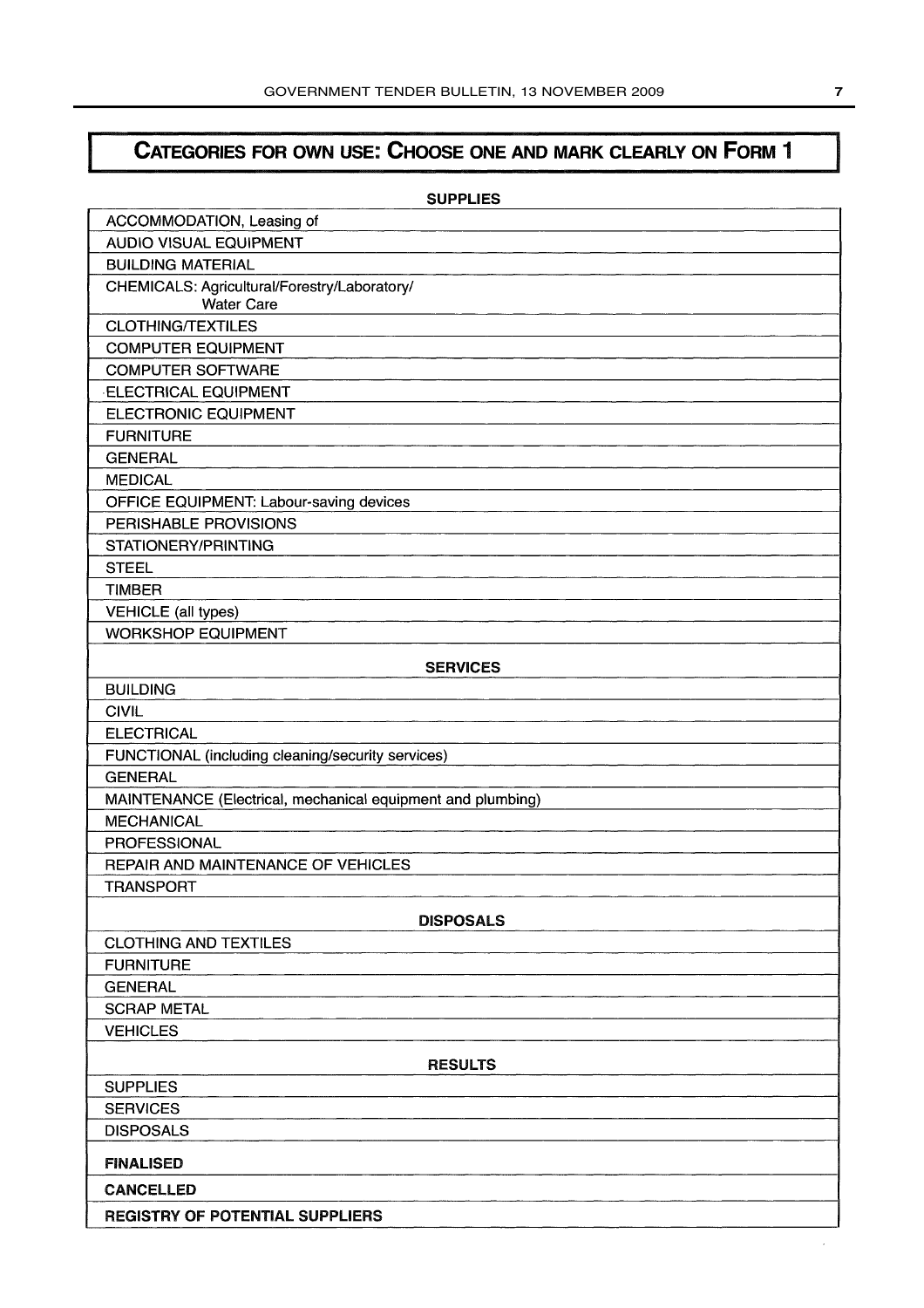## CATEGORIES FOR OWN USE: CHOOSE ONE AND MARK CLEARLY ON FORM 1

| SUPPLIES |
|---|
| ACCOMMODATION, Leasing of |
| AUDIO VISUAL EQUIPMENT |
| BUILDING MATERIAL |
| CHEMICALS: Agricultural/Forestry/Laboratory/ Water Care |
| CLOTHING/TEXTILES |
| COMPUTER EQUIPMENT |
| COMPUTER SOFTWARE |
| ELECTRICAL EQUIPMENT |
| ELECTRONIC EQUIPMENT |
| FURNITURE |
| GENERAL |
| MEDICAL |
| OFFICE EQUIPMENT: Labour-saving devices |
| PERISHABLE PROVISIONS |
| STATIONERY/PRINTING |
| STEEL |
| TIMBER |
| VEHICLE (all types) |
| WORKSHOP EQUIPMENT |
| **SERVICES** |
| BUILDING |
| CIVIL |
| ELECTRICAL |
| FUNCTIONAL (including cleaning/security services) |
| GENERAL |
| MAINTENANCE (Electrical, mechanical equipment and plumbing) |
| MECHANICAL |
| PROFESSIONAL |
| REPAIR AND MAINTENANCE OF VEHICLES |
| TRANSPORT |
| **DISPOSALS** |
| CLOTHING AND TEXTILES |
| FURNITURE |
| GENERAL |
| SCRAP METAL |
| VEHICLES |
| **RESULTS** |
| SUPPLIES |
| SERVICES |
| DISPOSALS |
| **FINALISED** |
| **CANCELLED** |
| **REGISTRY OF POTENTIAL SUPPLIERS** |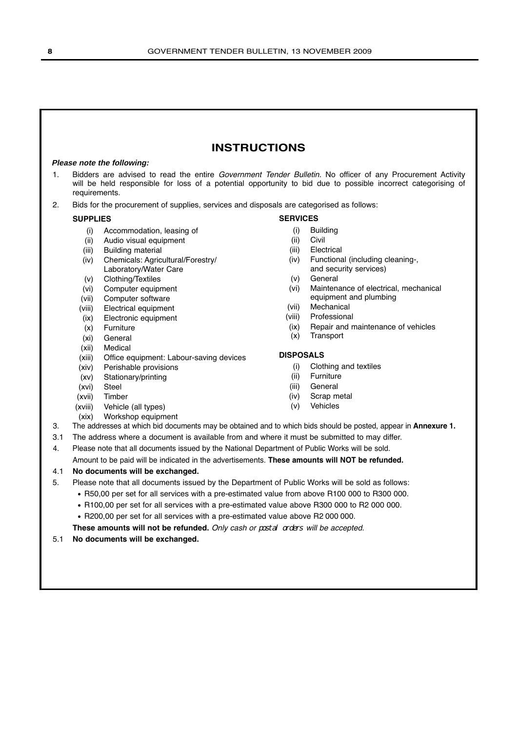# INSTRUCTIONS

***Please note the following:***

1. Bidders are advised to read the entire *Government Tender Bulletin*. No officer of any Procurement Activity will be held responsible for loss of a potential opportunity to bid due to possible incorrect categorising of requirements.
2. Bids for the procurement of supplies, services and disposals are categorised as follows:

**SUPPLIES**

- (i) Accommodation, leasing of
- (ii) Audio visual equipment
- (iii) Building material
- (iv) Chemicals: Agricultural/Forestry/Laboratory/Water Care
- (v) Clothing/Textiles
- (vi) Computer equipment
- (vii) Computer software
- (viii) Electrical equipment
- (ix) Electronic equipment
- (x) Furniture
- (xi) General
- (xii) Medical
- (xiii) Office equipment: Labour-saving devices
- (xiv) Perishable provisions
- (xv) Stationary/printing
- (xvi) Steel
- (xvii) Timber
- (xviii) Vehicle (all types)
- (xix) Workshop equipment

**SERVICES**

- (i) Building
- (ii) Civil
- (iii) Electrical
- (iv) Functional (including cleaning-, and security services)
- (v) General
- (vi) Maintenance of electrical, mechanical equipment and plumbing
- (vii) Mechanical
- (viii) Professional
- (ix) Repair and maintenance of vehicles
- (x) Transport

**DISPOSALS**

- (i) Clothing and textiles
- (ii) Furniture
- (iii) General
- (iv) Scrap metal
- (v) Vehicles

3. The addresses at which bid documents may be obtained and to which bids should be posted, appear in **Annexure 1.**

3.1 The address where a document is available from and where it must be submitted to may differ.

4. Please note that all documents issued by the National Department of Public Works will be sold.
   Amount to be paid will be indicated in the advertisements. **These amounts will NOT be refunded.**

4.1 **No documents will be exchanged.**

5. Please note that all documents issued by the Department of Public Works will be sold as follows:
   - R50,00 per set for all services with a pre-estimated value from above R100 000 to R300 000.
   - R100,00 per set for all services with a pre-estimated value above R300 000 to R2 000 000.
   - R200,00 per set for all services with a pre-estimated value above R2 000 000.

   **These amounts will not be refunded.** *Only cash or postal orders will be accepted.*

5.1 **No documents will be exchanged.**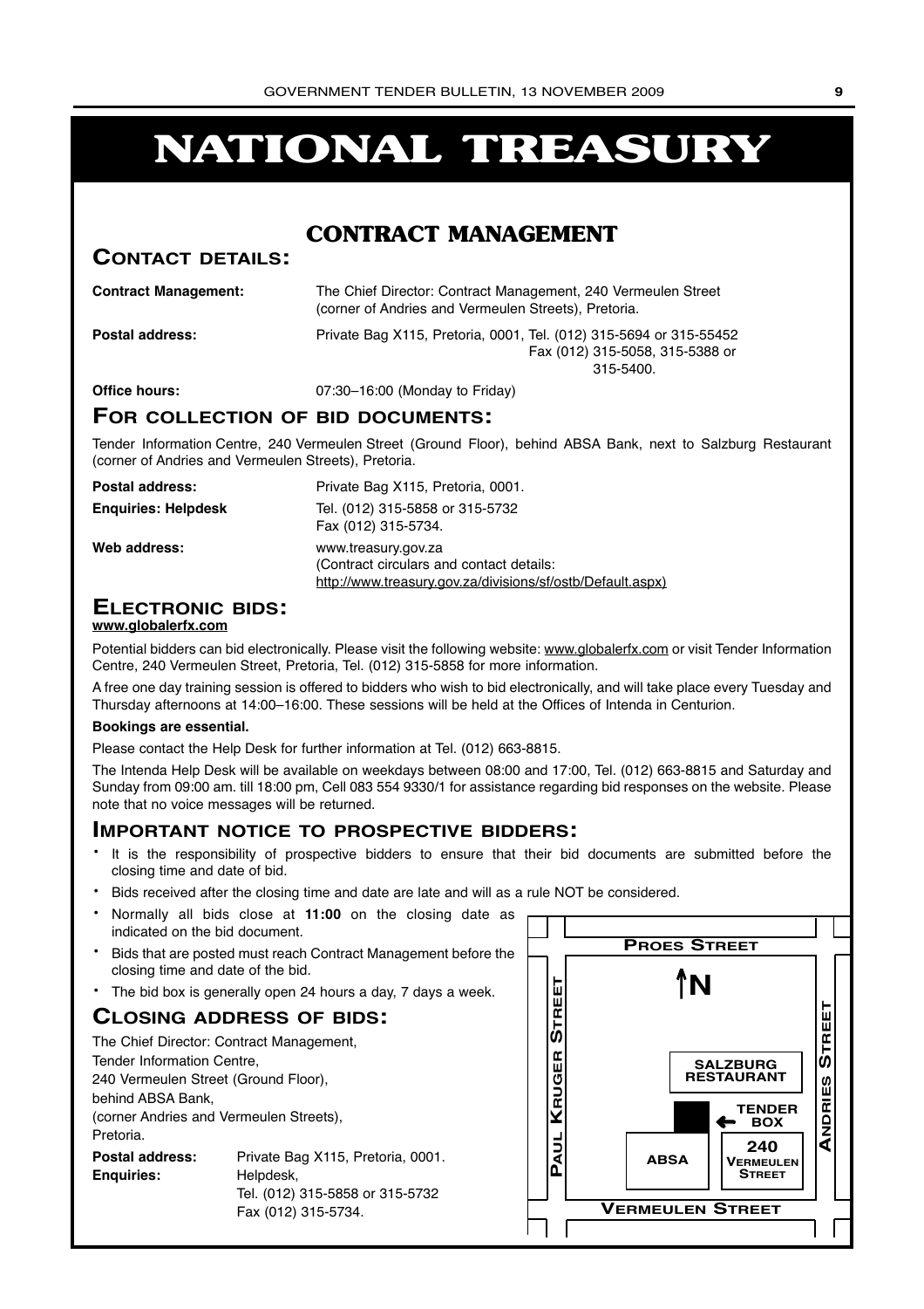# NATIONAL TREASURY

## CONTRACT MANAGEMENT

### CONTACT DETAILS:

**Contract Management:** The Chief Director: Contract Management, 240 Vermeulen Street (corner of Andries and Vermeulen Streets), Pretoria.

**Postal address:** Private Bag X115, Pretoria, 0001, Tel. (012) 315-5694 or 315-55452 Fax (012) 315-5058, 315-5388 or 315-5400.

**Office hours:** 07:30–16:00 (Monday to Friday)

### FOR COLLECTION OF BID DOCUMENTS:

Tender Information Centre, 240 Vermeulen Street (Ground Floor), behind ABSA Bank, next to Salzburg Restaurant (corner of Andries and Vermeulen Streets), Pretoria.

**Postal address:** Private Bag X115, Pretoria, 0001.

**Enquiries: Helpdesk** Tel. (012) 315-5858 or 315-5732 Fax (012) 315-5734.

**Web address:** www.treasury.gov.za (Contract circulars and contact details: http://www.treasury.gov.za/divisions/sf/ostb/Default.aspx)

### ELECTRONIC BIDS:

**www.globalerfx.com**

Potential bidders can bid electronically. Please visit the following website: www.globalerfx.com or visit Tender Information Centre, 240 Vermeulen Street, Pretoria, Tel. (012) 315-5858 for more information.

A free one day training session is offered to bidders who wish to bid electronically, and will take place every Tuesday and Thursday afternoons at 14:00–16:00. These sessions will be held at the Offices of Intenda in Centurion.

**Bookings are essential.**

Please contact the Help Desk for further information at Tel. (012) 663-8815.

The Intenda Help Desk will be available on weekdays between 08:00 and 17:00, Tel. (012) 663-8815 and Saturday and Sunday from 09:00 am. till 18:00 pm, Cell 083 554 9330/1 for assistance regarding bid responses on the website. Please note that no voice messages will be returned.

### IMPORTANT NOTICE TO PROSPECTIVE BIDDERS:

- It is the responsibility of prospective bidders to ensure that their bid documents are submitted before the closing time and date of bid.
- Bids received after the closing time and date are late and will as a rule NOT be considered.
- Normally all bids close at **11:00** on the closing date as indicated on the bid document.
- Bids that are posted must reach Contract Management before the closing time and date of the bid.
- The bid box is generally open 24 hours a day, 7 days a week.

### CLOSING ADDRESS OF BIDS:

The Chief Director: Contract Management,
Tender Information Centre,
240 Vermeulen Street (Ground Floor),
behind ABSA Bank,
(corner Andries and Vermeulen Streets),
Pretoria.

**Postal address:** Private Bag X115, Pretoria, 0001.

**Enquiries:** Helpdesk, Tel. (012) 315-5858 or 315-5732 Fax (012) 315-5734.

PROES STREET — N — PAUL KRUGER STREET — ANDRIES STREET — SALZBURG RESTAURANT — TENDER BOX — ABSA — 240 VERMEULEN STREET — VERMEULEN STREET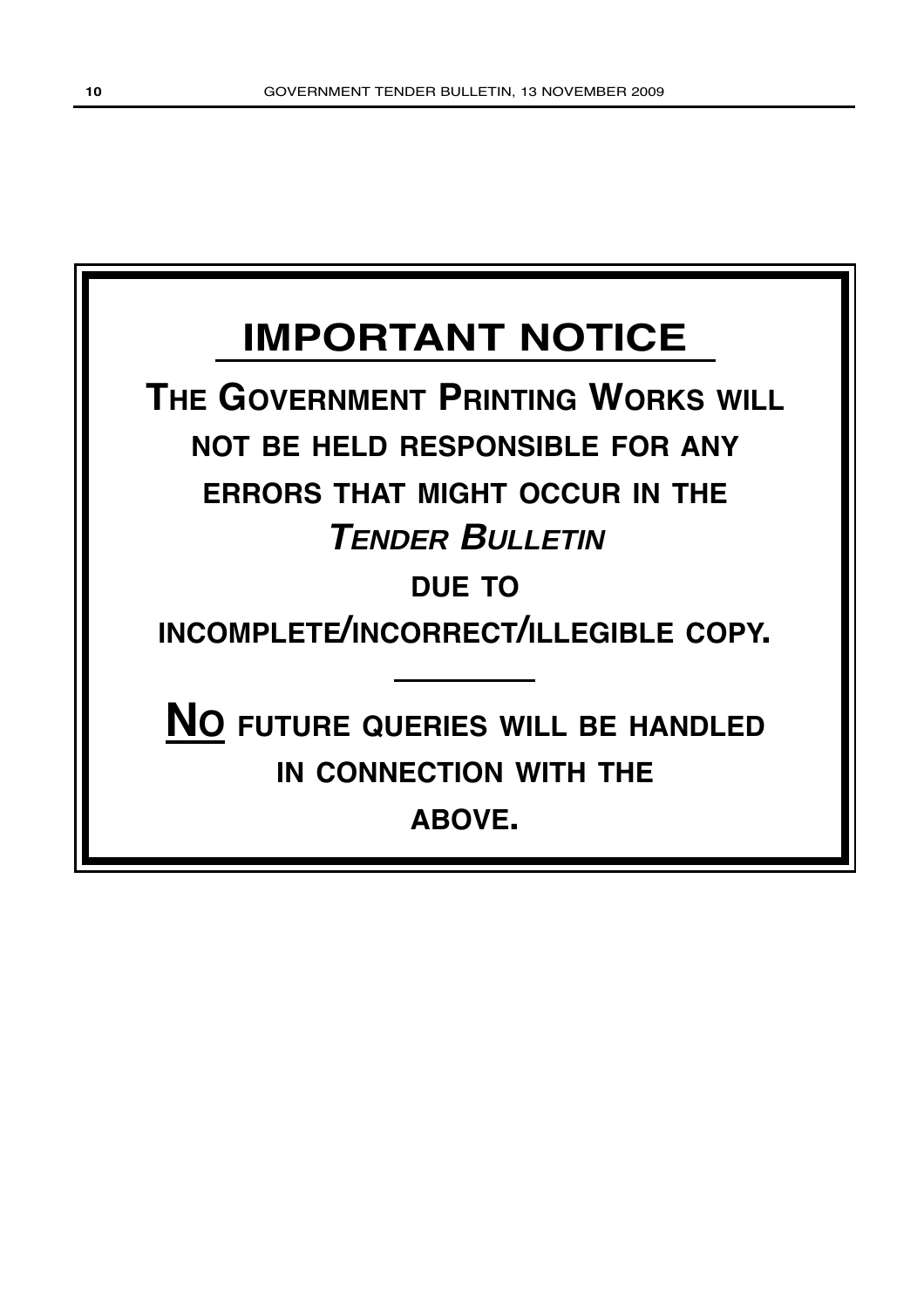# IMPORTANT NOTICE

**THE GOVERNMENT PRINTING WORKS WILL NOT BE HELD RESPONSIBLE FOR ANY ERRORS THAT MIGHT OCCUR IN THE *TENDER BULLETIN* DUE TO INCOMPLETE/INCORRECT/ILLEGIBLE COPY.**

---

**NO FUTURE QUERIES WILL BE HANDLED IN CONNECTION WITH THE ABOVE.**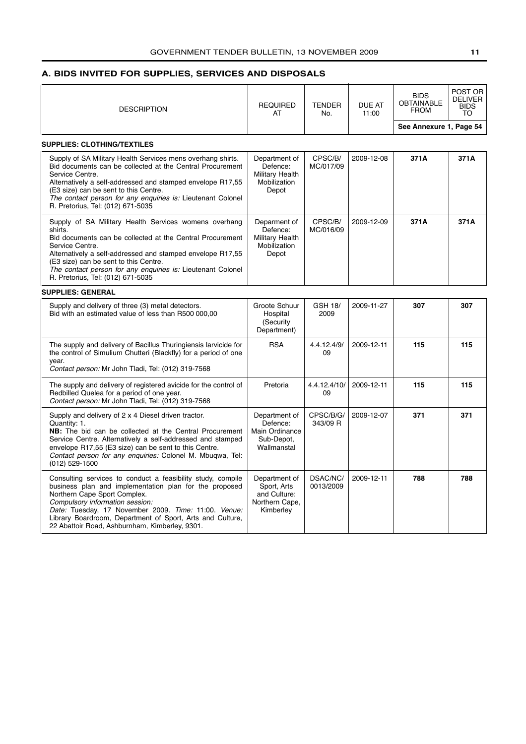## A. BIDS INVITED FOR SUPPLIES, SERVICES AND DISPOSALS

| DESCRIPTION | REQUIRED AT | TENDER No. | DUE AT 11:00 | BIDS OBTAINABLE FROM | POST OR DELIVER BIDS TO |
|---|---|---|---|---|---|
| | | | | See Annexure 1, Page 54 | |
| **SUPPLIES: CLOTHING/TEXTILES** | | | | | |
| Supply of SA Military Health Services mens overhang shirts. Bid documents can be collected at the Central Procurement Service Centre. Alternatively a self-addressed and stamped envelope R17,55 (E3 size) can be sent to this Centre. *The contact person for any enquiries is:* Lieutenant Colonel R. Pretorius, Tel: (012) 671-5035 | Department of Defence: Military Health Mobilization Depot | CPSC/B/ MC/017/09 | 2009-12-08 | **371A** | **371A** |
| Supply of SA Military Health Services womens overhang shirts. Bid documents can be collected at the Central Procurement Service Centre. Alternatively a self-addressed and stamped envelope R17,55 (E3 size) can be sent to this Centre. *The contact person for any enquiries is:* Lieutenant Colonel R. Pretorius, Tel: (012) 671-5035 | Deparment of Defence: Military Health Mobilization Depot | CPSC/B/ MC/016/09 | 2009-12-09 | **371A** | **371A** |
| **SUPPLIES: GENERAL** | | | | | |
| Supply and delivery of three (3) metal detectors. Bid with an estimated value of less than R500 000,00 | Groote Schuur Hospital (Security Department) | GSH 18/ 2009 | 2009-11-27 | **307** | **307** |
| The supply and delivery of Bacillus Thuringiensis larvicide for the control of Simulium Chutteri (Blackfly) for a period of one year. *Contact person:* Mr John Tladi, Tel: (012) 319-7568 | RSA | 4.4.12.4/9/ 09 | 2009-12-11 | **115** | **115** |
| The supply and delivery of registered avicide for the control of Redbilled Quelea for a period of one year. *Contact person:* Mr John Tladi, Tel: (012) 319-7568 | Pretoria | 4.4.12.4/10/ 09 | 2009-12-11 | **115** | **115** |
| Supply and delivery of 2 x 4 Diesel driven tractor. Quantity: 1. **NB:** The bid can be collected at the Central Procurement Service Centre. Alternatively a self-addressed and stamped envelope R17,55 (E3 size) can be sent to this Centre. *Contact person for any enquiries:* Colonel M. Mbuqwa, Tel: (012) 529-1500 | Department of Defence: Main Ordinance Sub-Depot, Wallmanstal | CPSC/B/G/ 343/09 R | 2009-12-07 | **371** | **371** |
| Consulting services to conduct a feasibility study, compile business plan and implementation plan for the proposed Northern Cape Sport Complex. *Compulsory information session:* *Date:* Tuesday, 17 November 2009. *Time:* 11:00. *Venue:* Library Boardroom, Department of Sport, Arts and Culture, 22 Abattoir Road, Ashburnham, Kimberley, 9301. | Department of Sport, Arts and Culture: Northern Cape, Kimberley | DSAC/NC/ 0013/2009 | 2009-12-11 | **788** | **788** |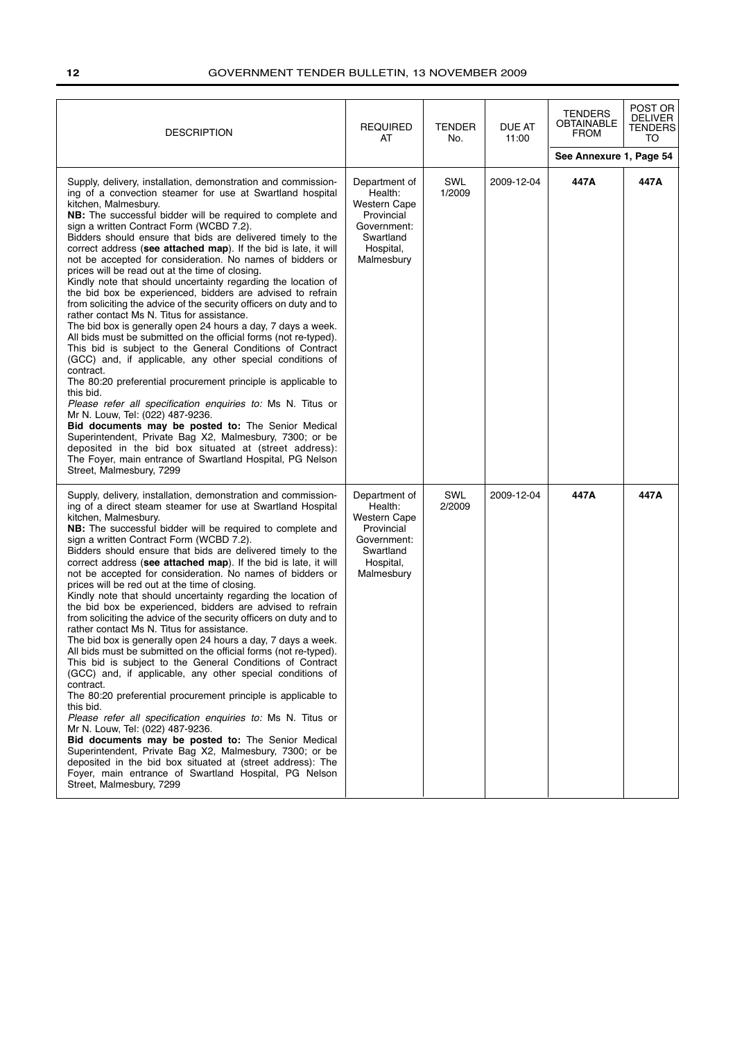| DESCRIPTION | REQUIRED AT | TENDER No. | DUE AT 11:00 | TENDERS OBTAINABLE FROM | POST OR DELIVER TENDERS TO |
|---|---|---|---|---|---|
| | | | | See Annexure 1, Page 54 | |
| Supply, delivery, installation, demonstration and commissioning of a convection steamer for use at Swartland hospital kitchen, Malmesbury.<br>**NB:** The successful bidder will be required to complete and sign a written Contract Form (WCBD 7.2).<br>Bidders should ensure that bids are delivered timely to the correct address (**see attached map**). If the bid is late, it will not be accepted for consideration. No names of bidders or prices will be read out at the time of closing.<br>Kindly note that should uncertainty regarding the location of the bid box be experienced, bidders are advised to refrain from soliciting the advice of the security officers on duty and to rather contact Ms N. Titus for assistance.<br>The bid box is generally open 24 hours a day, 7 days a week.<br>All bids must be submitted on the official forms (not re-typed).<br>This bid is subject to the General Conditions of Contract (GCC) and, if applicable, any other special conditions of contract.<br>The 80:20 preferential procurement principle is applicable to this bid.<br>*Please refer all specification enquiries to:* Ms N. Titus or Mr N. Louw, Tel: (022) 487-9236.<br>**Bid documents may be posted to:** The Senior Medical Superintendent, Private Bag X2, Malmesbury, 7300; or be deposited in the bid box situated at (street address): The Foyer, main entrance of Swartland Hospital, PG Nelson Street, Malmesbury, 7299 | Department of Health: Western Cape Provincial Government: Swartland Hospital, Malmesbury | SWL 1/2009 | 2009-12-04 | **447A** | **447A** |
| Supply, delivery, installation, demonstration and commissioning of a direct steam steamer for use at Swartland Hospital kitchen, Malmesbury.<br>**NB:** The successful bidder will be required to complete and sign a written Contract Form (WCBD 7.2).<br>Bidders should ensure that bids are delivered timely to the correct address (**see attached map**). If the bid is late, it will not be accepted for consideration. No names of bidders or prices will be red out at the time of closing.<br>Kindly note that should uncertainty regarding the location of the bid box be experienced, bidders are advised to refrain from soliciting the advice of the security officers on duty and to rather contact Ms N. Titus for assistance.<br>The bid box is generally open 24 hours a day, 7 days a week.<br>All bids must be submitted on the official forms (not re-typed).<br>This bid is subject to the General Conditions of Contract (GCC) and, if applicable, any other special conditions of contract.<br>The 80:20 preferential procurement principle is applicable to this bid.<br>*Please refer all specification enquiries to:* Ms N. Titus or Mr N. Louw, Tel: (022) 487-9236.<br>**Bid documents may be posted to:** The Senior Medical Superintendent, Private Bag X2, Malmesbury, 7300; or be deposited in the bid box situated at (street address): The Foyer, main entrance of Swartland Hospital, PG Nelson Street, Malmesbury, 7299 | Department of Health: Western Cape Provincial Government: Swartland Hospital, Malmesbury | SWL 2/2009 | 2009-12-04 | **447A** | **447A** |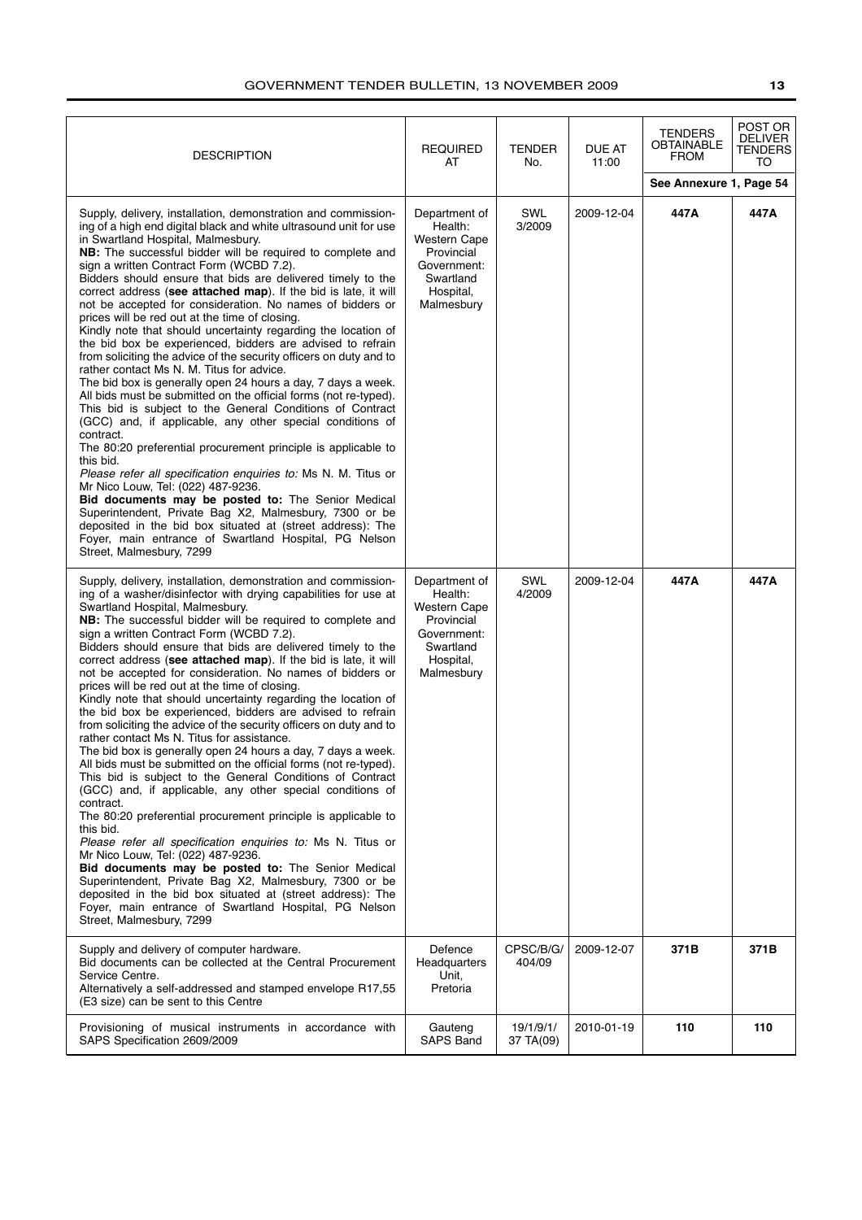| DESCRIPTION | REQUIRED AT | TENDER No. | DUE AT 11:00 | TENDERS OBTAINABLE FROM | POST OR DELIVER TENDERS TO |
|---|---|---|---|---|---|
| | | | | See Annexure 1, Page 54 | |
| Supply, delivery, installation, demonstration and commissioning of a high end digital black and white ultrasound unit for use in Swartland Hospital, Malmesbury. **NB:** The successful bidder will be required to complete and sign a written Contract Form (WCBD 7.2). Bidders should ensure that bids are delivered timely to the correct address (**see attached map**). If the bid is late, it will not be accepted for consideration. No names of bidders or prices will be red out at the time of closing. Kindly note that should uncertainty regarding the location of the bid box be experienced, bidders are advised to refrain from soliciting the advice of the security officers on duty and to rather contact Ms N. M. Titus for advice. The bid box is generally open 24 hours a day, 7 days a week. All bids must be submitted on the official forms (not re-typed). This bid is subject to the General Conditions of Contract (GCC) and, if applicable, any other special conditions of contract. The 80:20 preferential procurement principle is applicable to this bid. *Please refer all specification enquiries to:* Ms N. M. Titus or Mr Nico Louw, Tel: (022) 487-9236. **Bid documents may be posted to:** The Senior Medical Superintendent, Private Bag X2, Malmesbury, 7300 or be deposited in the bid box situated at (street address): The Foyer, main entrance of Swartland Hospital, PG Nelson Street, Malmesbury, 7299 | Department of Health: Western Cape Provincial Government: Swartland Hospital, Malmesbury | SWL 3/2009 | 2009-12-04 | **447A** | **447A** |
| Supply, delivery, installation, demonstration and commissioning of a washer/disinfector with drying capabilities for use at Swartland Hospital, Malmesbury. **NB:** The successful bidder will be required to complete and sign a written Contract Form (WCBD 7.2). Bidders should ensure that bids are delivered timely to the correct address (**see attached map**). If the bid is late, it will not be accepted for consideration. No names of bidders or prices will be red out at the time of closing. Kindly note that should uncertainty regarding the location of the bid box be experienced, bidders are advised to refrain from soliciting the advice of the security officers on duty and to rather contact Ms N. Titus for assistance. The bid box is generally open 24 hours a day, 7 days a week. All bids must be submitted on the official forms (not re-typed). This bid is subject to the General Conditions of Contract (GCC) and, if applicable, any other special conditions of contract. The 80:20 preferential procurement principle is applicable to this bid. *Please refer all specification enquiries to:* Ms N. Titus or Mr Nico Louw, Tel: (022) 487-9236. **Bid documents may be posted to:** The Senior Medical Superintendent, Private Bag X2, Malmesbury, 7300 or be deposited in the bid box situated at (street address): The Foyer, main entrance of Swartland Hospital, PG Nelson Street, Malmesbury, 7299 | Department of Health: Western Cape Provincial Government: Swartland Hospital, Malmesbury | SWL 4/2009 | 2009-12-04 | **447A** | **447A** |
| Supply and delivery of computer hardware. Bid documents can be collected at the Central Procurement Service Centre. Alternatively a self-addressed and stamped envelope R17,55 (E3 size) can be sent to this Centre | Defence Headquarters Unit, Pretoria | CPSC/B/G/ 404/09 | 2009-12-07 | **371B** | **371B** |
| Provisioning of musical instruments in accordance with SAPS Specification 2609/2009 | Gauteng SAPS Band | 19/1/9/1/ 37 TA(09) | 2010-01-19 | **110** | **110** |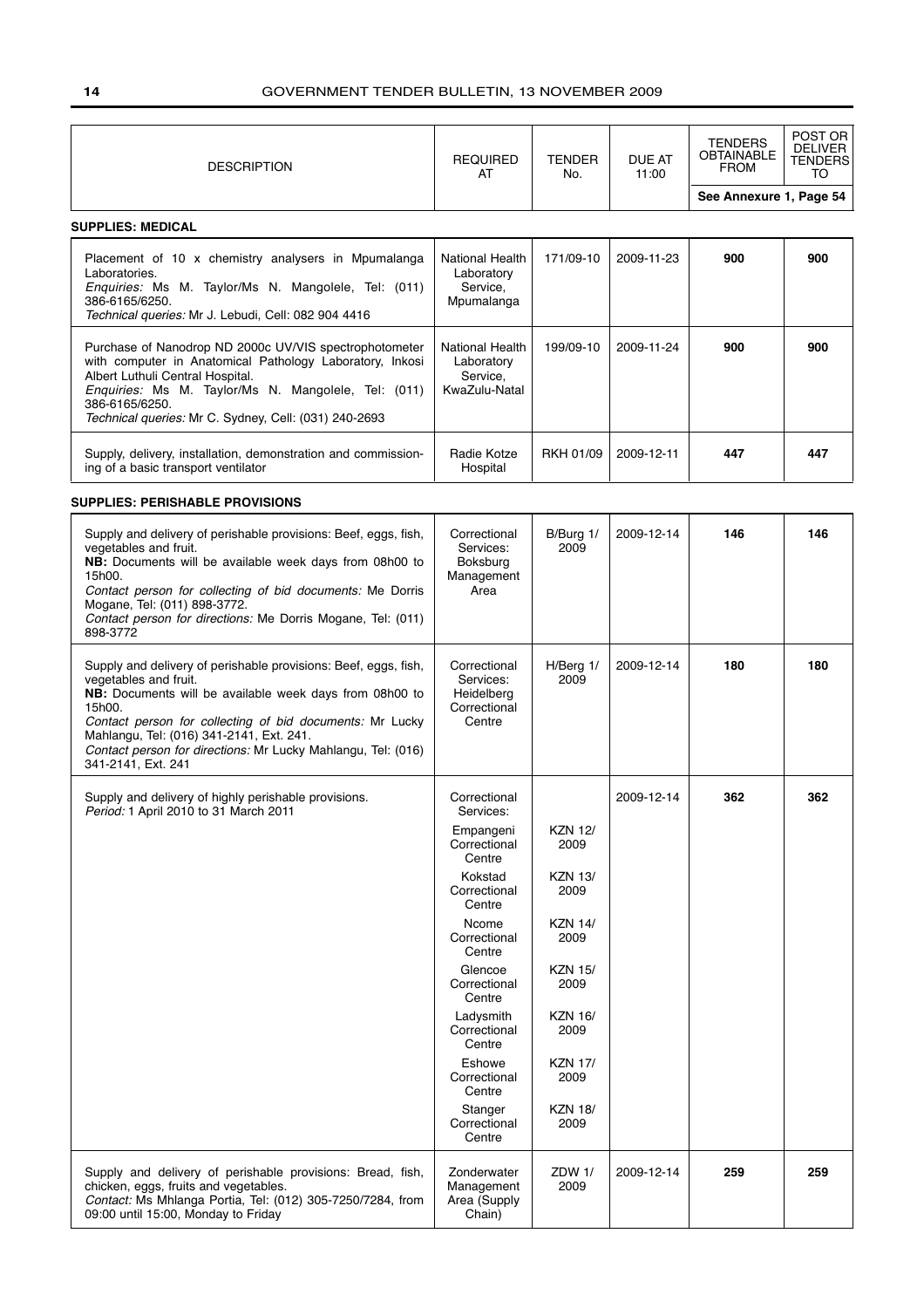| DESCRIPTION | REQUIRED AT | TENDER No. | DUE AT 11:00 | TENDERS OBTAINABLE FROM | POST OR DELIVER TENDERS TO |
|---|---|---|---|---|---|
| | | | | See Annexure 1, Page 54 | |

**SUPPLIES: MEDICAL**

| DESCRIPTION | REQUIRED AT | TENDER No. | DUE AT 11:00 | TENDERS OBTAINABLE FROM | POST OR DELIVER TENDERS TO |
|---|---|---|---|---|---|
| Placement of 10 x chemistry analysers in Mpumalanga Laboratories. *Enquiries:* Ms M. Taylor/Ms N. Mangolele, Tel: (011) 386-6165/6250. *Technical queries:* Mr J. Lebudi, Cell: 082 904 4416 | National Health Laboratory Service, Mpumalanga | 171/09-10 | 2009-11-23 | **900** | **900** |
| Purchase of Nanodrop ND 2000c UV/VIS spectrophotometer with computer in Anatomical Pathology Laboratory, Inkosi Albert Luthuli Central Hospital. *Enquiries:* Ms M. Taylor/Ms N. Mangolele, Tel: (011) 386-6165/6250. *Technical queries:* Mr C. Sydney, Cell: (031) 240-2693 | National Health Laboratory Service, KwaZulu-Natal | 199/09-10 | 2009-11-24 | **900** | **900** |
| Supply, delivery, installation, demonstration and commissioning of a basic transport ventilator | Radie Kotze Hospital | RKH 01/09 | 2009-12-11 | **447** | **447** |

**SUPPLIES: PERISHABLE PROVISIONS**

| DESCRIPTION | REQUIRED AT | TENDER No. | DUE AT 11:00 | TENDERS OBTAINABLE FROM | POST OR DELIVER TENDERS TO |
|---|---|---|---|---|---|
| Supply and delivery of perishable provisions: Beef, eggs, fish, vegetables and fruit. **NB:** Documents will be available week days from 08h00 to 15h00. *Contact person for collecting of bid documents:* Me Dorris Mogane, Tel: (011) 898-3772. *Contact person for directions:* Me Dorris Mogane, Tel: (011) 898-3772 | Correctional Services: Boksburg Management Area | B/Burg 1/ 2009 | 2009-12-14 | **146** | **146** |
| Supply and delivery of perishable provisions: Beef, eggs, fish, vegetables and fruit. **NB:** Documents will be available week days from 08h00 to 15h00. *Contact person for collecting of bid documents:* Mr Lucky Mahlangu, Tel: (016) 341-2141, Ext. 241. *Contact person for directions:* Mr Lucky Mahlangu, Tel: (016) 341-2141, Ext. 241 | Correctional Services: Heidelberg Correctional Centre | H/Berg 1/ 2009 | 2009-12-14 | **180** | **180** |
| Supply and delivery of highly perishable provisions. *Period:* 1 April 2010 to 31 March 2011 | Correctional Services: | | 2009-12-14 | **362** | **362** |
| | Empangeni Correctional Centre | KZN 12/ 2009 | | | |
| | Kokstad Correctional Centre | KZN 13/ 2009 | | | |
| | Ncome Correctional Centre | KZN 14/ 2009 | | | |
| | Glencoe Correctional Centre | KZN 15/ 2009 | | | |
| | Ladysmith Correctional Centre | KZN 16/ 2009 | | | |
| | Eshowe Correctional Centre | KZN 17/ 2009 | | | |
| | Stanger Correctional Centre | KZN 18/ 2009 | | | |
| Supply and delivery of perishable provisions: Bread, fish, chicken, eggs, fruits and vegetables. *Contact:* Ms Mhlanga Portia, Tel: (012) 305-7250/7284, from 09:00 until 15:00, Monday to Friday | Zonderwater Management Area (Supply Chain) | ZDW 1/ 2009 | 2009-12-14 | **259** | **259** |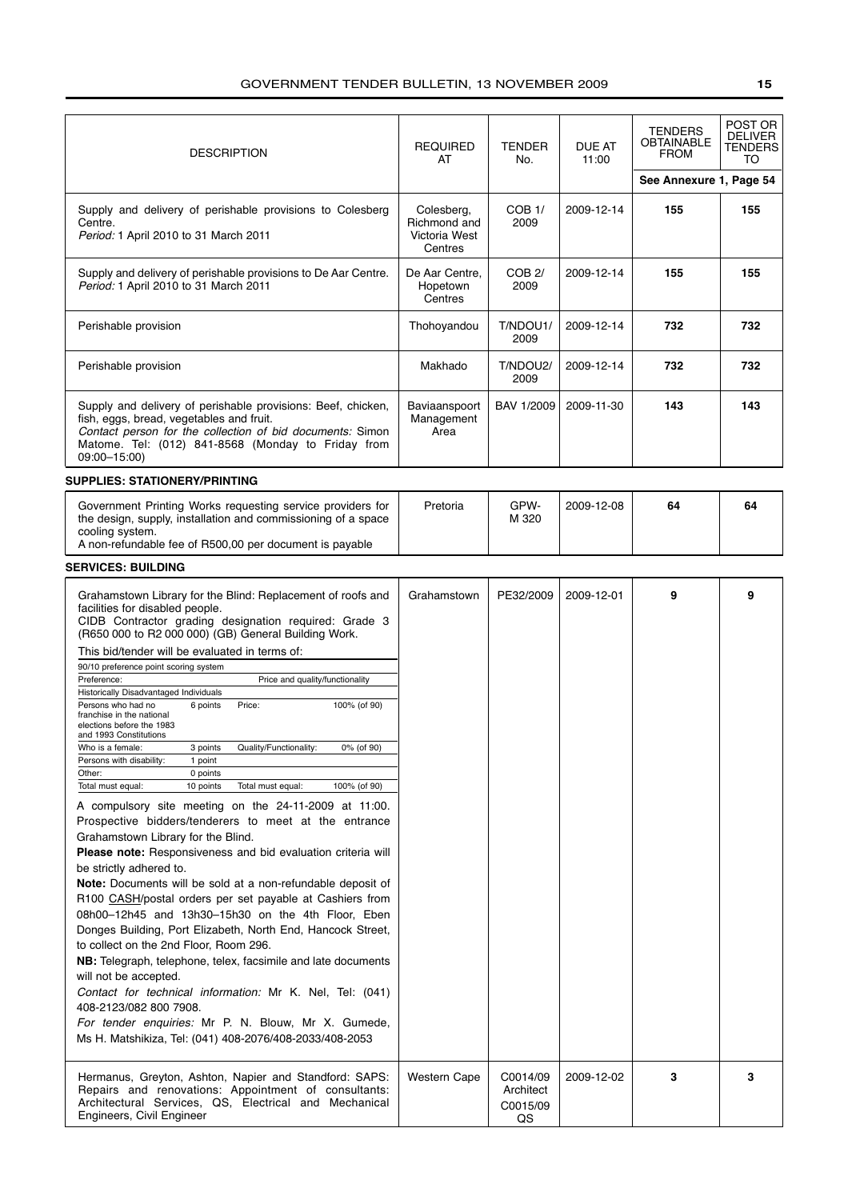| DESCRIPTION | REQUIRED AT | TENDER No. | DUE AT 11:00 | TENDERS OBTAINABLE FROM | POST OR DELIVER TENDERS TO |
|---|---|---|---|---|---|
| | | | | See Annexure 1, Page 54 | |
| Supply and delivery of perishable provisions to Colesberg Centre. *Period:* 1 April 2010 to 31 March 2011 | Colesberg, Richmond and Victoria West Centres | COB 1/ 2009 | 2009-12-14 | **155** | **155** |
| Supply and delivery of perishable provisions to De Aar Centre. *Period:* 1 April 2010 to 31 March 2011 | De Aar Centre, Hopetown Centres | COB 2/ 2009 | 2009-12-14 | **155** | **155** |
| Perishable provision | Thohoyandou | T/NDOU1/ 2009 | 2009-12-14 | **732** | **732** |
| Perishable provision | Makhado | T/NDOU2/ 2009 | 2009-12-14 | **732** | **732** |
| Supply and delivery of perishable provisions: Beef, chicken, fish, eggs, bread, vegetables and fruit. *Contact person for the collection of bid documents:* Simon Matome. Tel: (012) 841-8568 (Monday to Friday from 09:00–15:00) | Baviaanspoort Management Area | BAV 1/2009 | 2009-11-30 | **143** | **143** |

**SUPPLIES: STATIONERY/PRINTING**

| DESCRIPTION | REQUIRED AT | TENDER No. | DUE AT 11:00 | TENDERS OBTAINABLE FROM | POST OR DELIVER TENDERS TO |
|---|---|---|---|---|---|
| Government Printing Works requesting service providers for the design, supply, installation and commissioning of a space cooling system. A non-refundable fee of R500,00 per document is payable | Pretoria | GPW-M 320 | 2009-12-08 | **64** | **64** |

**SERVICES: BUILDING**

| DESCRIPTION | REQUIRED AT | TENDER No. | DUE AT 11:00 | TENDERS OBTAINABLE FROM | POST OR DELIVER TENDERS TO |
|---|---|---|---|---|---|
| Grahamstown Library for the Blind: Replacement of roofs and facilities for disabled people. CIDB Contractor grading designation required: Grade 3 (R650 000 to R2 000 000) (GB) General Building Work. This bid/tender will be evaluated in terms of: 90/10 preference point scoring system. Preference: Historically Disadvantaged Individuals — Persons who had no franchise in the national elections before the 1983 and 1993 Constitutions: 6 points; Who is a female: 3 points; Persons with disability: 1 point; Other: 0 points; Total must equal: 10 points. Price and quality/functionality — Price: 100% (of 90); Quality/Functionality: 0% (of 90); Total must equal: 100% (of 90). A compulsory site meeting on the 24-11-2009 at 11:00. Prospective bidders/tenderers to meet at the entrance Grahamstown Library for the Blind. **Please note:** Responsiveness and bid evaluation criteria will be strictly adhered to. **Note:** Documents will be sold at a non-refundable deposit of R100 CASH/postal orders per set payable at Cashiers from 08h00–12h45 and 13h30–15h30 on the 4th Floor, Eben Donges Building, Port Elizabeth, North End, Hancock Street, to collect on the 2nd Floor, Room 296. **NB:** Telegraph, telephone, telex, facsimile and late documents will not be accepted. *Contact for technical information:* Mr K. Nel, Tel: (041) 408-2123/082 800 7908. *For tender enquiries:* Mr P. N. Blouw, Mr X. Gumede, Ms H. Matshikiza, Tel: (041) 408-2076/408-2033/408-2053 | Grahamstown | PE32/2009 | 2009-12-01 | **9** | **9** |
| Hermanus, Greyton, Ashton, Napier and Standford: SAPS: Repairs and renovations: Appointment of consultants: Architectural Services, QS, Electrical and Mechanical Engineers, Civil Engineer | Western Cape | C0014/09 Architect C0015/09 QS | 2009-12-02 | **3** | **3** |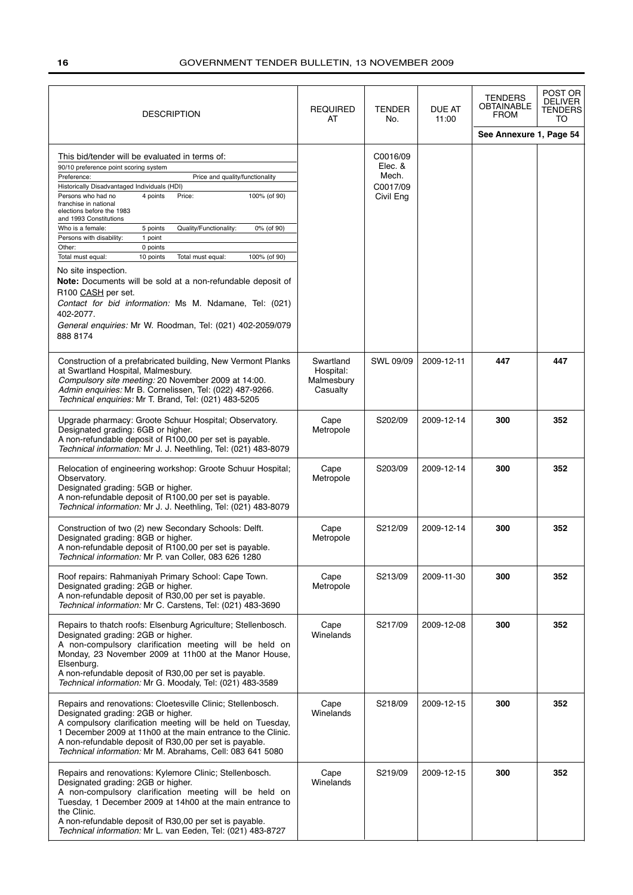| DESCRIPTION | REQUIRED AT | TENDER No. | DUE AT 11:00 | TENDERS OBTAINABLE FROM | POST OR DELIVER TENDERS TO |
|---|---|---|---|---|---|
| | | | | See Annexure 1, Page 54 | |
| This bid/tender will be evaluated in terms of:<br>90/10 preference point scoring system<br>Preference: Price and quality/functionality<br>Historically Disadvantaged Individuals (HDI)<br>Persons who had no franchise in national elections before the 1983 and 1993 Constitutions: 4 points; Price: 100% (of 90)<br>Who is a female: 5 points; Quality/Functionality: 0% (of 90)<br>Persons with disability: 1 point<br>Other: 0 points<br>Total must equal: 10 points; Total must equal: 100% (of 90)<br>No site inspection.<br>**Note:** Documents will be sold at a non-refundable deposit of R100 CASH per set.<br>*Contact for bid information:* Ms M. Ndamane, Tel: (021) 402-2077.<br>*General enquiries:* Mr W. Roodman, Tel: (021) 402-2059/079 888 8174 | | C0016/09 Elec. & Mech.<br>C0017/09 Civil Eng | | | |
| Construction of a prefabricated building, New Vermont Planks at Swartland Hospital, Malmesbury.<br>*Compulsory site meeting:* 20 November 2009 at 14:00.<br>*Admin enquiries:* Mr B. Cornelissen, Tel: (022) 487-9266.<br>*Technical enquiries:* Mr T. Brand, Tel: (021) 483-5205 | Swartland Hospital: Malmesbury Casualty | SWL 09/09 | 2009-12-11 | **447** | **447** |
| Upgrade pharmacy: Groote Schuur Hospital; Observatory.<br>Designated grading: 6GB or higher.<br>A non-refundable deposit of R100,00 per set is payable.<br>*Technical information:* Mr J. J. Neethling, Tel: (021) 483-8079 | Cape Metropole | S202/09 | 2009-12-14 | **300** | **352** |
| Relocation of engineering workshop: Groote Schuur Hospital; Observatory.<br>Designated grading: 5GB or higher.<br>A non-refundable deposit of R100,00 per set is payable.<br>*Technical information:* Mr J. J. Neethling, Tel: (021) 483-8079 | Cape Metropole | S203/09 | 2009-12-14 | **300** | **352** |
| Construction of two (2) new Secondary Schools: Delft.<br>Designated grading: 8GB or higher.<br>A non-refundable deposit of R100,00 per set is payable.<br>*Technical information:* Mr P. van Coller, 083 626 1280 | Cape Metropole | S212/09 | 2009-12-14 | **300** | **352** |
| Roof repairs: Rahmaniyah Primary School: Cape Town.<br>Designated grading: 2GB or higher.<br>A non-refundable deposit of R30,00 per set is payable.<br>*Technical information:* Mr C. Carstens, Tel: (021) 483-3690 | Cape Metropole | S213/09 | 2009-11-30 | **300** | **352** |
| Repairs to thatch roofs: Elsenburg Agriculture; Stellenbosch.<br>Designated grading: 2GB or higher.<br>A non-compulsory clarification meeting will be held on Monday, 23 November 2009 at 11h00 at the Manor House, Elsenburg.<br>A non-refundable deposit of R30,00 per set is payable.<br>*Technical information:* Mr G. Moodaly, Tel: (021) 483-3589 | Cape Winelands | S217/09 | 2009-12-08 | **300** | **352** |
| Repairs and renovations: Cloetesville Clinic; Stellenbosch.<br>Designated grading: 2GB or higher.<br>A compulsory clarification meeting will be held on Tuesday, 1 December 2009 at 11h00 at the main entrance to the Clinic.<br>A non-refundable deposit of R30,00 per set is payable.<br>*Technical information:* Mr M. Abrahams, Cell: 083 641 5080 | Cape Winelands | S218/09 | 2009-12-15 | **300** | **352** |
| Repairs and renovations: Kylemore Clinic; Stellenbosch.<br>Designated grading: 2GB or higher.<br>A non-compulsory clarification meeting will be held on Tuesday, 1 December 2009 at 14h00 at the main entrance to the Clinic.<br>A non-refundable deposit of R30,00 per set is payable.<br>*Technical information:* Mr L. van Eeden, Tel: (021) 483-8727 | Cape Winelands | S219/09 | 2009-12-15 | **300** | **352** |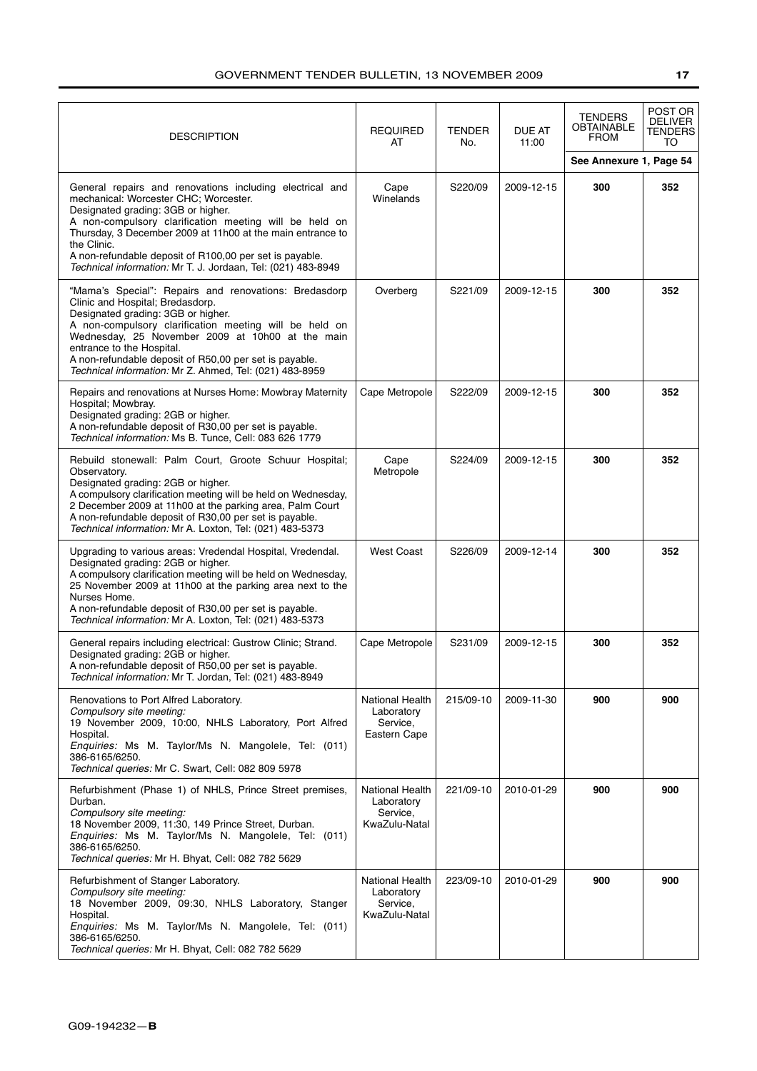| DESCRIPTION | REQUIRED AT | TENDER No. | DUE AT 11:00 | TENDERS OBTAINABLE FROM | POST OR DELIVER TENDERS TO |
|---|---|---|---|---|---|
| | | | | See Annexure 1, Page 54 | |
| General repairs and renovations including electrical and mechanical: Worcester CHC; Worcester.<br>Designated grading: 3GB or higher.<br>A non-compulsory clarification meeting will be held on Thursday, 3 December 2009 at 11h00 at the main entrance to the Clinic.<br>A non-refundable deposit of R100,00 per set is payable.<br>*Technical information:* Mr T. J. Jordaan, Tel: (021) 483-8949 | Cape Winelands | S220/09 | 2009-12-15 | **300** | **352** |
| "Mama's Special": Repairs and renovations: Bredasdorp Clinic and Hospital; Bredasdorp.<br>Designated grading: 3GB or higher.<br>A non-compulsory clarification meeting will be held on Wednesday, 25 November 2009 at 10h00 at the main entrance to the Hospital.<br>A non-refundable deposit of R50,00 per set is payable.<br>*Technical information:* Mr Z. Ahmed, Tel: (021) 483-8959 | Overberg | S221/09 | 2009-12-15 | **300** | **352** |
| Repairs and renovations at Nurses Home: Mowbray Maternity Hospital; Mowbray.<br>Designated grading: 2GB or higher.<br>A non-refundable deposit of R30,00 per set is payable.<br>*Technical information:* Ms B. Tunce, Cell: 083 626 1779 | Cape Metropole | S222/09 | 2009-12-15 | **300** | **352** |
| Rebuild stonewall: Palm Court, Groote Schuur Hospital; Observatory.<br>Designated grading: 2GB or higher.<br>A compulsory clarification meeting will be held on Wednesday, 2 December 2009 at 11h00 at the parking area, Palm Court<br>A non-refundable deposit of R30,00 per set is payable.<br>*Technical information:* Mr A. Loxton, Tel: (021) 483-5373 | Cape Metropole | S224/09 | 2009-12-15 | **300** | **352** |
| Upgrading to various areas: Vredendal Hospital, Vredendal.<br>Designated grading: 2GB or higher.<br>A compulsory clarification meeting will be held on Wednesday, 25 November 2009 at 11h00 at the parking area next to the Nurses Home.<br>A non-refundable deposit of R30,00 per set is payable.<br>*Technical information:* Mr A. Loxton, Tel: (021) 483-5373 | West Coast | S226/09 | 2009-12-14 | **300** | **352** |
| General repairs including electrical: Gustrow Clinic; Strand.<br>Designated grading: 2GB or higher.<br>A non-refundable deposit of R50,00 per set is payable.<br>*Technical information:* Mr T. Jordan, Tel: (021) 483-8949 | Cape Metropole | S231/09 | 2009-12-15 | **300** | **352** |
| Renovations to Port Alfred Laboratory.<br>*Compulsory site meeting:*<br>19 November 2009, 10:00, NHLS Laboratory, Port Alfred Hospital.<br>*Enquiries:* Ms M. Taylor/Ms N. Mangolele, Tel: (011) 386-6165/6250.<br>*Technical queries:* Mr C. Swart, Cell: 082 809 5978 | National Health Laboratory Service, Eastern Cape | 215/09-10 | 2009-11-30 | **900** | **900** |
| Refurbishment (Phase 1) of NHLS, Prince Street premises, Durban.<br>*Compulsory site meeting:*<br>18 November 2009, 11:30, 149 Prince Street, Durban.<br>*Enquiries:* Ms M. Taylor/Ms N. Mangolele, Tel: (011) 386-6165/6250.<br>*Technical queries:* Mr H. Bhyat, Cell: 082 782 5629 | National Health Laboratory Service, KwaZulu-Natal | 221/09-10 | 2010-01-29 | **900** | **900** |
| Refurbishment of Stanger Laboratory.<br>*Compulsory site meeting:*<br>18 November 2009, 09:30, NHLS Laboratory, Stanger Hospital.<br>*Enquiries:* Ms M. Taylor/Ms N. Mangolele, Tel: (011) 386-6165/6250.<br>*Technical queries:* Mr H. Bhyat, Cell: 082 782 5629 | National Health Laboratory Service, KwaZulu-Natal | 223/09-10 | 2010-01-29 | **900** | **900** |

G09-194232—**B**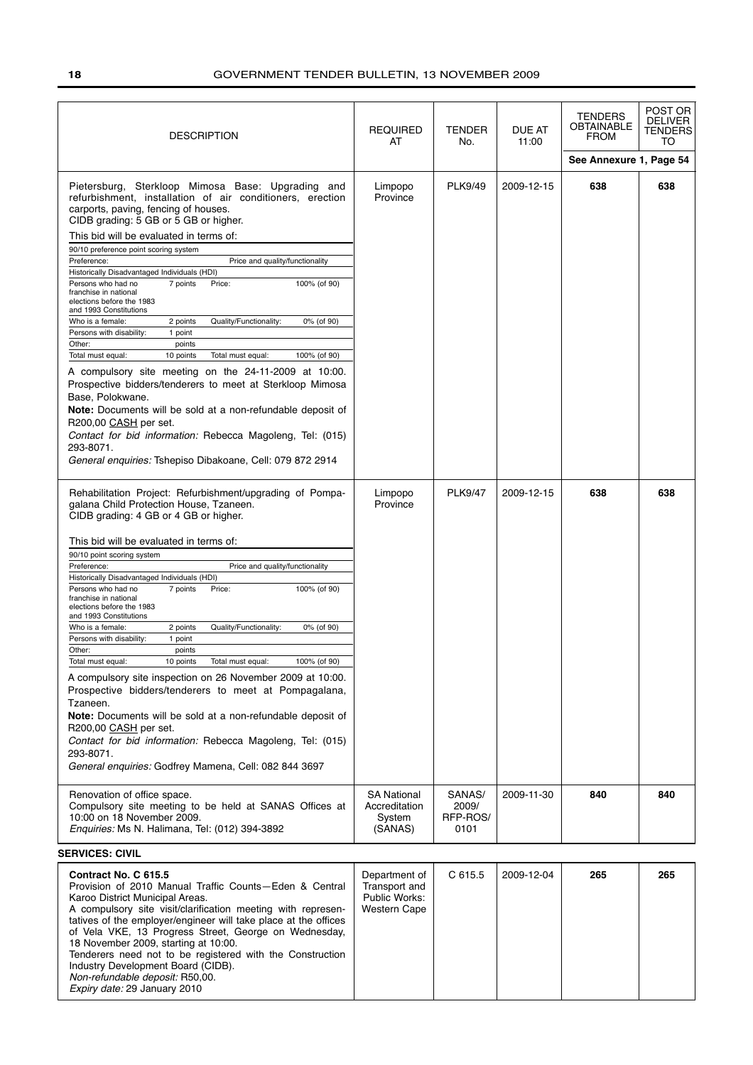| DESCRIPTION | REQUIRED AT | TENDER No. | DUE AT 11:00 | TENDERS OBTAINABLE FROM | POST OR DELIVER TENDERS TO |
|---|---|---|---|---|---|
| | | | | See Annexure 1, Page 54 | |
| Pietersburg, Sterkloop Mimosa Base: Upgrading and refurbishment, installation of air conditioners, erection carports, paving, fencing of houses.<br>CIDB grading: 5 GB or 5 GB or higher.<br>This bid will be evaluated in terms of:<br>90/10 preference point scoring system<br>Preference: / Price and quality/functionality<br>Historically Disadvantaged Individuals (HDI)<br>Persons who had no franchise in national elections before the 1983 and 1993 Constitutions: 7 points / Price: 100% (of 90)<br>Who is a female: 2 points / Quality/Functionality: 0% (of 90)<br>Persons with disability: 1 point<br>Other: points<br>Total must equal: 10 points / Total must equal: 100% (of 90)<br>A compulsory site meeting on the 24-11-2009 at 10:00. Prospective bidders/tenderers to meet at Sterkloop Mimosa Base, Polokwane.<br>**Note:** Documents will be sold at a non-refundable deposit of R200,00 CASH per set.<br>*Contact for bid information:* Rebecca Magoleng, Tel: (015) 293-8071.<br>*General enquiries:* Tshepiso Dibakoane, Cell: 079 872 2914 | Limpopo Province | PLK9/49 | 2009-12-15 | **638** | **638** |
| Rehabilitation Project: Refurbishment/upgrading of Pompagalana Child Protection House, Tzaneen.<br>CIDB grading: 4 GB or 4 GB or higher.<br>This bid will be evaluated in terms of:<br>90/10 point scoring system<br>Preference: / Price and quality/functionality<br>Historically Disadvantaged Individuals (HDI)<br>Persons who had no franchise in national elections before the 1983 and 1993 Constitutions: 7 points / Price: 100% (of 90)<br>Who is a female: 2 points / Quality/Functionality: 0% (of 90)<br>Persons with disability: 1 point<br>Other: points<br>Total must equal: 10 points / Total must equal: 100% (of 90)<br>A compulsory site inspection on 26 November 2009 at 10:00. Prospective bidders/tenderers to meet at Pompagalana, Tzaneen.<br>**Note:** Documents will be sold at a non-refundable deposit of R200,00 CASH per set.<br>*Contact for bid information:* Rebecca Magoleng, Tel: (015) 293-8071.<br>*General enquiries:* Godfrey Mamena, Cell: 082 844 3697 | Limpopo Province | PLK9/47 | 2009-12-15 | **638** | **638** |
| Renovation of office space.<br>Compulsory site meeting to be held at SANAS Offices at 10:00 on 18 November 2009.<br>*Enquiries:* Ms N. Halimana, Tel: (012) 394-3892 | SA National Accreditation System (SANAS) | SANAS/ 2009/ RFP-ROS/ 0101 | 2009-11-30 | **840** | **840** |

**SERVICES: CIVIL**

| DESCRIPTION | REQUIRED AT | TENDER No. | DUE AT 11:00 | TENDERS OBTAINABLE FROM | POST OR DELIVER TENDERS TO |
|---|---|---|---|---|---|
| **Contract No. C 615.5**<br>Provision of 2010 Manual Traffic Counts—Eden & Central Karoo District Municipal Areas.<br>A compulsory site visit/clarification meeting with representatives of the employer/engineer will take place at the offices of Vela VKE, 13 Progress Street, George on Wednesday, 18 November 2009, starting at 10:00.<br>Tenderers need not to be registered with the Construction Industry Development Board (CIDB).<br>*Non-refundable deposit:* R50,00.<br>*Expiry date:* 29 January 2010 | Department of Transport and Public Works: Western Cape | C 615.5 | 2009-12-04 | **265** | **265** |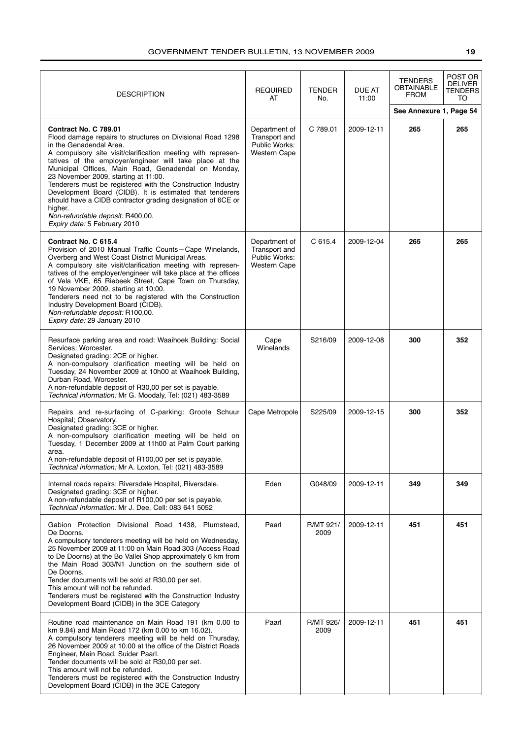| DESCRIPTION | REQUIRED AT | TENDER No. | DUE AT 11:00 | TENDERS OBTAINABLE FROM | POST OR DELIVER TENDERS TO |
|---|---|---|---|---|---|
| | | | | See Annexure 1, Page 54 | |
| **Contract No. C 789.01**<br>Flood damage repairs to structures on Divisional Road 1298 in the Genadendal Area.<br>A compulsory site visit/clarification meeting with representatives of the employer/engineer will take place at the Municipal Offices, Main Road, Genadendal on Monday, 23 November 2009, starting at 11:00.<br>Tenderers must be registered with the Construction Industry Development Board (CIDB). It is estimated that tenderers should have a CIDB contractor grading designation of 6CE or higher.<br>*Non-refundable deposit:* R400,00.<br>*Expiry date:* 5 February 2010 | Department of Transport and Public Works: Western Cape | C 789.01 | 2009-12-11 | **265** | **265** |
| **Contract No. C 615.4**<br>Provision of 2010 Manual Traffic Counts—Cape Winelands, Overberg and West Coast District Municipal Areas.<br>A compulsory site visit/clarification meeting with representatives of the employer/engineer will take place at the offices of Vela VKE, 65 Riebeek Street, Cape Town on Thursday, 19 November 2009, starting at 10:00.<br>Tenderers need not to be registered with the Construction Industry Development Board (CIDB).<br>*Non-refundable deposit:* R100,00.<br>*Expiry date:* 29 January 2010 | Department of Transport and Public Works: Western Cape | C 615.4 | 2009-12-04 | **265** | **265** |
| Resurface parking area and road: Waaihoek Building: Social Services: Worcester.<br>Designated grading: 2CE or higher.<br>A non-compulsory clarification meeting will be held on Tuesday, 24 November 2009 at 10h00 at Waaihoek Building, Durban Road, Worcester.<br>A non-refundable deposit of R30,00 per set is payable.<br>*Technical information:* Mr G. Moodaly, Tel: (021) 483-3589 | Cape Winelands | S216/09 | 2009-12-08 | **300** | **352** |
| Repairs and re-surfacing of C-parking: Groote Schuur Hospital; Observatory.<br>Designated grading: 3CE or higher.<br>A non-compulsory clarification meeting will be held on Tuesday, 1 December 2009 at 11h00 at Palm Court parking area.<br>A non-refundable deposit of R100,00 per set is payable.<br>*Technical information:* Mr A. Loxton, Tel: (021) 483-3589 | Cape Metropole | S225/09 | 2009-12-15 | **300** | **352** |
| Internal roads repairs: Riversdale Hospital, Riversdale.<br>Designated grading: 3CE or higher.<br>A non-refundable deposit of R100,00 per set is payable.<br>*Technical information:* Mr J. Dee, Cell: 083 641 5052 | Eden | G048/09 | 2009-12-11 | **349** | **349** |
| Gabion Protection Divisional Road 1438, Plumstead, De Doorns.<br>A compulsory tenderers meeting will be held on Wednesday, 25 November 2009 at 11:00 on Main Road 303 (Access Road to De Doorns) at the Bo Vallei Shop approximately 6 km from the Main Road 303/N1 Junction on the southern side of De Doorns.<br>Tender documents will be sold at R30,00 per set.<br>This amount will not be refunded.<br>Tenderers must be registered with the Construction Industry Development Board (CIDB) in the 3CE Category | Paarl | R/MT 921/2009 | 2009-12-11 | **451** | **451** |
| Routine road maintenance on Main Road 191 (km 0.00 to km 9.84) and Main Road 172 (km 0.00 to km 16.02).<br>A compulsory tenderers meeting will be held on Thursday, 26 November 2009 at 10:00 at the office of the District Roads Engineer, Main Road, Suider Paarl.<br>Tender documents will be sold at R30,00 per set.<br>This amount will not be refunded.<br>Tenderers must be registered with the Construction Industry Development Board (CIDB) in the 3CE Category | Paarl | R/MT 926/2009 | 2009-12-11 | **451** | **451** |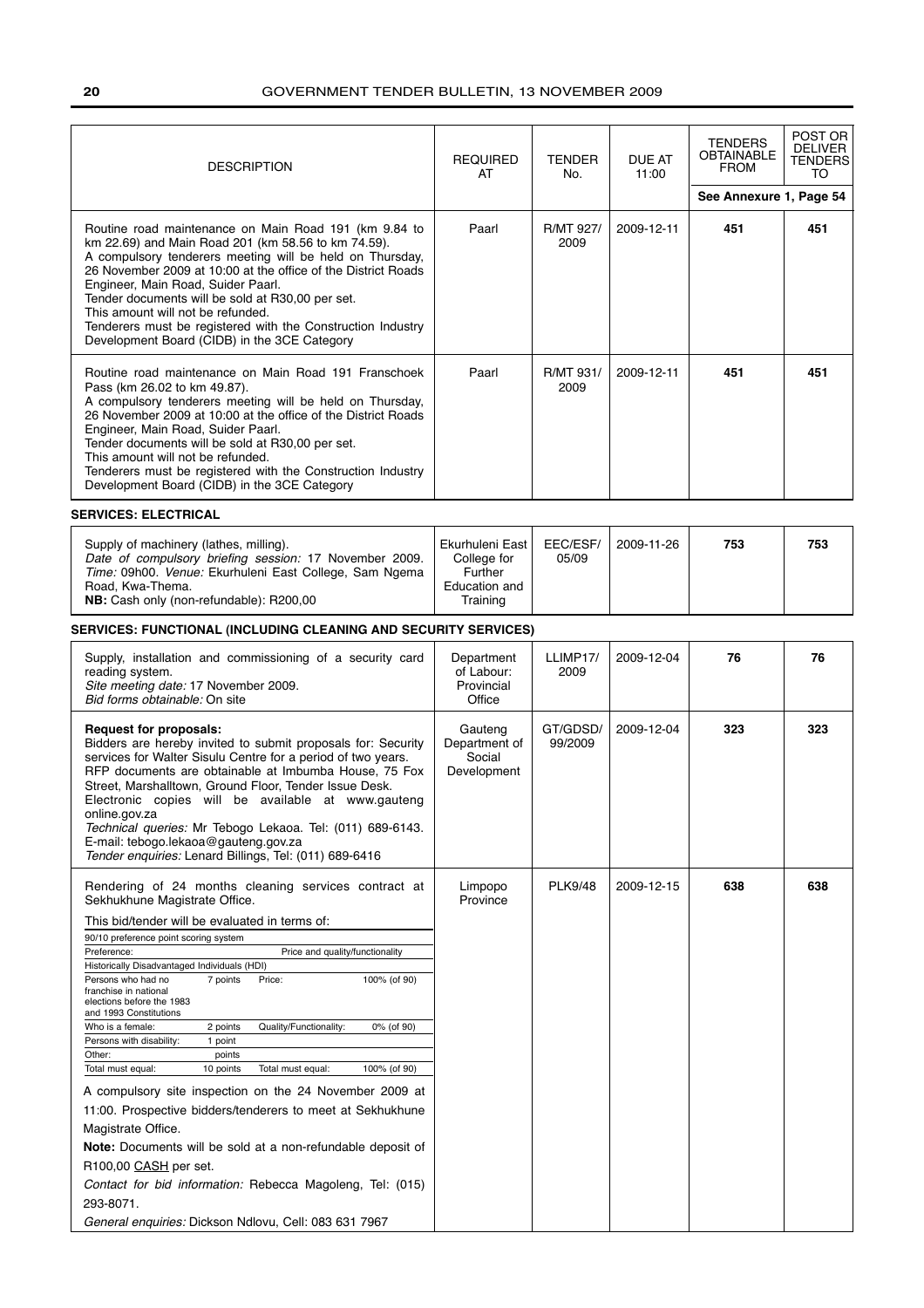| DESCRIPTION | REQUIRED AT | TENDER No. | DUE AT 11:00 | TENDERS OBTAINABLE FROM | POST OR DELIVER TENDERS TO |
|---|---|---|---|---|---|
| | | | | See Annexure 1, Page 54 | |
| Routine road maintenance on Main Road 191 (km 9.84 to km 22.69) and Main Road 201 (km 58.56 to km 74.59).<br>A compulsory tenderers meeting will be held on Thursday, 26 November 2009 at 10:00 at the office of the District Roads Engineer, Main Road, Suider Paarl.<br>Tender documents will be sold at R30,00 per set.<br>This amount will not be refunded.<br>Tenderers must be registered with the Construction Industry Development Board (CIDB) in the 3CE Category | Paarl | R/MT 927/ 2009 | 2009-12-11 | **451** | **451** |
| Routine road maintenance on Main Road 191 Franschoek Pass (km 26.02 to km 49.87).<br>A compulsory tenderers meeting will be held on Thursday, 26 November 2009 at 10:00 at the office of the District Roads Engineer, Main Road, Suider Paarl.<br>Tender documents will be sold at R30,00 per set.<br>This amount will not be refunded.<br>Tenderers must be registered with the Construction Industry Development Board (CIDB) in the 3CE Category | Paarl | R/MT 931/ 2009 | 2009-12-11 | **451** | **451** |

**SERVICES: ELECTRICAL**

| DESCRIPTION | REQUIRED AT | TENDER No. | DUE AT 11:00 | TENDERS OBTAINABLE FROM | POST OR DELIVER TENDERS TO |
|---|---|---|---|---|---|
| Supply of machinery (lathes, milling).<br>*Date of compulsory briefing session:* 17 November 2009. *Time:* 09h00. *Venue:* Ekurhuleni East College, Sam Ngema Road, Kwa-Thema.<br>**NB:** Cash only (non-refundable): R200,00 | Ekurhuleni East College for Further Education and Training | EEC/ESF/ 05/09 | 2009-11-26 | **753** | **753** |

**SERVICES: FUNCTIONAL (INCLUDING CLEANING AND SECURITY SERVICES)**

| DESCRIPTION | REQUIRED AT | TENDER No. | DUE AT 11:00 | TENDERS OBTAINABLE FROM | POST OR DELIVER TENDERS TO |
|---|---|---|---|---|---|
| Supply, installation and commissioning of a security card reading system.<br>*Site meeting date:* 17 November 2009.<br>*Bid forms obtainable:* On site | Department of Labour: Provincial Office | LLIMP17/ 2009 | 2009-12-04 | **76** | **76** |
| **Request for proposals:**<br>Bidders are hereby invited to submit proposals for: Security services for Walter Sisulu Centre for a period of two years. RFP documents are obtainable at Imbumba House, 75 Fox Street, Marshalltown, Ground Floor, Tender Issue Desk. Electronic copies will be available at www.gauteng online.gov.za<br>*Technical queries:* Mr Tebogo Lekaoa. Tel: (011) 689-6143. E-mail: tebogo.lekaoa@gauteng.gov.za<br>*Tender enquiries:* Lenard Billings, Tel: (011) 689-6416 | Gauteng Department of Social Development | GT/GDSD/ 99/2009 | 2009-12-04 | **323** | **323** |
| Rendering of 24 months cleaning services contract at Sekhukhune Magistrate Office.<br>This bid/tender will be evaluated in terms of:<br>90/10 preference point scoring system<br>Preference: Price and quality/functionality<br>Historically Disadvantaged Individuals (HDI)<br>Persons who had no franchise in national elections before the 1983 and 1993 Constitutions: 7 points — Price: 100% (of 90)<br>Who is a female: 2 points — Quality/Functionality: 0% (of 90)<br>Persons with disability: 1 point<br>Other: points<br>Total must equal: 10 points — Total must equal: 100% (of 90)<br>A compulsory site inspection on the 24 November 2009 at 11:00. Prospective bidders/tenderers to meet at Sekhukhune Magistrate Office.<br>**Note:** Documents will be sold at a non-refundable deposit of R100,00 CASH per set.<br>*Contact for bid information:* Rebecca Magoleng, Tel: (015) 293-8071.<br>*General enquiries:* Dickson Ndlovu, Cell: 083 631 7967 | Limpopo Province | PLK9/48 | 2009-12-15 | **638** | **638** |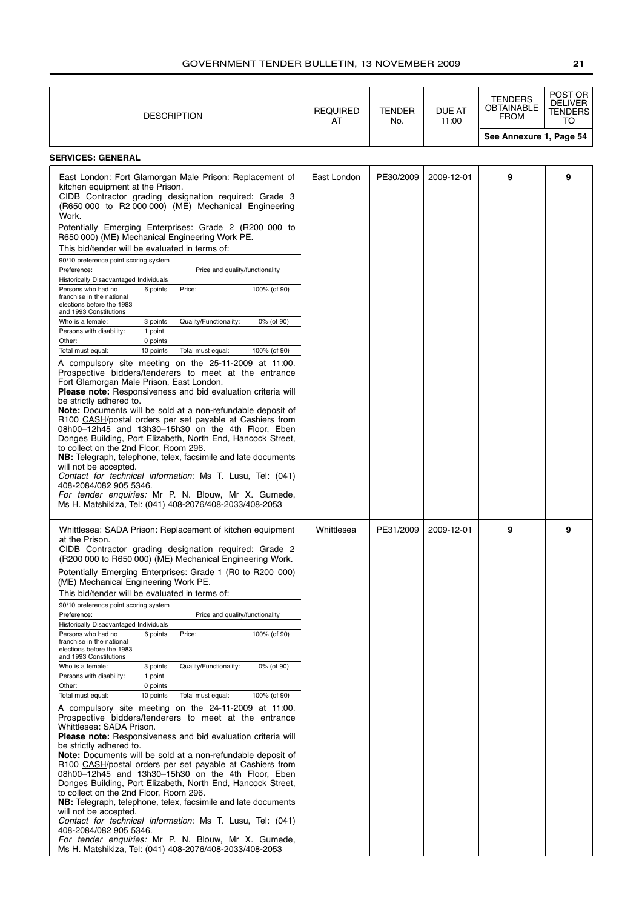| DESCRIPTION | REQUIRED AT | TENDER No. | DUE AT 11:00 | TENDERS OBTAINABLE FROM | POST OR DELIVER TENDERS TO |
|---|---|---|---|---|---|
| | | | | See Annexure 1, Page 54 | |

**SERVICES: GENERAL**

| DESCRIPTION | REQUIRED AT | TENDER No. | DUE AT 11:00 | TENDERS OBTAINABLE FROM | POST OR DELIVER TENDERS TO |
|---|---|---|---|---|---|
| East London: Fort Glamorgan Male Prison: Replacement of kitchen equipment at the Prison. | East London | PE30/2009 | 2009-12-01 | **9** | **9** |

CIDB Contractor grading designation required: Grade 3 (R650 000 to R2 000 000) (ME) Mechanical Engineering Work.

Potentially Emerging Enterprises: Grade 2 (R200 000 to R650 000) (ME) Mechanical Engineering Work PE.

This bid/tender will be evaluated in terms of:

| 90/10 preference point scoring system | | | |
|---|---|---|---|
| Preference: | | Price and quality/functionality | |
| Historically Disadvantaged Individuals | | | |
| Persons who had no franchise in the national elections before the 1983 and 1993 Constitutions | 6 points | Price: | 100% (of 90) |
| Who is a female: | 3 points | Quality/Functionality: | 0% (of 90) |
| Persons with disability: | 1 point | | |
| Other: | 0 points | | |
| Total must equal: | 10 points | Total must equal: | 100% (of 90) |

A compulsory site meeting on the 25-11-2009 at 11:00. Prospective bidders/tenderers to meet at the entrance Fort Glamorgan Male Prison, East London.

**Please note:** Responsiveness and bid evaluation criteria will be strictly adhered to.

**Note:** Documents will be sold at a non-refundable deposit of R100 CASH/postal orders per set payable at Cashiers from 08h00–12h45 and 13h30–15h30 on the 4th Floor, Eben Donges Building, Port Elizabeth, North End, Hancock Street, to collect on the 2nd Floor, Room 296.

**NB:** Telegraph, telephone, telex, facsimile and late documents will not be accepted.

*Contact for technical information:* Ms T. Lusu, Tel: (041) 408-2084/082 905 5346.

*For tender enquiries:* Mr P. N. Blouw, Mr X. Gumede, Ms H. Matshikiza, Tel: (041) 408-2076/408-2033/408-2053

| DESCRIPTION | REQUIRED AT | TENDER No. | DUE AT 11:00 | TENDERS OBTAINABLE FROM | POST OR DELIVER TENDERS TO |
|---|---|---|---|---|---|
| Whittlesea: SADA Prison: Replacement of kitchen equipment at the Prison. | Whittlesea | PE31/2009 | 2009-12-01 | **9** | **9** |

CIDB Contractor grading designation required: Grade 2 (R200 000 to R650 000) (ME) Mechanical Engineering Work.

Potentially Emerging Enterprises: Grade 1 (R0 to R200 000) (ME) Mechanical Engineering Work PE.

This bid/tender will be evaluated in terms of:

| 90/10 preference point scoring system | | | |
|---|---|---|---|
| Preference: | | Price and quality/functionality | |
| Historically Disadvantaged Individuals | | | |
| Persons who had no franchise in the national elections before the 1983 and 1993 Constitutions | 6 points | Price: | 100% (of 90) |
| Who is a female: | 3 points | Quality/Functionality: | 0% (of 90) |
| Persons with disability: | 1 point | | |
| Other: | 0 points | | |
| Total must equal: | 10 points | Total must equal: | 100% (of 90) |

A compulsory site meeting on the 24-11-2009 at 11:00. Prospective bidders/tenderers to meet at the entrance Whittlesea: SADA Prison.

**Please note:** Responsiveness and bid evaluation criteria will be strictly adhered to.

**Note:** Documents will be sold at a non-refundable deposit of R100 CASH/postal orders per set payable at Cashiers from 08h00–12h45 and 13h30–15h30 on the 4th Floor, Eben Donges Building, Port Elizabeth, North End, Hancock Street, to collect on the 2nd Floor, Room 296.

**NB:** Telegraph, telephone, telex, facsimile and late documents will not be accepted.

*Contact for technical information:* Ms T. Lusu, Tel: (041) 408-2084/082 905 5346.

*For tender enquiries:* Mr P. N. Blouw, Mr X. Gumede, Ms H. Matshikiza, Tel: (041) 408-2076/408-2033/408-2053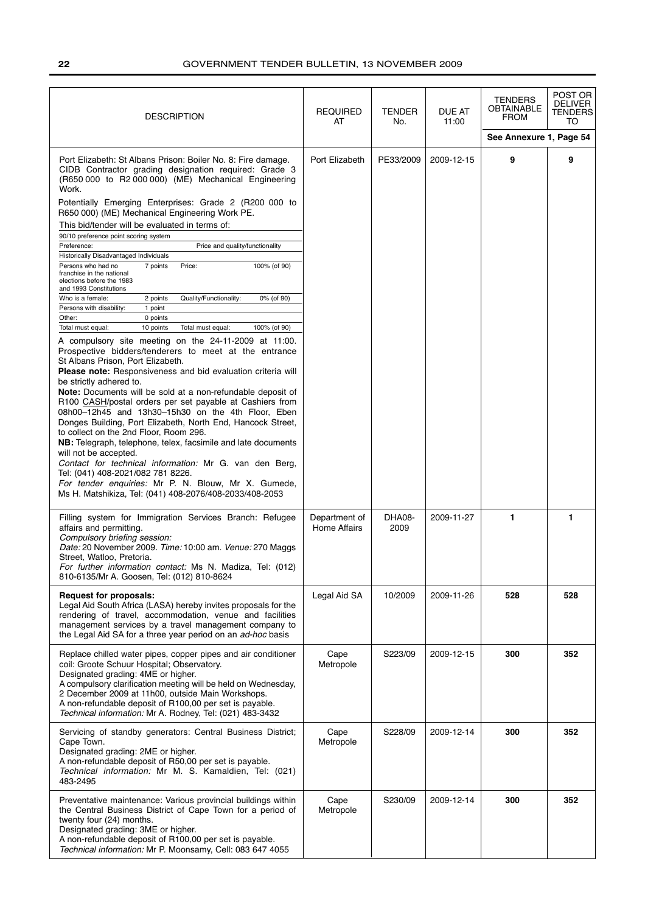| DESCRIPTION | REQUIRED AT | TENDER No. | DUE AT 11:00 | TENDERS OBTAINABLE FROM | POST OR DELIVER TENDERS TO |
|---|---|---|---|---|---|
| | | | | See Annexure 1, Page 54 | |
| Port Elizabeth: St Albans Prison: Boiler No. 8: Fire damage. CIDB Contractor grading designation required: Grade 3 (R650 000 to R2 000 000) (ME) Mechanical Engineering Work.<br><br>Potentially Emerging Enterprises: Grade 2 (R200 000 to R650 000) (ME) Mechanical Engineering Work PE.<br><br>This bid/tender will be evaluated in terms of:<br><br>90/10 preference point scoring system<br>Preference: / Price and quality/functionality<br>Historically Disadvantaged Individuals<br>Persons who had no franchise in the national elections before the 1983 and 1993 Constitutions: 7 points / Price: 100% (of 90)<br>Who is a female: 2 points / Quality/Functionality: 0% (of 90)<br>Persons with disability: 1 point<br>Other: 0 points<br>Total must equal: 10 points / Total must equal: 100% (of 90)<br><br>A compulsory site meeting on the 24-11-2009 at 11:00. Prospective bidders/tenderers to meet at the entrance St Albans Prison, Port Elizabeth.<br>**Please note:** Responsiveness and bid evaluation criteria will be strictly adhered to.<br>**Note:** Documents will be sold at a non-refundable deposit of R100 CASH/postal orders per set payable at Cashiers from 08h00–12h45 and 13h30–15h30 on the 4th Floor, Eben Donges Building, Port Elizabeth, North End, Hancock Street, to collect on the 2nd Floor, Room 296.<br>**NB:** Telegraph, telephone, telex, facsimile and late documents will not be accepted.<br>*Contact for technical information:* Mr G. van den Berg, Tel: (041) 408-2021/082 781 8226.<br>*For tender enquiries:* Mr P. N. Blouw, Mr X. Gumede, Ms H. Matshikiza, Tel: (041) 408-2076/408-2033/408-2053 | Port Elizabeth | PE33/2009 | 2009-12-15 | 9 | 9 |
| Filling system for Immigration Services Branch: Refugee affairs and permitting.<br>*Compulsory briefing session:*<br>*Date:* 20 November 2009. *Time:* 10:00 am. *Venue:* 270 Maggs Street, Watloo, Pretoria.<br>*For further information contact:* Ms N. Madiza, Tel: (012) 810-6135/Mr A. Goosen, Tel: (012) 810-8624 | Department of Home Affairs | DHA08-2009 | 2009-11-27 | 1 | 1 |
| **Request for proposals:**<br>Legal Aid South Africa (LASA) hereby invites proposals for the rendering of travel, accommodation, venue and facilities management services by a travel management company to the Legal Aid SA for a three year period on an *ad-hoc* basis | Legal Aid SA | 10/2009 | 2009-11-26 | 528 | 528 |
| Replace chilled water pipes, copper pipes and air conditioner coil: Groote Schuur Hospital; Observatory.<br>Designated grading: 4ME or higher.<br>A compulsory clarification meeting will be held on Wednesday, 2 December 2009 at 11h00, outside Main Workshops.<br>A non-refundable deposit of R100,00 per set is payable.<br>*Technical information:* Mr A. Rodney, Tel: (021) 483-3432 | Cape Metropole | S223/09 | 2009-12-15 | 300 | 352 |
| Servicing of standby generators: Central Business District; Cape Town.<br>Designated grading: 2ME or higher.<br>A non-refundable deposit of R50,00 per set is payable.<br>*Technical information:* Mr M. S. Kamaldien, Tel: (021) 483-2495 | Cape Metropole | S228/09 | 2009-12-14 | 300 | 352 |
| Preventative maintenance: Various provincial buildings within the Central Business District of Cape Town for a period of twenty four (24) months.<br>Designated grading: 3ME or higher.<br>A non-refundable deposit of R100,00 per set is payable.<br>*Technical information:* Mr P. Moonsamy, Cell: 083 647 4055 | Cape Metropole | S230/09 | 2009-12-14 | 300 | 352 |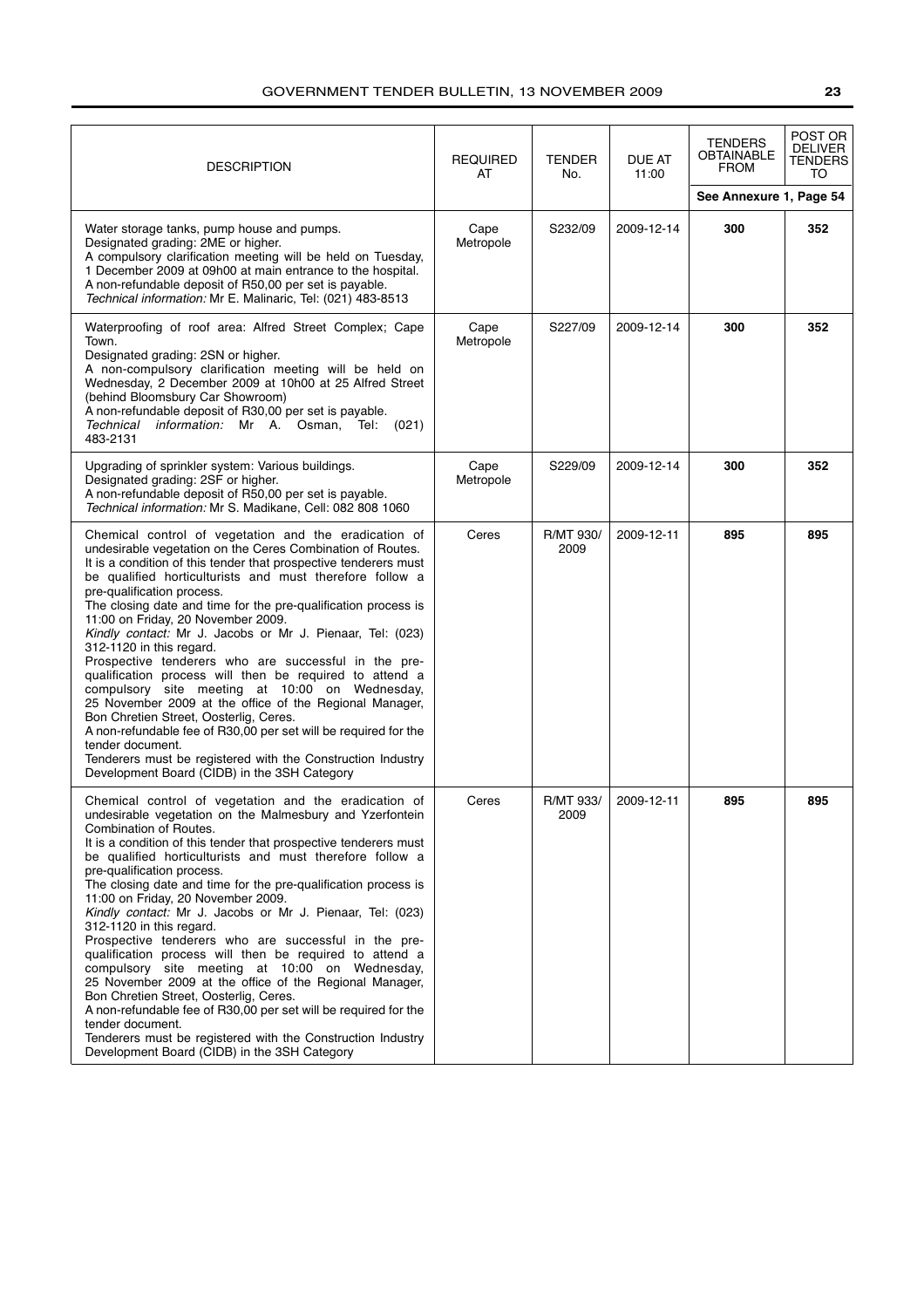| DESCRIPTION | REQUIRED AT | TENDER No. | DUE AT 11:00 | TENDERS OBTAINABLE FROM | POST OR DELIVER TENDERS TO |
|---|---|---|---|---|---|
| | | | | See Annexure 1, Page 54 | |
| Water storage tanks, pump house and pumps.<br>Designated grading: 2ME or higher.<br>A compulsory clarification meeting will be held on Tuesday, 1 December 2009 at 09h00 at main entrance to the hospital.<br>A non-refundable deposit of R50,00 per set is payable.<br>*Technical information:* Mr E. Malinaric, Tel: (021) 483-8513 | Cape Metropole | S232/09 | 2009-12-14 | **300** | **352** |
| Waterproofing of roof area: Alfred Street Complex; Cape Town.<br>Designated grading: 2SN or higher.<br>A non-compulsory clarification meeting will be held on Wednesday, 2 December 2009 at 10h00 at 25 Alfred Street (behind Bloomsbury Car Showroom)<br>A non-refundable deposit of R30,00 per set is payable.<br>*Technical information:* Mr A. Osman, Tel: (021) 483-2131 | Cape Metropole | S227/09 | 2009-12-14 | **300** | **352** |
| Upgrading of sprinkler system: Various buildings.<br>Designated grading: 2SF or higher.<br>A non-refundable deposit of R50,00 per set is payable.<br>*Technical information:* Mr S. Madikane, Cell: 082 808 1060 | Cape Metropole | S229/09 | 2009-12-14 | **300** | **352** |
| Chemical control of vegetation and the eradication of undesirable vegetation on the Ceres Combination of Routes.<br>It is a condition of this tender that prospective tenderers must be qualified horticulturists and must therefore follow a pre-qualification process.<br>The closing date and time for the pre-qualification process is 11:00 on Friday, 20 November 2009.<br>*Kindly contact:* Mr J. Jacobs or Mr J. Pienaar, Tel: (023) 312-1120 in this regard.<br>Prospective tenderers who are successful in the pre-qualification process will then be required to attend a compulsory site meeting at 10:00 on Wednesday, 25 November 2009 at the office of the Regional Manager, Bon Chretien Street, Oosterlig, Ceres.<br>A non-refundable fee of R30,00 per set will be required for the tender document.<br>Tenderers must be registered with the Construction Industry Development Board (CIDB) in the 3SH Category | Ceres | R/MT 930/ 2009 | 2009-12-11 | **895** | **895** |
| Chemical control of vegetation and the eradication of undesirable vegetation on the Malmesbury and Yzerfontein Combination of Routes.<br>It is a condition of this tender that prospective tenderers must be qualified horticulturists and must therefore follow a pre-qualification process.<br>The closing date and time for the pre-qualification process is 11:00 on Friday, 20 November 2009.<br>*Kindly contact:* Mr J. Jacobs or Mr J. Pienaar, Tel: (023) 312-1120 in this regard.<br>Prospective tenderers who are successful in the pre-qualification process will then be required to attend a compulsory site meeting at 10:00 on Wednesday, 25 November 2009 at the office of the Regional Manager, Bon Chretien Street, Oosterlig, Ceres.<br>A non-refundable fee of R30,00 per set will be required for the tender document.<br>Tenderers must be registered with the Construction Industry Development Board (CIDB) in the 3SH Category | Ceres | R/MT 933/ 2009 | 2009-12-11 | **895** | **895** |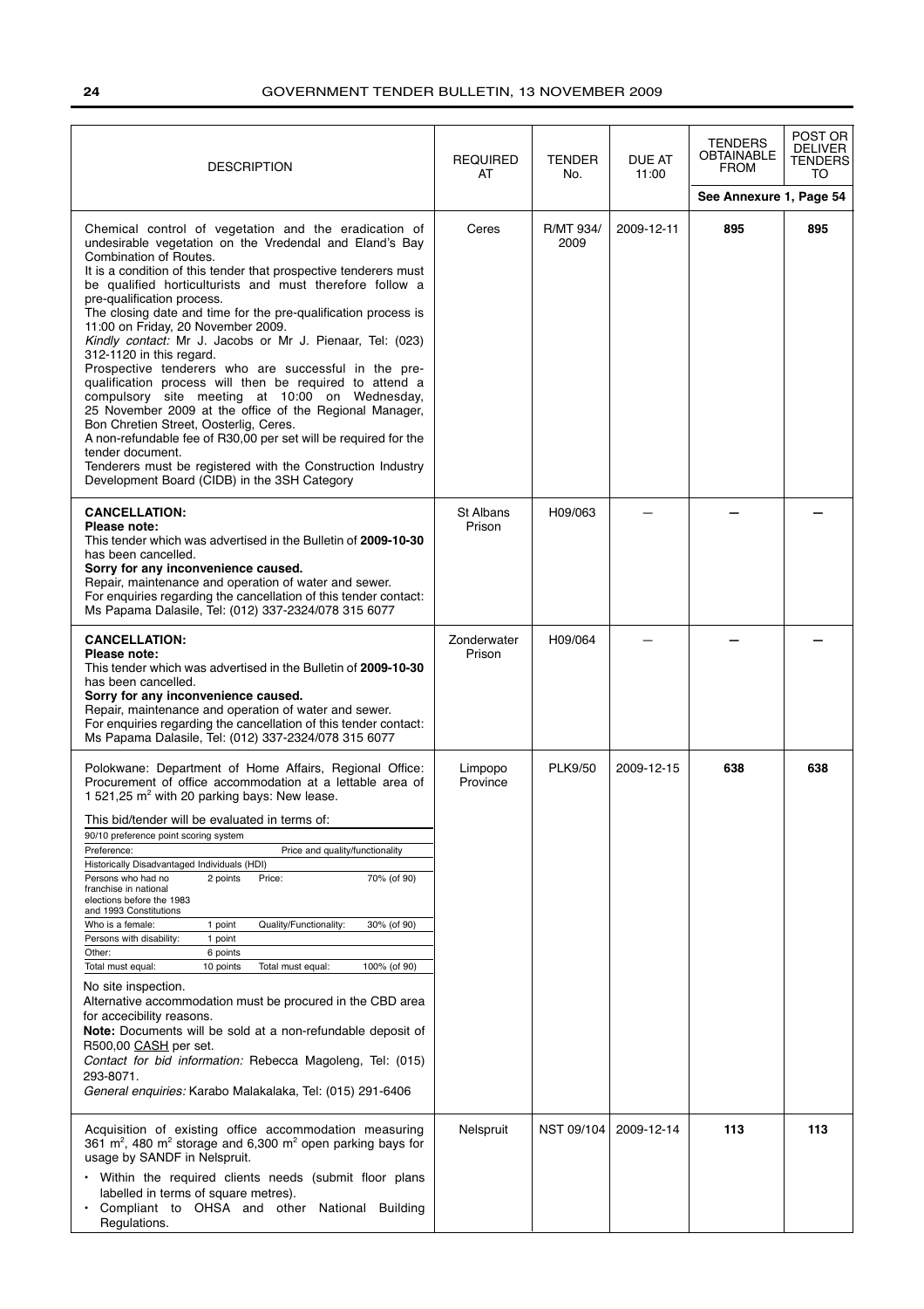| DESCRIPTION | REQUIRED AT | TENDER No. | DUE AT 11:00 | TENDERS OBTAINABLE FROM | POST OR DELIVER TENDERS TO |
|---|---|---|---|---|---|
| | | | | See Annexure 1, Page 54 | |
| Chemical control of vegetation and the eradication of undesirable vegetation on the Vredendal and Eland's Bay Combination of Routes.<br>It is a condition of this tender that prospective tenderers must be qualified horticulturists and must therefore follow a pre-qualification process.<br>The closing date and time for the pre-qualification process is 11:00 on Friday, 20 November 2009.<br>*Kindly contact:* Mr J. Jacobs or Mr J. Pienaar, Tel: (023) 312-1120 in this regard.<br>Prospective tenderers who are successful in the pre-qualification process will then be required to attend a compulsory site meeting at 10:00 on Wednesday, 25 November 2009 at the office of the Regional Manager, Bon Chretien Street, Oosterlig, Ceres.<br>A non-refundable fee of R30,00 per set will be required for the tender document.<br>Tenderers must be registered with the Construction Industry Development Board (CIDB) in the 3SH Category | Ceres | R/MT 934/ 2009 | 2009-12-11 | **895** | **895** |
| **CANCELLATION:**<br>**Please note:**<br>This tender which was advertised in the Bulletin of **2009-10-30** has been cancelled.<br>**Sorry for any inconvenience caused.**<br>Repair, maintenance and operation of water and sewer.<br>For enquiries regarding the cancellation of this tender contact: Ms Papama Dalasile, Tel: (012) 337-2324/078 315 6077 | St Albans Prison | H09/063 | — | **—** | **—** |
| **CANCELLATION:**<br>**Please note:**<br>This tender which was advertised in the Bulletin of **2009-10-30** has been cancelled.<br>**Sorry for any inconvenience caused.**<br>Repair, maintenance and operation of water and sewer.<br>For enquiries regarding the cancellation of this tender contact: Ms Papama Dalasile, Tel: (012) 337-2324/078 315 6077 | Zonderwater Prison | H09/064 | — | **—** | **—** |
| Polokwane: Department of Home Affairs, Regional Office: Procurement of office accommodation at a lettable area of 1 521,25 m$^2$ with 20 parking bays: New lease.<br>This bid/tender will be evaluated in terms of:<br>90/10 preference point scoring system<br>Preference: / Price and quality/functionality<br>Historically Disadvantaged Individuals (HDI)<br>Persons who had no franchise in national elections before the 1983 and 1993 Constitutions: 2 points — Price: 70% (of 90)<br>Who is a female: 1 point — Quality/Functionality: 30% (of 90)<br>Persons with disability: 1 point<br>Other: 6 points<br>Total must equal: 10 points — Total must equal: 100% (of 90)<br>No site inspection.<br>Alternative accommodation must be procured in the CBD area for accecibility reasons.<br>**Note:** Documents will be sold at a non-refundable deposit of R500,00 CASH per set.<br>*Contact for bid information:* Rebecca Magoleng, Tel: (015) 293-8071.<br>*General enquiries:* Karabo Malakalaka, Tel: (015) 291-6406 | Limpopo Province | PLK9/50 | 2009-12-15 | **638** | **638** |
| Acquisition of existing office accommodation measuring 361 m$^2$, 480 m$^2$ storage and 6,300 m$^2$ open parking bays for usage by SANDF in Nelspruit.<br>• Within the required clients needs (submit floor plans labelled in terms of square metres).<br>• Compliant to OHSA and other National Building Regulations. | Nelspruit | NST 09/104 | 2009-12-14 | **113** | **113** |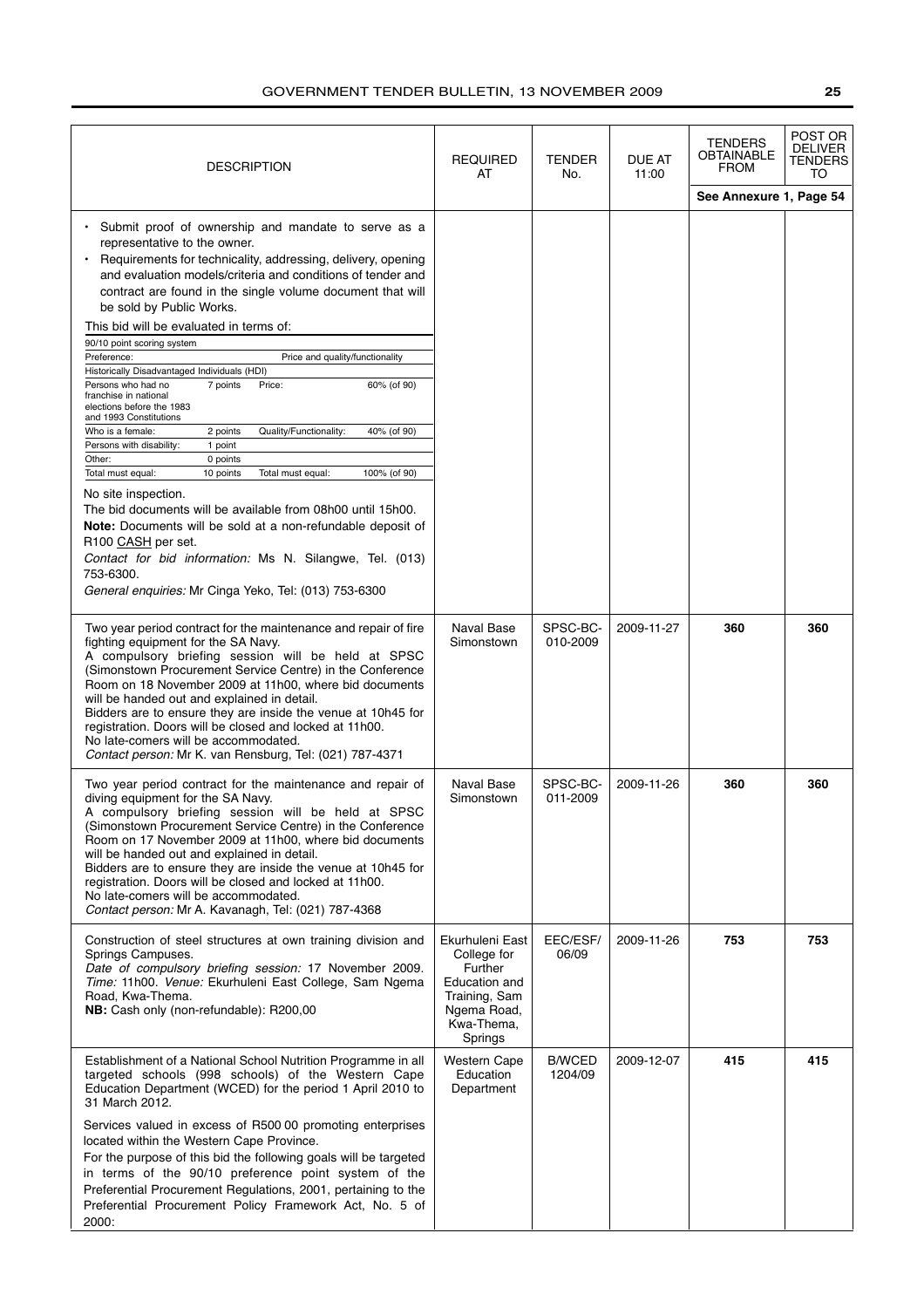| DESCRIPTION | REQUIRED AT | TENDER No. | DUE AT 11:00 | TENDERS OBTAINABLE FROM | POST OR DELIVER TENDERS TO |
|---|---|---|---|---|---|
| | | | | See Annexure 1, Page 54 | |
| • Submit proof of ownership and mandate to serve as a representative to the owner.<br>• Requirements for technicality, addressing, delivery, opening and evaluation models/criteria and conditions of tender and contract are found in the single volume document that will be sold by Public Works.<br>This bid will be evaluated in terms of:<br>90/10 point scoring system<br>Preference: / Price and quality/functionality<br>Historically Disadvantaged Individuals (HDI)<br>Persons who had no franchise in national elections before the 1983 and 1993 Constitutions: 7 points / Price: 60% (of 90)<br>Who is a female: 2 points / Quality/Functionality: 40% (of 90)<br>Persons with disability: 1 point<br>Other: 0 points<br>Total must equal: 10 points / Total must equal: 100% (of 90)<br>No site inspection.<br>The bid documents will be available from 08h00 until 15h00.<br>**Note:** Documents will be sold at a non-refundable deposit of R100 CASH per set.<br>*Contact for bid information:* Ms N. Silangwe, Tel. (013) 753-6300.<br>*General enquiries:* Mr Cinga Yeko, Tel: (013) 753-6300 | | | | | |
| Two year period contract for the maintenance and repair of fire fighting equipment for the SA Navy.<br>A compulsory briefing session will be held at SPSC (Simonstown Procurement Service Centre) in the Conference Room on 18 November 2009 at 11h00, where bid documents will be handed out and explained in detail.<br>Bidders are to ensure they are inside the venue at 10h45 for registration. Doors will be closed and locked at 11h00.<br>No late-comers will be accommodated.<br>*Contact person:* Mr K. van Rensburg, Tel: (021) 787-4371 | Naval Base Simonstown | SPSC-BC-010-2009 | 2009-11-27 | **360** | **360** |
| Two year period contract for the maintenance and repair of diving equipment for the SA Navy.<br>A compulsory briefing session will be held at SPSC (Simonstown Procurement Service Centre) in the Conference Room on 17 November 2009 at 11h00, where bid documents will be handed out and explained in detail.<br>Bidders are to ensure they are inside the venue at 10h45 for registration. Doors will be closed and locked at 11h00.<br>No late-comers will be accommodated.<br>*Contact person:* Mr A. Kavanagh, Tel: (021) 787-4368 | Naval Base Simonstown | SPSC-BC-011-2009 | 2009-11-26 | **360** | **360** |
| Construction of steel structures at own training division and Springs Campuses.<br>*Date of compulsory briefing session:* 17 November 2009. *Time:* 11h00. *Venue:* Ekurhuleni East College, Sam Ngema Road, Kwa-Thema.<br>**NB:** Cash only (non-refundable): R200,00 | Ekurhuleni East College for Further Education and Training, Sam Ngema Road, Kwa-Thema, Springs | EEC/ESF/06/09 | 2009-11-26 | **753** | **753** |
| Establishment of a National School Nutrition Programme in all targeted schools (998 schools) of the Western Cape Education Department (WCED) for the period 1 April 2010 to 31 March 2012.<br>Services valued in excess of R500 00 promoting enterprises located within the Western Cape Province.<br>For the purpose of this bid the following goals will be targeted in terms of the 90/10 preference point system of the Preferential Procurement Regulations, 2001, pertaining to the Preferential Procurement Policy Framework Act, No. 5 of 2000: | Western Cape Education Department | B/WCED 1204/09 | 2009-12-07 | **415** | **415** |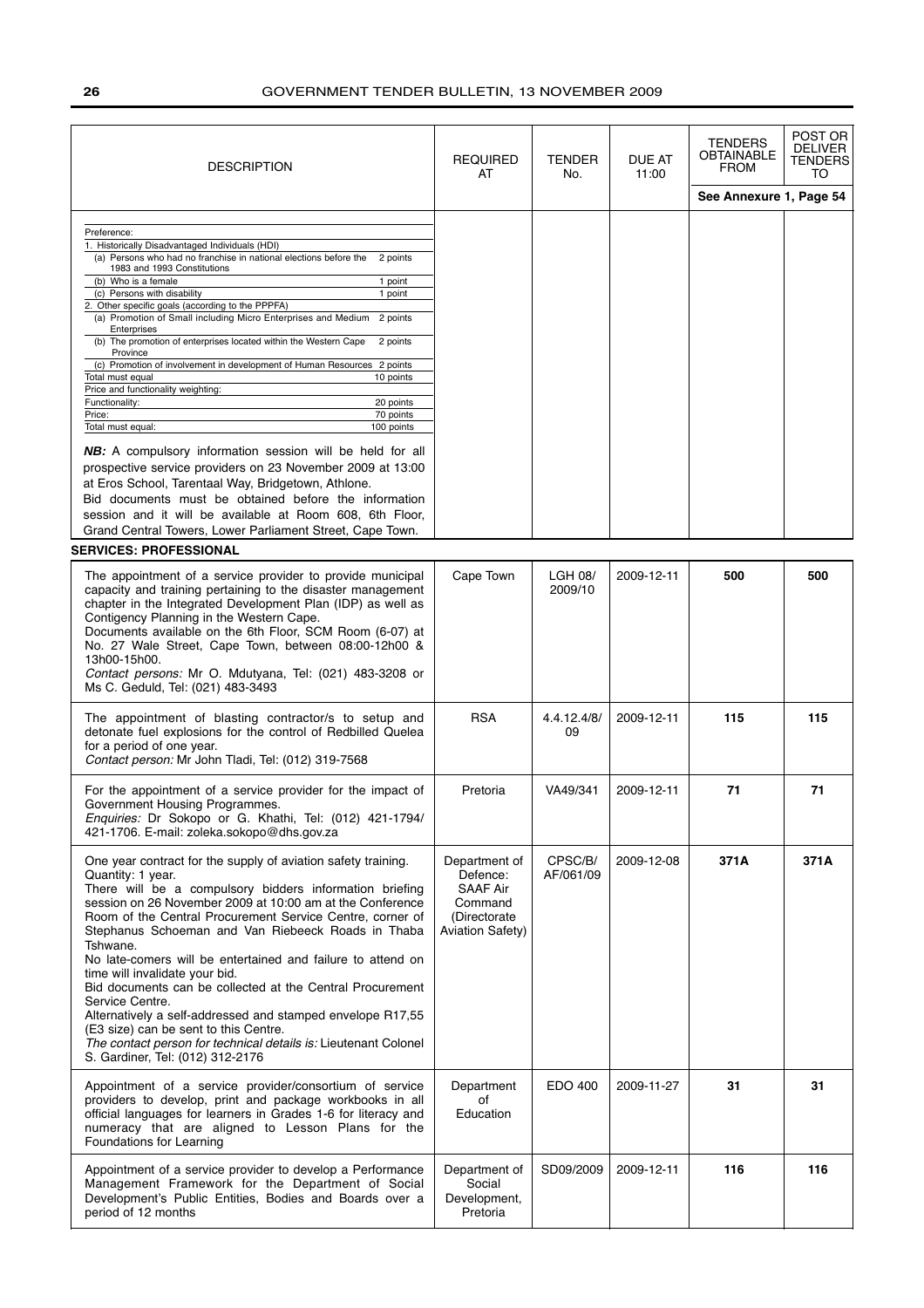| DESCRIPTION | REQUIRED AT | TENDER No. | DUE AT 11:00 | TENDERS OBTAINABLE FROM | POST OR DELIVER TENDERS TO |
|---|---|---|---|---|---|
| | | | | See Annexure 1, Page 54 | |
| Preference:<br>1. Historically Disadvantaged Individuals (HDI)<br>(a) Persons who had no franchise in national elections before the 1983 and 1993 Constitutions — 2 points<br>(b) Who is a female — 1 point<br>(c) Persons with disability — 1 point<br>2. Other specific goals (according to the PPPFA)<br>(a) Promotion of Small including Micro Enterprises and Medium Enterprises — 2 points<br>(b) The promotion of enterprises located within the Western Cape Province — 2 points<br>(c) Promotion of involvement in development of Human Resources — 2 points<br>Total must equal — 10 points<br>Price and functionality weighting:<br>Functionality: — 20 points<br>Price: — 70 points<br>Total must equal: — 100 points<br><br>***NB:*** A compulsory information session will be held for all prospective service providers on 23 November 2009 at 13:00 at Eros School, Tarentaal Way, Bridgetown, Athlone.<br>Bid documents must be obtained before the information session and it will be available at Room 608, 6th Floor, Grand Central Towers, Lower Parliament Street, Cape Town. | | | | | |

**SERVICES: PROFESSIONAL**

| DESCRIPTION | REQUIRED AT | TENDER No. | DUE AT 11:00 | TENDERS OBTAINABLE FROM | POST OR DELIVER TENDERS TO |
|---|---|---|---|---|---|
| The appointment of a service provider to provide municipal capacity and training pertaining to the disaster management chapter in the Integrated Development Plan (IDP) as well as Contigency Planning in the Western Cape.<br>Documents available on the 6th Floor, SCM Room (6-07) at No. 27 Wale Street, Cape Town, between 08:00-12h00 & 13h00-15h00.<br>*Contact persons:* Mr O. Mdutyana, Tel: (021) 483-3208 or Ms C. Geduld, Tel: (021) 483-3493 | Cape Town | LGH 08/ 2009/10 | 2009-12-11 | **500** | **500** |
| The appointment of blasting contractor/s to setup and detonate fuel explosions for the control of Redbilled Quelea for a period of one year.<br>*Contact person:* Mr John Tladi, Tel: (012) 319-7568 | RSA | 4.4.12.4/8/ 09 | 2009-12-11 | **115** | **115** |
| For the appointment of a service provider for the impact of Government Housing Programmes.<br>*Enquiries:* Dr Sokopo or G. Khathi, Tel: (012) 421-1794/ 421-1706. E-mail: zoleka.sokopo@dhs.gov.za | Pretoria | VA49/341 | 2009-12-11 | **71** | **71** |
| One year contract for the supply of aviation safety training.<br>Quantity: 1 year.<br>There will be a compulsory bidders information briefing session on 26 November 2009 at 10:00 am at the Conference Room of the Central Procurement Service Centre, corner of Stephanus Schoeman and Van Riebeeck Roads in Thaba Tshwane.<br>No late-comers will be entertained and failure to attend on time will invalidate your bid.<br>Bid documents can be collected at the Central Procurement Service Centre.<br>Alternatively a self-addressed and stamped envelope R17,55 (E3 size) can be sent to this Centre.<br>*The contact person for technical details is:* Lieutenant Colonel S. Gardiner, Tel: (012) 312-2176 | Department of Defence: SAAF Air Command (Directorate Aviation Safety) | CPSC/B/ AF/061/09 | 2009-12-08 | **371A** | **371A** |
| Appointment of a service provider/consortium of service providers to develop, print and package workbooks in all official languages for learners in Grades 1-6 for literacy and numeracy that are aligned to Lesson Plans for the Foundations for Learning | Department of Education | EDO 400 | 2009-11-27 | **31** | **31** |
| Appointment of a service provider to develop a Performance Management Framework for the Department of Social Development's Public Entities, Bodies and Boards over a period of 12 months | Department of Social Development, Pretoria | SD09/2009 | 2009-12-11 | **116** | **116** |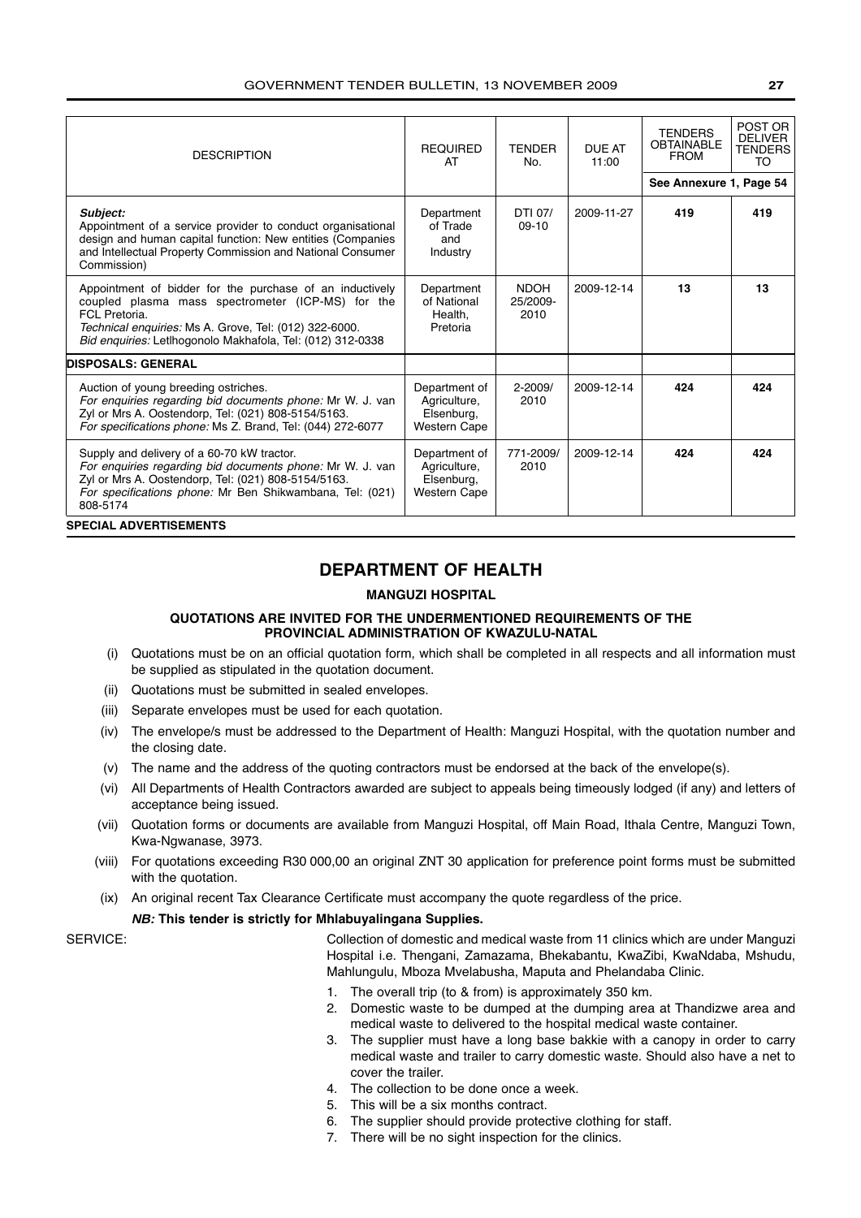| DESCRIPTION | REQUIRED AT | TENDER No. | DUE AT 11:00 | TENDERS OBTAINABLE FROM | POST OR DELIVER TENDERS TO |
|---|---|---|---|---|---|
| | | | | See Annexure 1, Page 54 | |
| ***Subject:*** Appointment of a service provider to conduct organisational design and human capital function: New entities (Companies and Intellectual Property Commission and National Consumer Commission) | Department of Trade and Industry | DTI 07/ 09-10 | 2009-11-27 | **419** | **419** |
| Appointment of bidder for the purchase of an inductively coupled plasma mass spectrometer (ICP-MS) for the FCL Pretoria. *Technical enquiries:* Ms A. Grove, Tel: (012) 322-6000. *Bid enquiries:* Letlhogonolo Makhafola, Tel: (012) 312-0338 | Department of National Health, Pretoria | NDOH 25/2009-2010 | 2009-12-14 | **13** | **13** |
| **DISPOSALS: GENERAL** | | | | | |
| Auction of young breeding ostriches. *For enquiries regarding bid documents phone:* Mr W. J. van Zyl or Mrs A. Oostendorp, Tel: (021) 808-5154/5163. *For specifications phone:* Ms Z. Brand, Tel: (044) 272-6077 | Department of Agriculture, Elsenburg, Western Cape | 2-2009/ 2010 | 2009-12-14 | **424** | **424** |
| Supply and delivery of a 60-70 kW tractor. *For enquiries regarding bid documents phone:* Mr W. J. van Zyl or Mrs A. Oostendorp, Tel: (021) 808-5154/5163. *For specifications phone:* Mr Ben Shikwambana, Tel: (021) 808-5174 | Department of Agriculture, Elsenburg, Western Cape | 771-2009/ 2010 | 2009-12-14 | **424** | **424** |

**SPECIAL ADVERTISEMENTS**

# DEPARTMENT OF HEALTH

## MANGUZI HOSPITAL

### QUOTATIONS ARE INVITED FOR THE UNDERMENTIONED REQUIREMENTS OF THE PROVINCIAL ADMINISTRATION OF KWAZULU-NATAL

(i) Quotations must be on an official quotation form, which shall be completed in all respects and all information must be supplied as stipulated in the quotation document.

(ii) Quotations must be submitted in sealed envelopes.

(iii) Separate envelopes must be used for each quotation.

(iv) The envelope/s must be addressed to the Department of Health: Manguzi Hospital, with the quotation number and the closing date.

(v) The name and the address of the quoting contractors must be endorsed at the back of the envelope(s).

(vi) All Departments of Health Contractors awarded are subject to appeals being timeously lodged (if any) and letters of acceptance being issued.

(vii) Quotation forms or documents are available from Manguzi Hospital, off Main Road, Ithala Centre, Manguzi Town, Kwa-Ngwanase, 3973.

(viii) For quotations exceeding R30 000,00 an original ZNT 30 application for preference point forms must be submitted with the quotation.

(ix) An original recent Tax Clearance Certificate must accompany the quote regardless of the price.

***NB:* This tender is strictly for Mhlabuyalingana Supplies.**

SERVICE: Collection of domestic and medical waste from 11 clinics which are under Manguzi Hospital i.e. Thengani, Zamazama, Bhekabantu, KwaZibi, KwaNdaba, Mshudu, Mahlungulu, Mboza Mvelabusha, Maputa and Phelandaba Clinic.

1. The overall trip (to & from) is approximately 350 km.
2. Domestic waste to be dumped at the dumping area at Thandizwe area and medical waste to delivered to the hospital medical waste container.
3. The supplier must have a long base bakkie with a canopy in order to carry medical waste and trailer to carry domestic waste. Should also have a net to cover the trailer.
4. The collection to be done once a week.
5. This will be a six months contract.
6. The supplier should provide protective clothing for staff.
7. There will be no sight inspection for the clinics.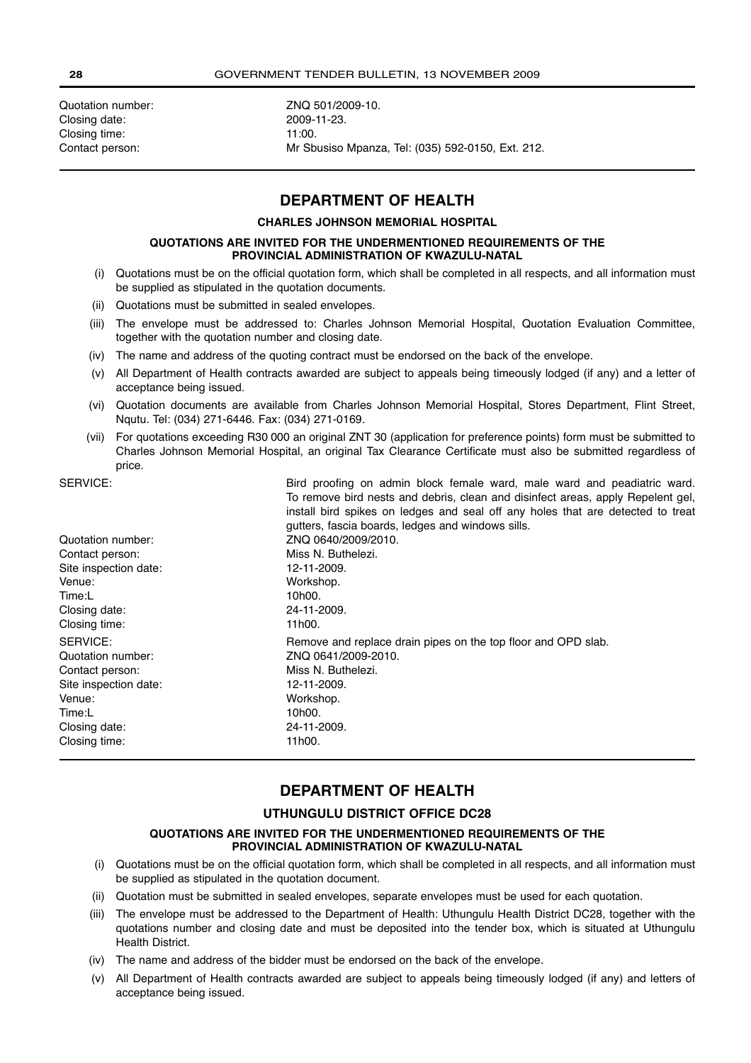Quotation number: ZNQ 501/2009-10.
Closing date: 2009-11-23.
Closing time: 11:00.
Contact person: Mr Sbusiso Mpanza, Tel: (035) 592-0150, Ext. 212.

---

## DEPARTMENT OF HEALTH

### CHARLES JOHNSON MEMORIAL HOSPITAL

**QUOTATIONS ARE INVITED FOR THE UNDERMENTIONED REQUIREMENTS OF THE PROVINCIAL ADMINISTRATION OF KWAZULU-NATAL**

(i) Quotations must be on the official quotation form, which shall be completed in all respects, and all information must be supplied as stipulated in the quotation documents.

(ii) Quotations must be submitted in sealed envelopes.

(iii) The envelope must be addressed to: Charles Johnson Memorial Hospital, Quotation Evaluation Committee, together with the quotation number and closing date.

(iv) The name and address of the quoting contract must be endorsed on the back of the envelope.

(v) All Department of Health contracts awarded are subject to appeals being timeously lodged (if any) and a letter of acceptance being issued.

(vi) Quotation documents are available from Charles Johnson Memorial Hospital, Stores Department, Flint Street, Nqutu. Tel: (034) 271-6446. Fax: (034) 271-0169.

(vii) For quotations exceeding R30 000 an original ZNT 30 (application for preference points) form must be submitted to Charles Johnson Memorial Hospital, an original Tax Clearance Certificate must also be submitted regardless of price.

SERVICE: Bird proofing on admin block female ward, male ward and peadiatric ward. To remove bird nests and debris, clean and disinfect areas, apply Repelent gel, install bird spikes on ledges and seal off any holes that are detected to treat gutters, fascia boards, ledges and windows sills.
Quotation number: ZNQ 0640/2009/2010.
Contact person: Miss N. Buthelezi.
Site inspection date: 12-11-2009.
Venue: Workshop.
Time:L 10h00.
Closing date: 24-11-2009.
Closing time: 11h00.

SERVICE: Remove and replace drain pipes on the top floor and OPD slab.
Quotation number: ZNQ 0641/2009-2010.
Contact person: Miss N. Buthelezi.
Site inspection date: 12-11-2009.
Venue: Workshop.
Time:L 10h00.
Closing date: 24-11-2009.
Closing time: 11h00.

---

## DEPARTMENT OF HEALTH

### UTHUNGULU DISTRICT OFFICE DC28

**QUOTATIONS ARE INVITED FOR THE UNDERMENTIONED REQUIREMENTS OF THE PROVINCIAL ADMINISTRATION OF KWAZULU-NATAL**

(i) Quotations must be on the official quotation form, which shall be completed in all respects, and all information must be supplied as stipulated in the quotation document.

(ii) Quotation must be submitted in sealed envelopes, separate envelopes must be used for each quotation.

(iii) The envelope must be addressed to the Department of Health: Uthungulu Health District DC28, together with the quotations number and closing date and must be deposited into the tender box, which is situated at Uthungulu Health District.

(iv) The name and address of the bidder must be endorsed on the back of the envelope.

(v) All Department of Health contracts awarded are subject to appeals being timeously lodged (if any) and letters of acceptance being issued.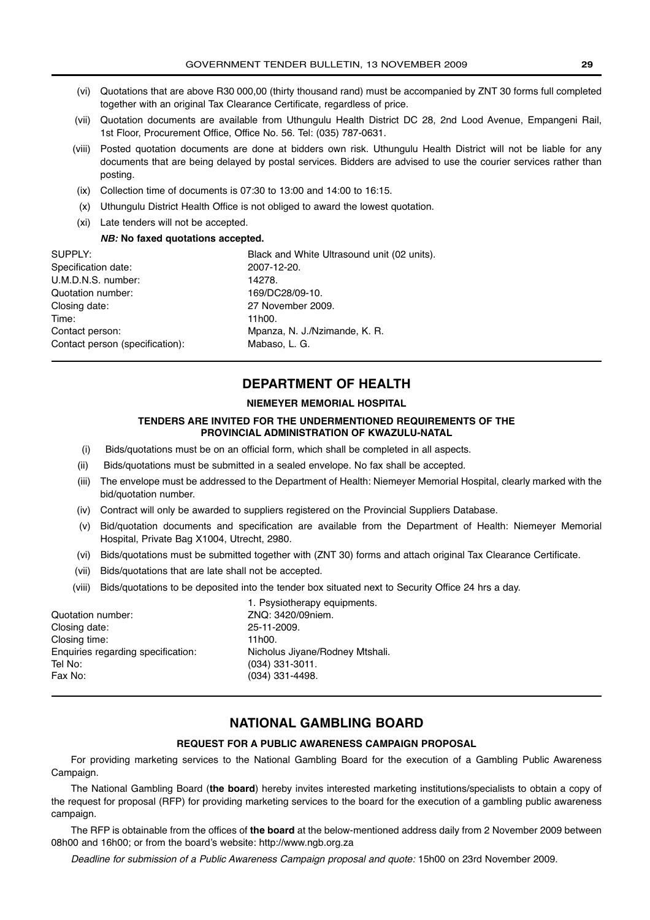(vi) Quotations that are above R30 000,00 (thirty thousand rand) must be accompanied by ZNT 30 forms full completed together with an original Tax Clearance Certificate, regardless of price.

(vii) Quotation documents are available from Uthungulu Health District DC 28, 2nd Lood Avenue, Empangeni Rail, 1st Floor, Procurement Office, Office No. 56. Tel: (035) 787-0631.

(viii) Posted quotation documents are done at bidders own risk. Uthungulu Health District will not be liable for any documents that are being delayed by postal services. Bidders are advised to use the courier services rather than posting.

(ix) Collection time of documents is 07:30 to 13:00 and 14:00 to 16:15.

(x) Uthungulu District Health Office is not obliged to award the lowest quotation.

(xi) Late tenders will not be accepted.

***NB:* No faxed quotations accepted.**

| | |
|---|---|
| SUPPLY: | Black and White Ultrasound unit (02 units). |
| Specification date: | 2007-12-20. |
| U.M.D.N.S. number: | 14278. |
| Quotation number: | 169/DC28/09-10. |
| Closing date: | 27 November 2009. |
| Time: | 11h00. |
| Contact person: | Mpanza, N. J./Nzimande, K. R. |
| Contact person (specification): | Mabaso, L. G. |

## DEPARTMENT OF HEALTH

### NIEMEYER MEMORIAL HOSPITAL

### TENDERS ARE INVITED FOR THE UNDERMENTIONED REQUIREMENTS OF THE PROVINCIAL ADMINISTRATION OF KWAZULU-NATAL

(i) Bids/quotations must be on an official form, which shall be completed in all aspects.

(ii) Bids/quotations must be submitted in a sealed envelope. No fax shall be accepted.

(iii) The envelope must be addressed to the Department of Health: Niemeyer Memorial Hospital, clearly marked with the bid/quotation number.

(iv) Contract will only be awarded to suppliers registered on the Provincial Suppliers Database.

(v) Bid/quotation documents and specification are available from the Department of Health: Niemeyer Memorial Hospital, Private Bag X1004, Utrecht, 2980.

(vi) Bids/quotations must be submitted together with (ZNT 30) forms and attach original Tax Clearance Certificate.

(vii) Bids/quotations that are late shall not be accepted.

(viii) Bids/quotations to be deposited into the tender box situated next to Security Office 24 hrs a day.

| | |
|---|---|
| | 1. Psysiotherapy equipments. |
| Quotation number: | ZNQ: 3420/09niem. |
| Closing date: | 25-11-2009. |
| Closing time: | 11h00. |
| Enquiries regarding specification: | Nicholus Jiyane/Rodney Mtshali. |
| Tel No: | (034) 331-3011. |
| Fax No: | (034) 331-4498. |

## NATIONAL GAMBLING BOARD

### REQUEST FOR A PUBLIC AWARENESS CAMPAIGN PROPOSAL

For providing marketing services to the National Gambling Board for the execution of a Gambling Public Awareness Campaign.

The National Gambling Board (**the board**) hereby invites interested marketing institutions/specialists to obtain a copy of the request for proposal (RFP) for providing marketing services to the board for the execution of a gambling public awareness campaign.

The RFP is obtainable from the offices of **the board** at the below-mentioned address daily from 2 November 2009 between 08h00 and 16h00; or from the board's website: http://www.ngb.org.za

*Deadline for submission of a Public Awareness Campaign proposal and quote:* 15h00 on 23rd November 2009.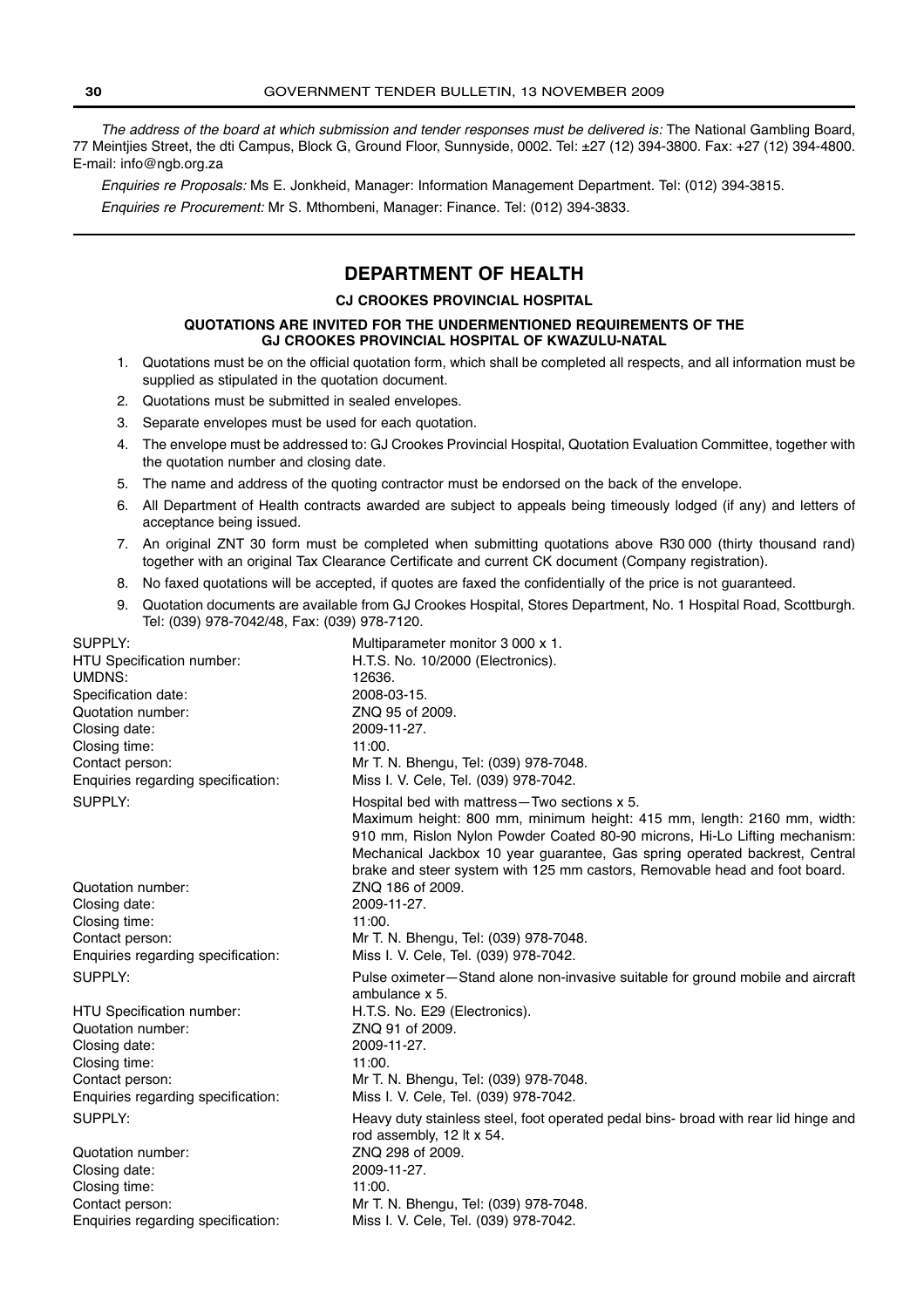*The address of the board at which submission and tender responses must be delivered is:* The National Gambling Board, 77 Meintjies Street, the dti Campus, Block G, Ground Floor, Sunnyside, 0002. Tel: ±27 (12) 394-3800. Fax: +27 (12) 394-4800. E-mail: info@ngb.org.za

*Enquiries re Proposals:* Ms E. Jonkheid, Manager: Information Management Department. Tel: (012) 394-3815.

*Enquiries re Procurement:* Mr S. Mthombeni, Manager: Finance. Tel: (012) 394-3833.

---

## DEPARTMENT OF HEALTH

### CJ CROOKES PROVINCIAL HOSPITAL

#### QUOTATIONS ARE INVITED FOR THE UNDERMENTIONED REQUIREMENTS OF THE GJ CROOKES PROVINCIAL HOSPITAL OF KWAZULU-NATAL

1. Quotations must be on the official quotation form, which shall be completed all respects, and all information must be supplied as stipulated in the quotation document.
2. Quotations must be submitted in sealed envelopes.
3. Separate envelopes must be used for each quotation.
4. The envelope must be addressed to: GJ Crookes Provincial Hospital, Quotation Evaluation Committee, together with the quotation number and closing date.
5. The name and address of the quoting contractor must be endorsed on the back of the envelope.
6. All Department of Health contracts awarded are subject to appeals being timeously lodged (if any) and letters of acceptance being issued.
7. An original ZNT 30 form must be completed when submitting quotations above R30 000 (thirty thousand rand) together with an original Tax Clearance Certificate and current CK document (Company registration).
8. No faxed quotations will be accepted, if quotes are faxed the confidentially of the price is not guaranteed.
9. Quotation documents are available from GJ Crookes Hospital, Stores Department, No. 1 Hospital Road, Scottburgh. Tel: (039) 978-7042/48, Fax: (039) 978-7120.

SUPPLY: Multiparameter monitor 3 000 x 1.
HTU Specification number: H.T.S. No. 10/2000 (Electronics).
UMDNS: 12636.
Specification date: 2008-03-15.
Quotation number: ZNQ 95 of 2009.
Closing date: 2009-11-27.
Closing time: 11:00.
Contact person: Mr T. N. Bhengu, Tel: (039) 978-7048.
Enquiries regarding specification: Miss I. V. Cele, Tel. (039) 978-7042.

SUPPLY: Hospital bed with mattress—Two sections x 5.
Maximum height: 800 mm, minimum height: 415 mm, length: 2160 mm, width: 910 mm, Rislon Nylon Powder Coated 80-90 microns, Hi-Lo Lifting mechanism: Mechanical Jackbox 10 year guarantee, Gas spring operated backrest, Central brake and steer system with 125 mm castors, Removable head and foot board.
Quotation number: ZNQ 186 of 2009.
Closing date: 2009-11-27.
Closing time: 11:00.
Contact person: Mr T. N. Bhengu, Tel: (039) 978-7048.
Enquiries regarding specification: Miss I. V. Cele, Tel. (039) 978-7042.

SUPPLY: Pulse oximeter—Stand alone non-invasive suitable for ground mobile and aircraft ambulance x 5.
HTU Specification number: H.T.S. No. E29 (Electronics).
Quotation number: ZNQ 91 of 2009.
Closing date: 2009-11-27.
Closing time: 11:00.
Contact person: Mr T. N. Bhengu, Tel: (039) 978-7048.
Enquiries regarding specification: Miss I. V. Cele, Tel. (039) 978-7042.

SUPPLY: Heavy duty stainless steel, foot operated pedal bins- broad with rear lid hinge and rod assembly, 12 lt x 54.
Quotation number: ZNQ 298 of 2009.
Closing date: 2009-11-27.
Closing time: 11:00.
Contact person: Mr T. N. Bhengu, Tel: (039) 978-7048.
Enquiries regarding specification: Miss I. V. Cele, Tel. (039) 978-7042.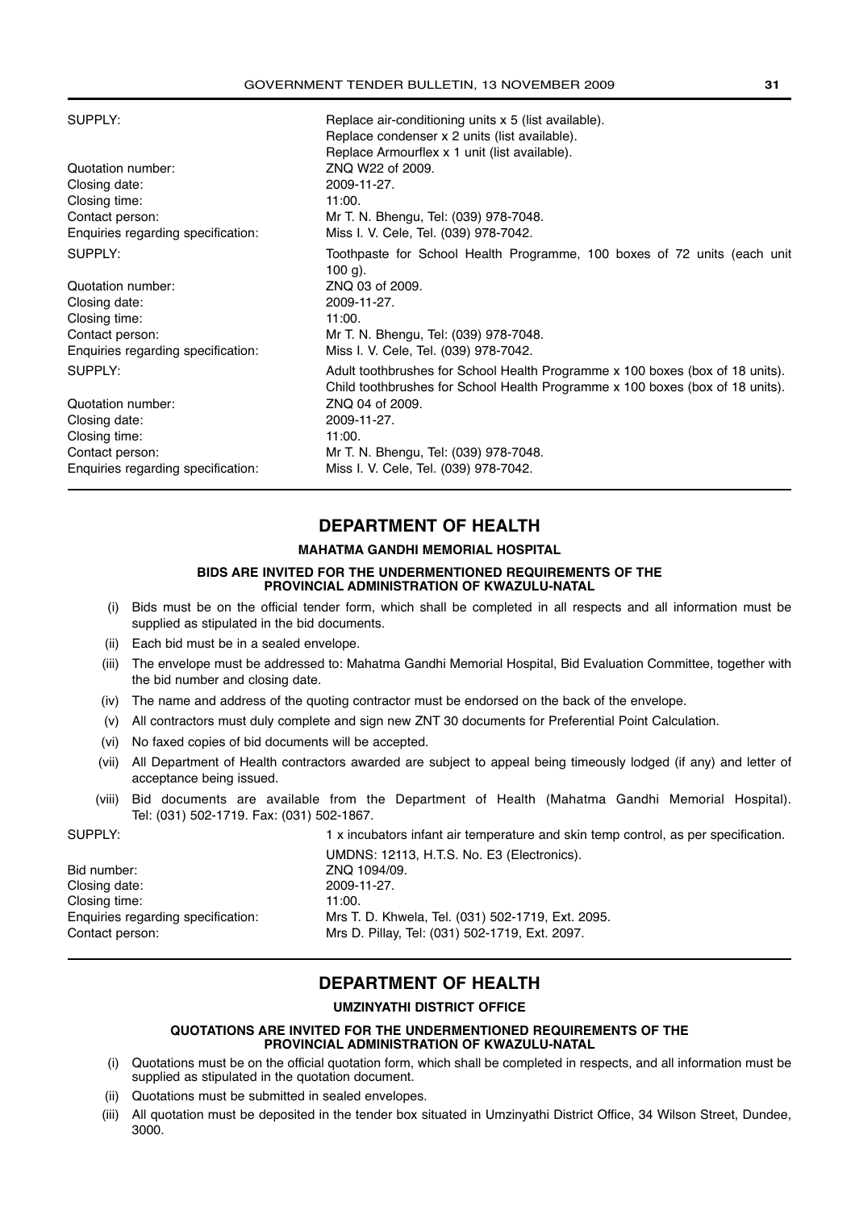| | |
|---|---|
| SUPPLY: | Replace air-conditioning units x 5 (list available).<br>Replace condenser x 2 units (list available).<br>Replace Armourflex x 1 unit (list available). |
| Quotation number: | ZNQ W22 of 2009. |
| Closing date: | 2009-11-27. |
| Closing time: | 11:00. |
| Contact person: | Mr T. N. Bhengu, Tel: (039) 978-7048. |
| Enquiries regarding specification: | Miss I. V. Cele, Tel. (039) 978-7042. |
| SUPPLY: | Toothpaste for School Health Programme, 100 boxes of 72 units (each unit 100 g). |
| Quotation number: | ZNQ 03 of 2009. |
| Closing date: | 2009-11-27. |
| Closing time: | 11:00. |
| Contact person: | Mr T. N. Bhengu, Tel: (039) 978-7048. |
| Enquiries regarding specification: | Miss I. V. Cele, Tel. (039) 978-7042. |
| SUPPLY: | Adult toothbrushes for School Health Programme x 100 boxes (box of 18 units).<br>Child toothbrushes for School Health Programme x 100 boxes (box of 18 units). |
| Quotation number: | ZNQ 04 of 2009. |
| Closing date: | 2009-11-27. |
| Closing time: | 11:00. |
| Contact person: | Mr T. N. Bhengu, Tel: (039) 978-7048. |
| Enquiries regarding specification: | Miss I. V. Cele, Tel. (039) 978-7042. |

## DEPARTMENT OF HEALTH

### MAHATMA GANDHI MEMORIAL HOSPITAL

#### BIDS ARE INVITED FOR THE UNDERMENTIONED REQUIREMENTS OF THE PROVINCIAL ADMINISTRATION OF KWAZULU-NATAL

(i) Bids must be on the official tender form, which shall be completed in all respects and all information must be supplied as stipulated in the bid documents.

(ii) Each bid must be in a sealed envelope.

(iii) The envelope must be addressed to: Mahatma Gandhi Memorial Hospital, Bid Evaluation Committee, together with the bid number and closing date.

(iv) The name and address of the quoting contractor must be endorsed on the back of the envelope.

(v) All contractors must duly complete and sign new ZNT 30 documents for Preferential Point Calculation.

(vi) No faxed copies of bid documents will be accepted.

(vii) All Department of Health contractors awarded are subject to appeal being timeously lodged (if any) and letter of acceptance being issued.

(viii) Bid documents are available from the Department of Health (Mahatma Gandhi Memorial Hospital). Tel: (031) 502-1719. Fax: (031) 502-1867.

| | |
|---|---|
| SUPPLY: | 1 x incubators infant air temperature and skin temp control, as per specification.<br>UMDNS: 12113, H.T.S. No. E3 (Electronics). |
| Bid number: | ZNQ 1094/09. |
| Closing date: | 2009-11-27. |
| Closing time: | 11:00. |
| Enquiries regarding specification: | Mrs T. D. Khwela, Tel. (031) 502-1719, Ext. 2095. |
| Contact person: | Mrs D. Pillay, Tel: (031) 502-1719, Ext. 2097. |

## DEPARTMENT OF HEALTH

### UMZINYATHI DISTRICT OFFICE

#### QUOTATIONS ARE INVITED FOR THE UNDERMENTIONED REQUIREMENTS OF THE PROVINCIAL ADMINISTRATION OF KWAZULU-NATAL

(i) Quotations must be on the official quotation form, which shall be completed in respects, and all information must be supplied as stipulated in the quotation document.

(ii) Quotations must be submitted in sealed envelopes.

(iii) All quotation must be deposited in the tender box situated in Umzinyathi District Office, 34 Wilson Street, Dundee, 3000.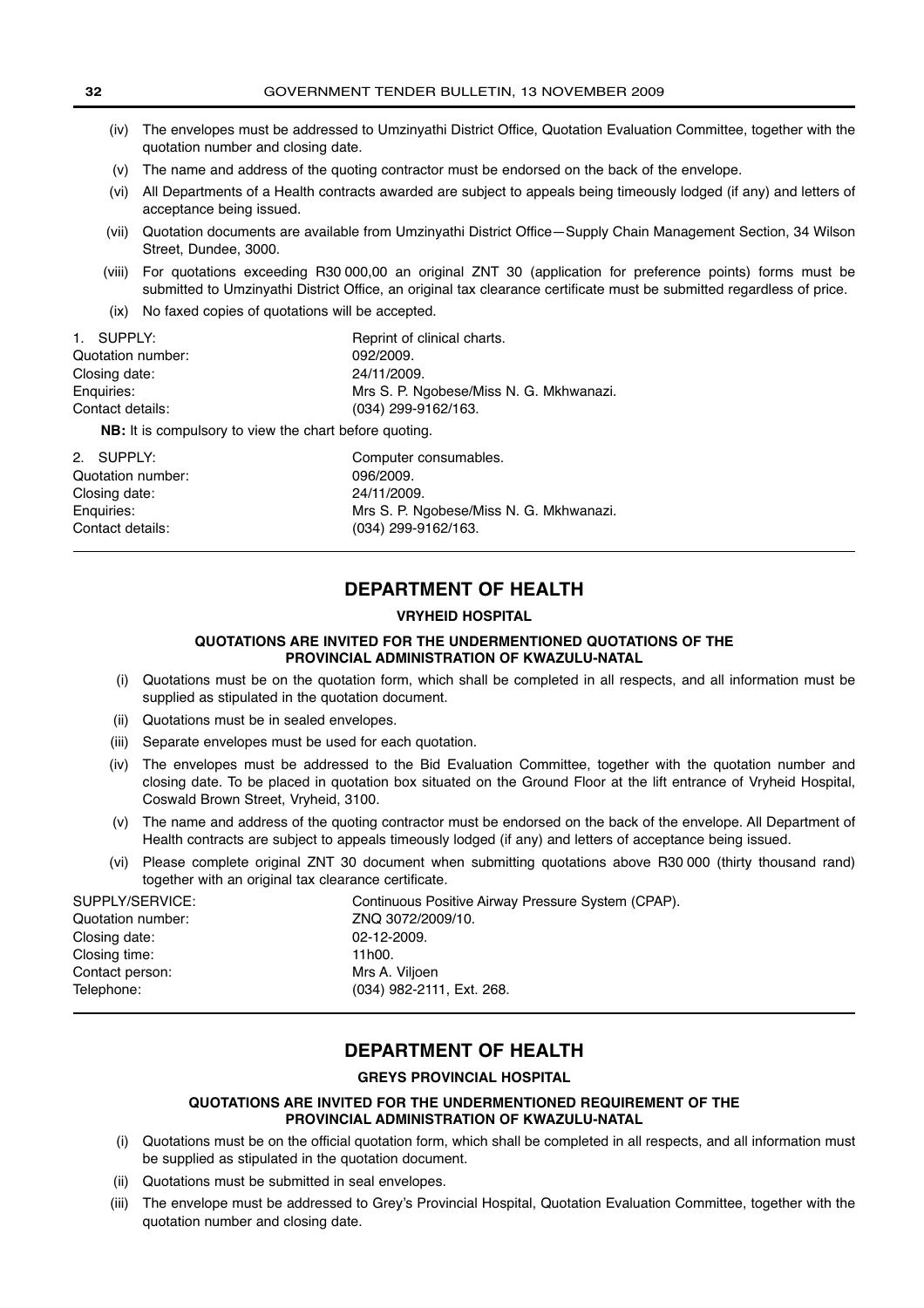(iv) The envelopes must be addressed to Umzinyathi District Office, Quotation Evaluation Committee, together with the quotation number and closing date.

(v) The name and address of the quoting contractor must be endorsed on the back of the envelope.

(vi) All Departments of a Health contracts awarded are subject to appeals being timeously lodged (if any) and letters of acceptance being issued.

(vii) Quotation documents are available from Umzinyathi District Office—Supply Chain Management Section, 34 Wilson Street, Dundee, 3000.

(viii) For quotations exceeding R30 000,00 an original ZNT 30 (application for preference points) forms must be submitted to Umzinyathi District Office, an original tax clearance certificate must be submitted regardless of price.

(ix) No faxed copies of quotations will be accepted.

| | |
|---|---|
| 1. SUPPLY: | Reprint of clinical charts. |
| Quotation number: | 092/2009. |
| Closing date: | 24/11/2009. |
| Enquiries: | Mrs S. P. Ngobese/Miss N. G. Mkhwanazi. |
| Contact details: | (034) 299-9162/163. |

**NB:** It is compulsory to view the chart before quoting.

| | |
|---|---|
| 2. SUPPLY: | Computer consumables. |
| Quotation number: | 096/2009. |
| Closing date: | 24/11/2009. |
| Enquiries: | Mrs S. P. Ngobese/Miss N. G. Mkhwanazi. |
| Contact details: | (034) 299-9162/163. |

## DEPARTMENT OF HEALTH

### VRYHEID HOSPITAL

#### QUOTATIONS ARE INVITED FOR THE UNDERMENTIONED QUOTATIONS OF THE PROVINCIAL ADMINISTRATION OF KWAZULU-NATAL

(i) Quotations must be on the quotation form, which shall be completed in all respects, and all information must be supplied as stipulated in the quotation document.

(ii) Quotations must be in sealed envelopes.

(iii) Separate envelopes must be used for each quotation.

(iv) The envelopes must be addressed to the Bid Evaluation Committee, together with the quotation number and closing date. To be placed in quotation box situated on the Ground Floor at the lift entrance of Vryheid Hospital, Coswald Brown Street, Vryheid, 3100.

(v) The name and address of the quoting contractor must be endorsed on the back of the envelope. All Department of Health contracts are subject to appeals timeously lodged (if any) and letters of acceptance being issued.

(vi) Please complete original ZNT 30 document when submitting quotations above R30 000 (thirty thousand rand) together with an original tax clearance certificate.

| | |
|---|---|
| SUPPLY/SERVICE: | Continuous Positive Airway Pressure System (CPAP). |
| Quotation number: | ZNQ 3072/2009/10. |
| Closing date: | 02-12-2009. |
| Closing time: | 11h00. |
| Contact person: | Mrs A. Viljoen |
| Telephone: | (034) 982-2111, Ext. 268. |

## DEPARTMENT OF HEALTH

### GREYS PROVINCIAL HOSPITAL

#### QUOTATIONS ARE INVITED FOR THE UNDERMENTIONED REQUIREMENT OF THE PROVINCIAL ADMINISTRATION OF KWAZULU-NATAL

(i) Quotations must be on the official quotation form, which shall be completed in all respects, and all information must be supplied as stipulated in the quotation document.

(ii) Quotations must be submitted in seal envelopes.

(iii) The envelope must be addressed to Grey's Provincial Hospital, Quotation Evaluation Committee, together with the quotation number and closing date.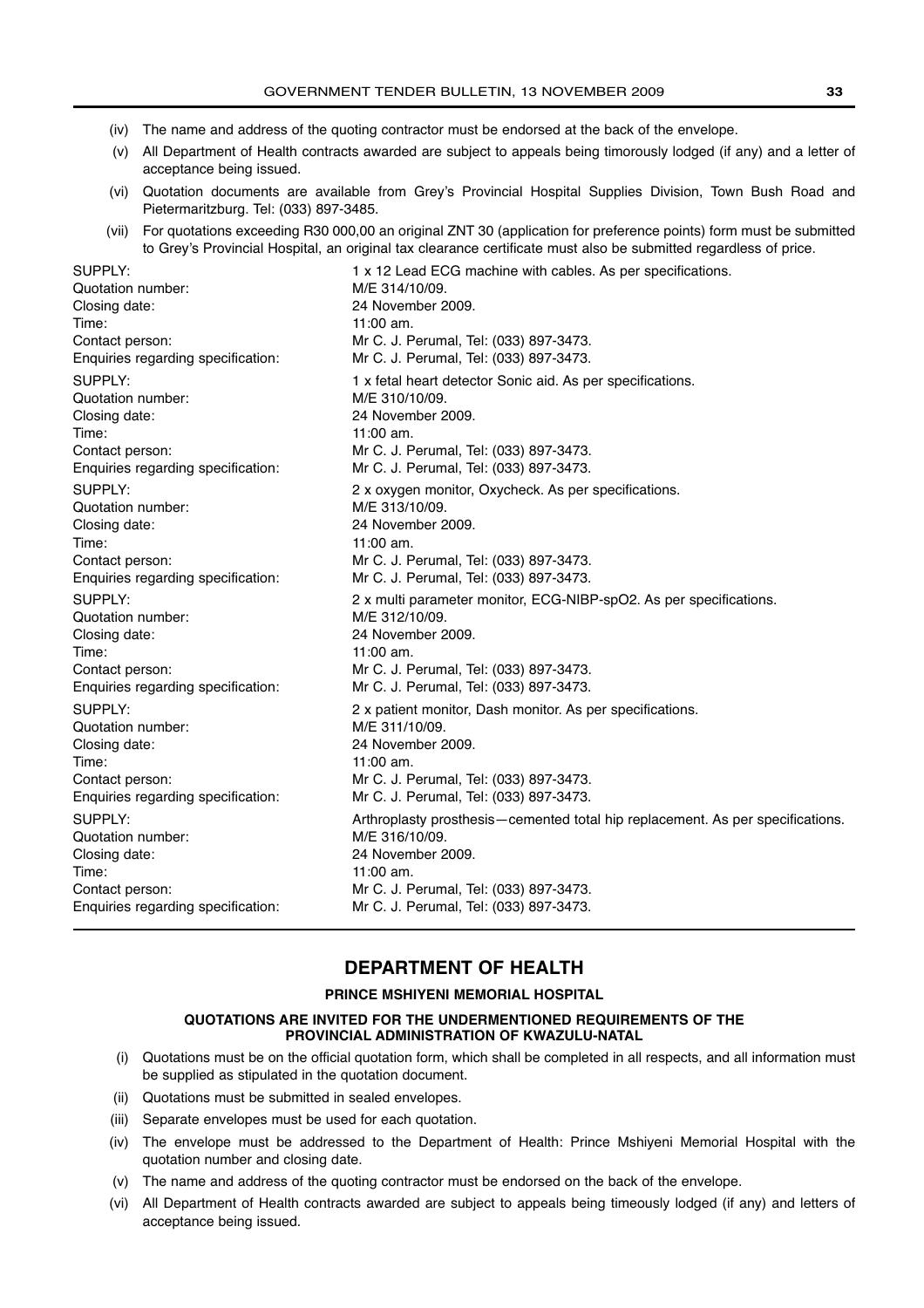(iv) The name and address of the quoting contractor must be endorsed at the back of the envelope.

(v) All Department of Health contracts awarded are subject to appeals being timorously lodged (if any) and a letter of acceptance being issued.

(vi) Quotation documents are available from Grey's Provincial Hospital Supplies Division, Town Bush Road and Pietermaritzburg. Tel: (033) 897-3485.

(vii) For quotations exceeding R30 000,00 an original ZNT 30 (application for preference points) form must be submitted to Grey's Provincial Hospital, an original tax clearance certificate must also be submitted regardless of price.

| | |
|---|---|
| SUPPLY: | 1 x 12 Lead ECG machine with cables. As per specifications. |
| Quotation number: | M/E 314/10/09. |
| Closing date: | 24 November 2009. |
| Time: | 11:00 am. |
| Contact person: | Mr C. J. Perumal, Tel: (033) 897-3473. |
| Enquiries regarding specification: | Mr C. J. Perumal, Tel: (033) 897-3473. |
| SUPPLY: | 1 x fetal heart detector Sonic aid. As per specifications. |
| Quotation number: | M/E 310/10/09. |
| Closing date: | 24 November 2009. |
| Time: | 11:00 am. |
| Contact person: | Mr C. J. Perumal, Tel: (033) 897-3473. |
| Enquiries regarding specification: | Mr C. J. Perumal, Tel: (033) 897-3473. |
| SUPPLY: | 2 x oxygen monitor, Oxycheck. As per specifications. |
| Quotation number: | M/E 313/10/09. |
| Closing date: | 24 November 2009. |
| Time: | 11:00 am. |
| Contact person: | Mr C. J. Perumal, Tel: (033) 897-3473. |
| Enquiries regarding specification: | Mr C. J. Perumal, Tel: (033) 897-3473. |
| SUPPLY: | 2 x multi parameter monitor, ECG-NIBP-spO2. As per specifications. |
| Quotation number: | M/E 312/10/09. |
| Closing date: | 24 November 2009. |
| Time: | 11:00 am. |
| Contact person: | Mr C. J. Perumal, Tel: (033) 897-3473. |
| Enquiries regarding specification: | Mr C. J. Perumal, Tel: (033) 897-3473. |
| SUPPLY: | 2 x patient monitor, Dash monitor. As per specifications. |
| Quotation number: | M/E 311/10/09. |
| Closing date: | 24 November 2009. |
| Time: | 11:00 am. |
| Contact person: | Mr C. J. Perumal, Tel: (033) 897-3473. |
| Enquiries regarding specification: | Mr C. J. Perumal, Tel: (033) 897-3473. |
| SUPPLY: | Arthroplasty prosthesis—cemented total hip replacement. As per specifications. |
| Quotation number: | M/E 316/10/09. |
| Closing date: | 24 November 2009. |
| Time: | 11:00 am. |
| Contact person: | Mr C. J. Perumal, Tel: (033) 897-3473. |
| Enquiries regarding specification: | Mr C. J. Perumal, Tel: (033) 897-3473. |

## DEPARTMENT OF HEALTH

### PRINCE MSHIYENI MEMORIAL HOSPITAL

**QUOTATIONS ARE INVITED FOR THE UNDERMENTIONED REQUIREMENTS OF THE PROVINCIAL ADMINISTRATION OF KWAZULU-NATAL**

(i) Quotations must be on the official quotation form, which shall be completed in all respects, and all information must be supplied as stipulated in the quotation document.

(ii) Quotations must be submitted in sealed envelopes.

(iii) Separate envelopes must be used for each quotation.

(iv) The envelope must be addressed to the Department of Health: Prince Mshiyeni Memorial Hospital with the quotation number and closing date.

(v) The name and address of the quoting contractor must be endorsed on the back of the envelope.

(vi) All Department of Health contracts awarded are subject to appeals being timeously lodged (if any) and letters of acceptance being issued.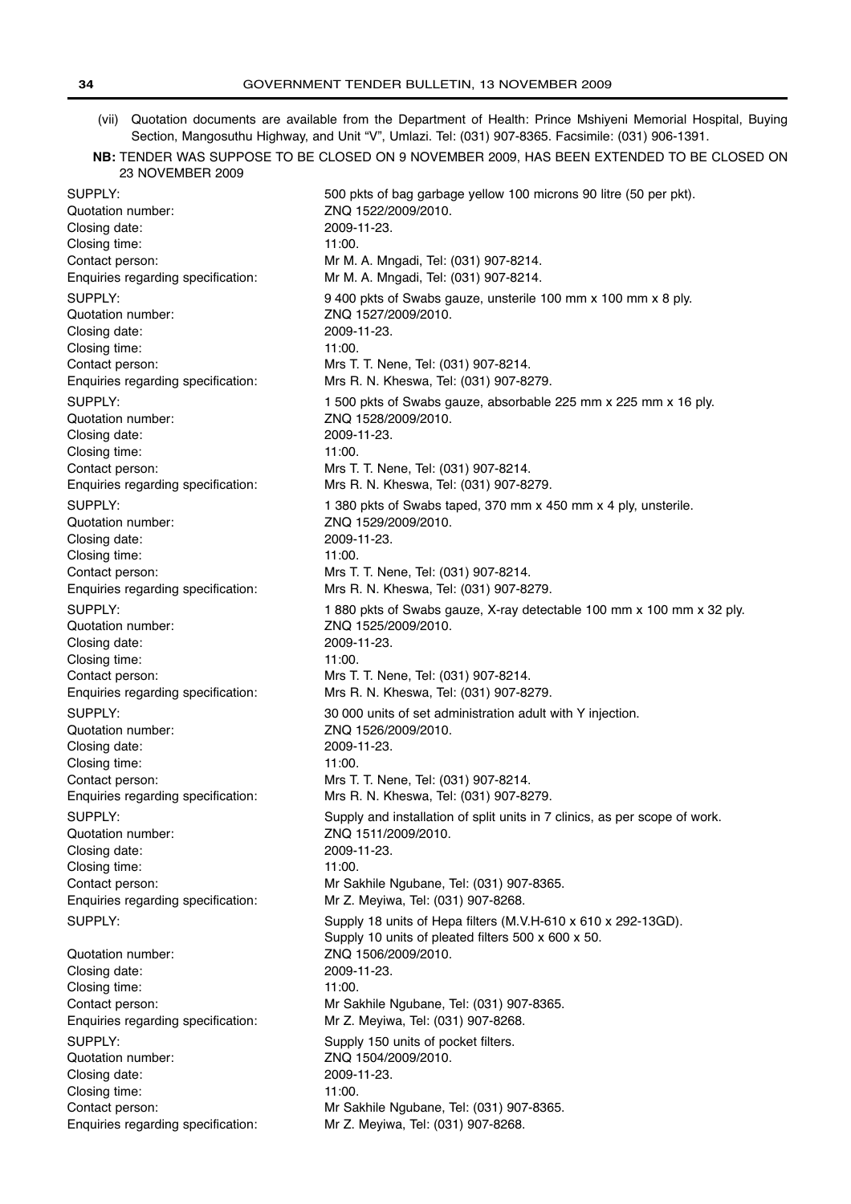(vii) Quotation documents are available from the Department of Health: Prince Mshiyeni Memorial Hospital, Buying Section, Mangosuthu Highway, and Unit "V", Umlazi. Tel: (031) 907-8365. Facsimile: (031) 906-1391.

**NB:** TENDER WAS SUPPOSE TO BE CLOSED ON 9 NOVEMBER 2009, HAS BEEN EXTENDED TO BE CLOSED ON 23 NOVEMBER 2009

SUPPLY: 500 pkts of bag garbage yellow 100 microns 90 litre (50 per pkt).
Quotation number: ZNQ 1522/2009/2010.
Closing date: 2009-11-23.
Closing time: 11:00.
Contact person: Mr M. A. Mngadi, Tel: (031) 907-8214.
Enquiries regarding specification: Mr M. A. Mngadi, Tel: (031) 907-8214.

SUPPLY: 9 400 pkts of Swabs gauze, unsterile 100 mm x 100 mm x 8 ply.
Quotation number: ZNQ 1527/2009/2010.
Closing date: 2009-11-23.
Closing time: 11:00.
Contact person: Mrs T. T. Nene, Tel: (031) 907-8214.
Enquiries regarding specification: Mrs R. N. Kheswa, Tel: (031) 907-8279.

SUPPLY: 1 500 pkts of Swabs gauze, absorbable 225 mm x 225 mm x 16 ply.
Quotation number: ZNQ 1528/2009/2010.
Closing date: 2009-11-23.
Closing time: 11:00.
Contact person: Mrs T. T. Nene, Tel: (031) 907-8214.
Enquiries regarding specification: Mrs R. N. Kheswa, Tel: (031) 907-8279.

SUPPLY: 1 380 pkts of Swabs taped, 370 mm x 450 mm x 4 ply, unsterile.
Quotation number: ZNQ 1529/2009/2010.
Closing date: 2009-11-23.
Closing time: 11:00.
Contact person: Mrs T. T. Nene, Tel: (031) 907-8214.
Enquiries regarding specification: Mrs R. N. Kheswa, Tel: (031) 907-8279.

SUPPLY: 1 880 pkts of Swabs gauze, X-ray detectable 100 mm x 100 mm x 32 ply.
Quotation number: ZNQ 1525/2009/2010.
Closing date: 2009-11-23.
Closing time: 11:00.
Contact person: Mrs T. T. Nene, Tel: (031) 907-8214.
Enquiries regarding specification: Mrs R. N. Kheswa, Tel: (031) 907-8279.

SUPPLY: 30 000 units of set administration adult with Y injection.
Quotation number: ZNQ 1526/2009/2010.
Closing date: 2009-11-23.
Closing time: 11:00.
Contact person: Mrs T. T. Nene, Tel: (031) 907-8214.
Enquiries regarding specification: Mrs R. N. Kheswa, Tel: (031) 907-8279.

SUPPLY: Supply and installation of split units in 7 clinics, as per scope of work.
Quotation number: ZNQ 1511/2009/2010.
Closing date: 2009-11-23.
Closing time: 11:00.
Contact person: Mr Sakhile Ngubane, Tel: (031) 907-8365.
Enquiries regarding specification: Mr Z. Meyiwa, Tel: (031) 907-8268.

SUPPLY: Supply 18 units of Hepa filters (M.V.H-610 x 610 x 292-13GD).
Supply 10 units of pleated filters 500 x 600 x 50.
Quotation number: ZNQ 1506/2009/2010.
Closing date: 2009-11-23.
Closing time: 11:00.
Contact person: Mr Sakhile Ngubane, Tel: (031) 907-8365.
Enquiries regarding specification: Mr Z. Meyiwa, Tel: (031) 907-8268.

SUPPLY: Supply 150 units of pocket filters.
Quotation number: ZNQ 1504/2009/2010.
Closing date: 2009-11-23.
Closing time: 11:00.
Contact person: Mr Sakhile Ngubane, Tel: (031) 907-8365.
Enquiries regarding specification: Mr Z. Meyiwa, Tel: (031) 907-8268.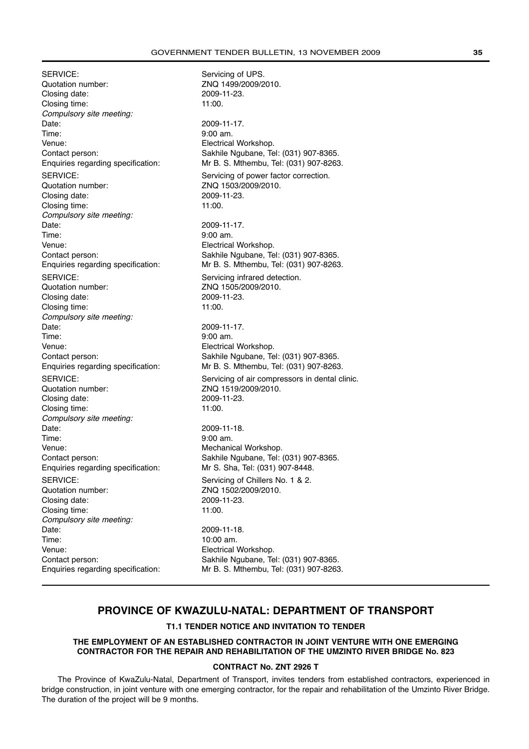SERVICE: Servicing of UPS.
Quotation number: ZNQ 1499/2009/2010.
Closing date: 2009-11-23.
Closing time: 11:00.
*Compulsory site meeting:*
Date: 2009-11-17.
Time: 9:00 am.
Venue: Electrical Workshop.
Contact person: Sakhile Ngubane, Tel: (031) 907-8365.
Enquiries regarding specification: Mr B. S. Mthembu, Tel: (031) 907-8263.

SERVICE: Servicing of power factor correction.
Quotation number: ZNQ 1503/2009/2010.
Closing date: 2009-11-23.
Closing time: 11:00.
*Compulsory site meeting:*
Date: 2009-11-17.
Time: 9:00 am.
Venue: Electrical Workshop.
Contact person: Sakhile Ngubane, Tel: (031) 907-8365.
Enquiries regarding specification: Mr B. S. Mthembu, Tel: (031) 907-8263.

SERVICE: Servicing infrared detection.
Quotation number: ZNQ 1505/2009/2010.
Closing date: 2009-11-23.
Closing time: 11:00.
*Compulsory site meeting:*
Date: 2009-11-17.
Time: 9:00 am.
Venue: Electrical Workshop.
Contact person: Sakhile Ngubane, Tel: (031) 907-8365.
Enquiries regarding specification: Mr B. S. Mthembu, Tel: (031) 907-8263.

SERVICE: Servicing of air compressors in dental clinic.
Quotation number: ZNQ 1519/2009/2010.
Closing date: 2009-11-23.
Closing time: 11:00.
*Compulsory site meeting:*
Date: 2009-11-18.
Time: 9:00 am.
Venue: Mechanical Workshop.
Contact person: Sakhile Ngubane, Tel: (031) 907-8365.
Enquiries regarding specification: Mr S. Sha, Tel: (031) 907-8448.

SERVICE: Servicing of Chillers No. 1 & 2.
Quotation number: ZNQ 1502/2009/2010.
Closing date: 2009-11-23.
Closing time: 11:00.
*Compulsory site meeting:*
Date: 2009-11-18.
Time: 10:00 am.
Venue: Electrical Workshop.
Contact person: Sakhile Ngubane, Tel: (031) 907-8365.
Enquiries regarding specification: Mr B. S. Mthembu, Tel: (031) 907-8263.

## PROVINCE OF KWAZULU-NATAL: DEPARTMENT OF TRANSPORT

### T1.1 TENDER NOTICE AND INVITATION TO TENDER

### THE EMPLOYMENT OF AN ESTABLISHED CONTRACTOR IN JOINT VENTURE WITH ONE EMERGING CONTRACTOR FOR THE REPAIR AND REHABILITATION OF THE UMZINTO RIVER BRIDGE No. 823

### CONTRACT No. ZNT 2926 T

The Province of KwaZulu-Natal, Department of Transport, invites tenders from established contractors, experienced in bridge construction, in joint venture with one emerging contractor, for the repair and rehabilitation of the Umzinto River Bridge. The duration of the project will be 9 months.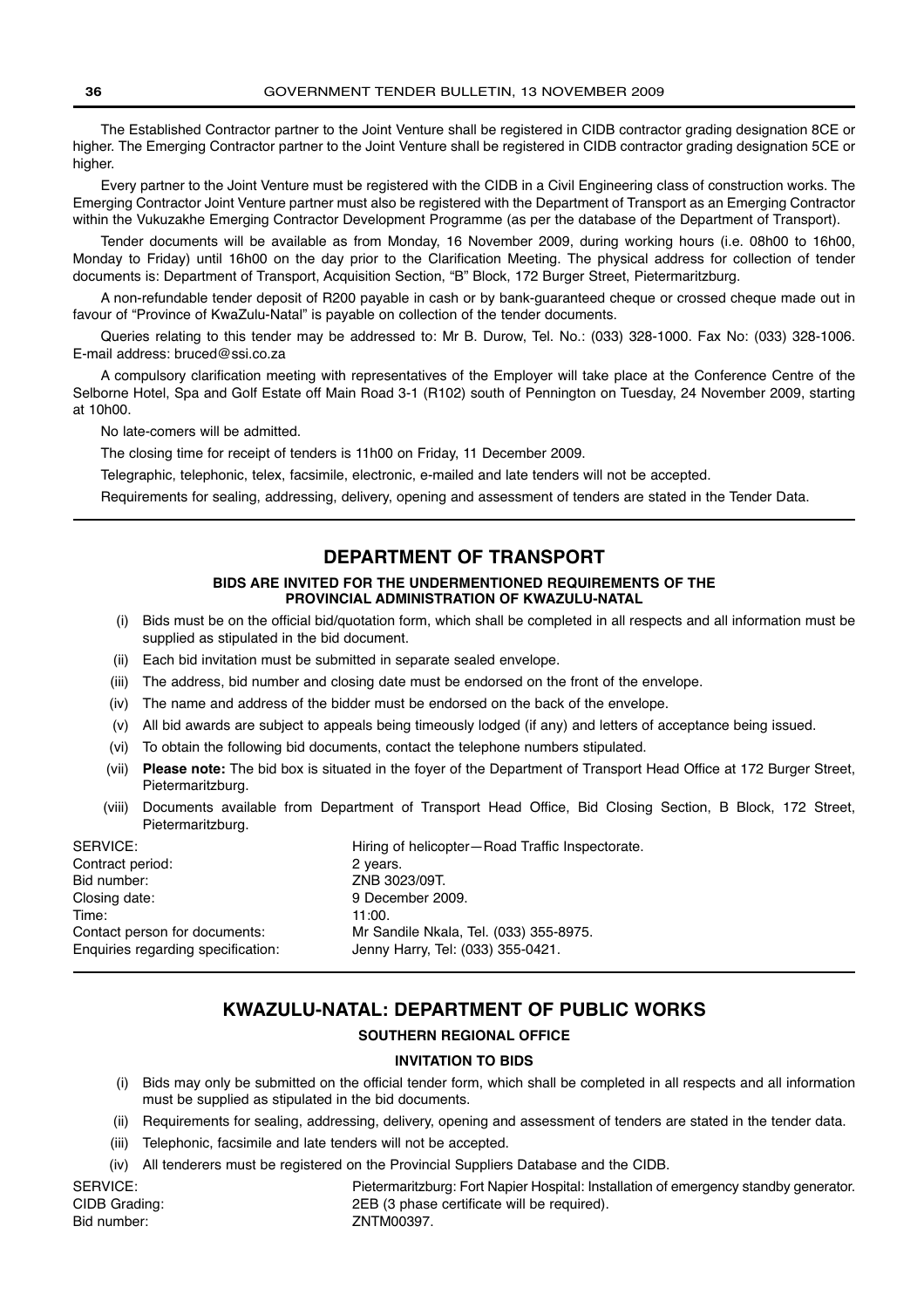The Established Contractor partner to the Joint Venture shall be registered in CIDB contractor grading designation 8CE or higher. The Emerging Contractor partner to the Joint Venture shall be registered in CIDB contractor grading designation 5CE or higher.

Every partner to the Joint Venture must be registered with the CIDB in a Civil Engineering class of construction works. The Emerging Contractor Joint Venture partner must also be registered with the Department of Transport as an Emerging Contractor within the Vukuzakhe Emerging Contractor Development Programme (as per the database of the Department of Transport).

Tender documents will be available as from Monday, 16 November 2009, during working hours (i.e. 08h00 to 16h00, Monday to Friday) until 16h00 on the day prior to the Clarification Meeting. The physical address for collection of tender documents is: Department of Transport, Acquisition Section, "B" Block, 172 Burger Street, Pietermaritzburg.

A non-refundable tender deposit of R200 payable in cash or by bank-guaranteed cheque or crossed cheque made out in favour of "Province of KwaZulu-Natal" is payable on collection of the tender documents.

Queries relating to this tender may be addressed to: Mr B. Durow, Tel. No.: (033) 328-1000. Fax No: (033) 328-1006. E-mail address: bruced@ssi.co.za

A compulsory clarification meeting with representatives of the Employer will take place at the Conference Centre of the Selborne Hotel, Spa and Golf Estate off Main Road 3-1 (R102) south of Pennington on Tuesday, 24 November 2009, starting at 10h00.

No late-comers will be admitted.

The closing time for receipt of tenders is 11h00 on Friday, 11 December 2009.

Telegraphic, telephonic, telex, facsimile, electronic, e-mailed and late tenders will not be accepted.

Requirements for sealing, addressing, delivery, opening and assessment of tenders are stated in the Tender Data.

---

## DEPARTMENT OF TRANSPORT

**BIDS ARE INVITED FOR THE UNDERMENTIONED REQUIREMENTS OF THE PROVINCIAL ADMINISTRATION OF KWAZULU-NATAL**

(i) Bids must be on the official bid/quotation form, which shall be completed in all respects and all information must be supplied as stipulated in the bid document.

(ii) Each bid invitation must be submitted in separate sealed envelope.

(iii) The address, bid number and closing date must be endorsed on the front of the envelope.

(iv) The name and address of the bidder must be endorsed on the back of the envelope.

(v) All bid awards are subject to appeals being timeously lodged (if any) and letters of acceptance being issued.

(vi) To obtain the following bid documents, contact the telephone numbers stipulated.

(vii) **Please note:** The bid box is situated in the foyer of the Department of Transport Head Office at 172 Burger Street, Pietermaritzburg.

(viii) Documents available from Department of Transport Head Office, Bid Closing Section, B Block, 172 Street, Pietermaritzburg.

SERVICE: Hiring of helicopter—Road Traffic Inspectorate.
Contract period: 2 years.
Bid number: ZNB 3023/09T.
Closing date: 9 December 2009.
Time: 11:00.
Contact person for documents: Mr Sandile Nkala, Tel. (033) 355-8975.
Enquiries regarding specification: Jenny Harry, Tel: (033) 355-0421.

---

## KWAZULU-NATAL: DEPARTMENT OF PUBLIC WORKS

**SOUTHERN REGIONAL OFFICE**

**INVITATION TO BIDS**

(i) Bids may only be submitted on the official tender form, which shall be completed in all respects and all information must be supplied as stipulated in the bid documents.

(ii) Requirements for sealing, addressing, delivery, opening and assessment of tenders are stated in the tender data.

(iii) Telephonic, facsimile and late tenders will not be accepted.

(iv) All tenderers must be registered on the Provincial Suppliers Database and the CIDB.

SERVICE: Pietermaritzburg: Fort Napier Hospital: Installation of emergency standby generator.
CIDB Grading: 2EB (3 phase certificate will be required).
Bid number: ZNTM00397.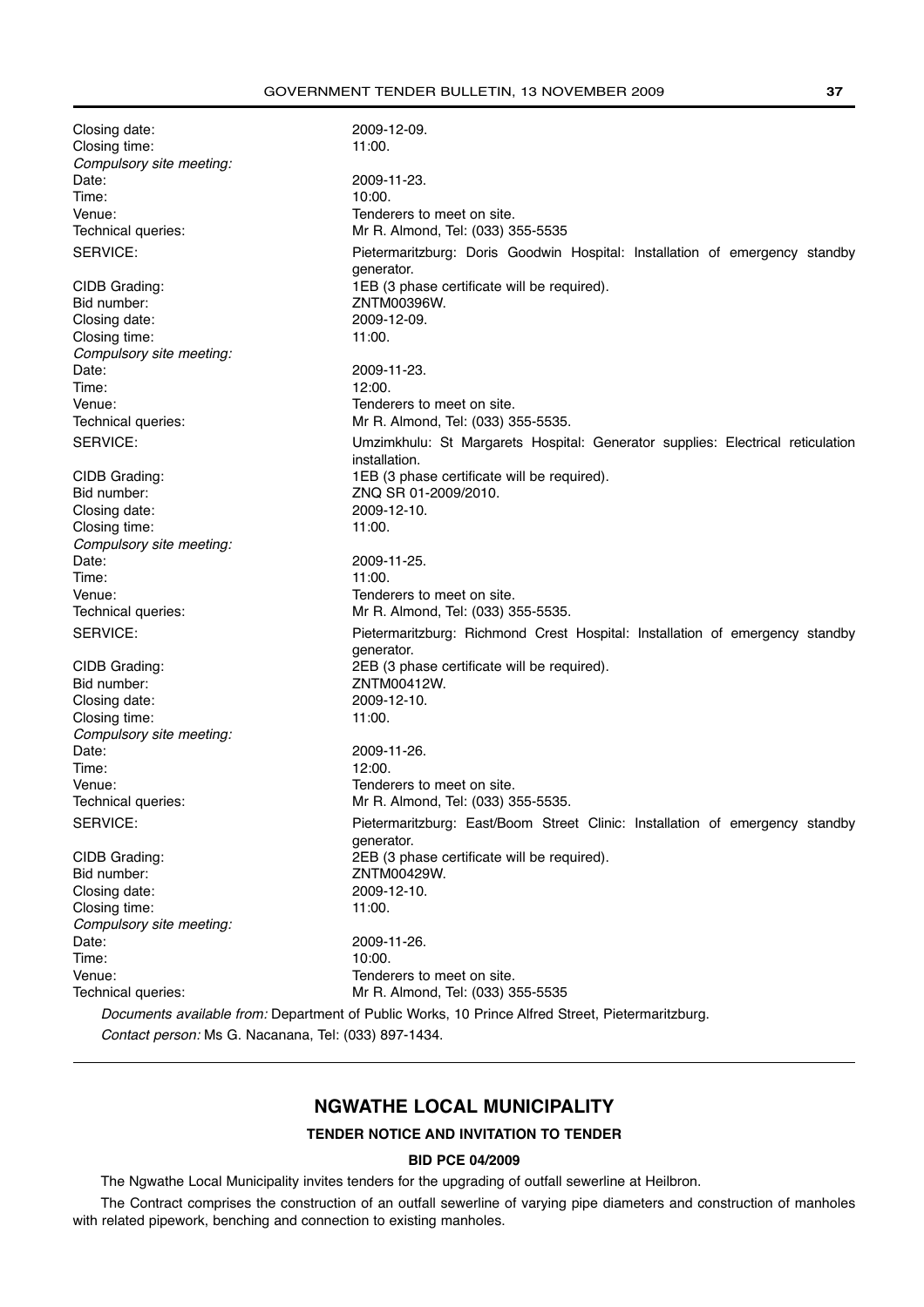| | |
|---|---|
| Closing date: | 2009-12-09. |
| Closing time: | 11:00. |
| *Compulsory site meeting:* | |
| Date: | 2009-11-23. |
| Time: | 10:00. |
| Venue: | Tenderers to meet on site. |
| Technical queries: | Mr R. Almond, Tel: (033) 355-5535 |
| SERVICE: | Pietermaritzburg: Doris Goodwin Hospital: Installation of emergency standby generator. |
| CIDB Grading: | 1EB (3 phase certificate will be required). |
| Bid number: | ZNTM00396W. |
| Closing date: | 2009-12-09. |
| Closing time: | 11:00. |
| *Compulsory site meeting:* | |
| Date: | 2009-11-23. |
| Time: | 12:00. |
| Venue: | Tenderers to meet on site. |
| Technical queries: | Mr R. Almond, Tel: (033) 355-5535. |
| SERVICE: | Umzimkhulu: St Margarets Hospital: Generator supplies: Electrical reticulation installation. |
| CIDB Grading: | 1EB (3 phase certificate will be required). |
| Bid number: | ZNQ SR 01-2009/2010. |
| Closing date: | 2009-12-10. |
| Closing time: | 11:00. |
| *Compulsory site meeting:* | |
| Date: | 2009-11-25. |
| Time: | 11:00. |
| Venue: | Tenderers to meet on site. |
| Technical queries: | Mr R. Almond, Tel: (033) 355-5535. |
| SERVICE: | Pietermaritzburg: Richmond Crest Hospital: Installation of emergency standby generator. |
| CIDB Grading: | 2EB (3 phase certificate will be required). |
| Bid number: | ZNTM00412W. |
| Closing date: | 2009-12-10. |
| Closing time: | 11:00. |
| *Compulsory site meeting:* | |
| Date: | 2009-11-26. |
| Time: | 12:00. |
| Venue: | Tenderers to meet on site. |
| Technical queries: | Mr R. Almond, Tel: (033) 355-5535. |
| SERVICE: | Pietermaritzburg: East/Boom Street Clinic: Installation of emergency standby generator. |
| CIDB Grading: | 2EB (3 phase certificate will be required). |
| Bid number: | ZNTM00429W. |
| Closing date: | 2009-12-10. |
| Closing time: | 11:00. |
| *Compulsory site meeting:* | |
| Date: | 2009-11-26. |
| Time: | 10:00. |
| Venue: | Tenderers to meet on site. |
| Technical queries: | Mr R. Almond, Tel: (033) 355-5535 |

*Documents available from:* Department of Public Works, 10 Prince Alfred Street, Pietermaritzburg.

*Contact person:* Ms G. Nacanana, Tel: (033) 897-1434.

---

## NGWATHE LOCAL MUNICIPALITY

### TENDER NOTICE AND INVITATION TO TENDER

#### BID PCE 04/2009

The Ngwathe Local Municipality invites tenders for the upgrading of outfall sewerline at Heilbron.

The Contract comprises the construction of an outfall sewerline of varying pipe diameters and construction of manholes with related pipework, benching and connection to existing manholes.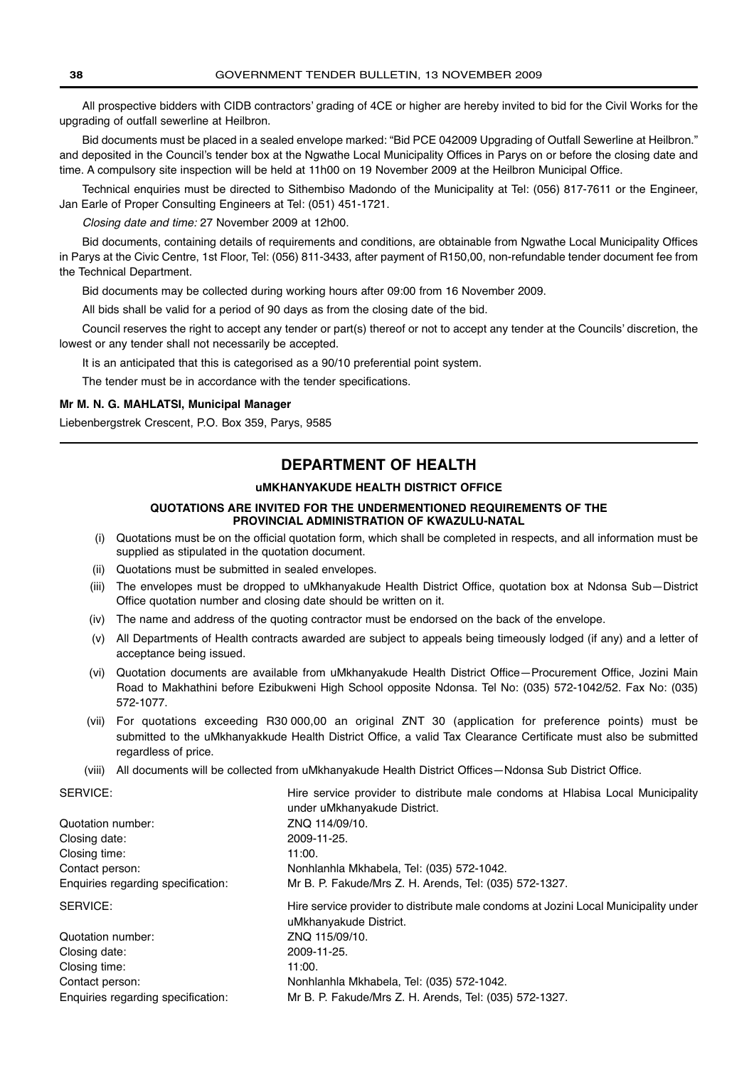All prospective bidders with CIDB contractors' grading of 4CE or higher are hereby invited to bid for the Civil Works for the upgrading of outfall sewerline at Heilbron.

Bid documents must be placed in a sealed envelope marked: "Bid PCE 042009 Upgrading of Outfall Sewerline at Heilbron." and deposited in the Council's tender box at the Ngwathe Local Municipality Offices in Parys on or before the closing date and time. A compulsory site inspection will be held at 11h00 on 19 November 2009 at the Heilbron Municipal Office.

Technical enquiries must be directed to Sithembiso Madondo of the Municipality at Tel: (056) 817-7611 or the Engineer, Jan Earle of Proper Consulting Engineers at Tel: (051) 451-1721.

*Closing date and time:* 27 November 2009 at 12h00.

Bid documents, containing details of requirements and conditions, are obtainable from Ngwathe Local Municipality Offices in Parys at the Civic Centre, 1st Floor, Tel: (056) 811-3433, after payment of R150,00, non-refundable tender document fee from the Technical Department.

Bid documents may be collected during working hours after 09:00 from 16 November 2009.

All bids shall be valid for a period of 90 days as from the closing date of the bid.

Council reserves the right to accept any tender or part(s) thereof or not to accept any tender at the Councils' discretion, the lowest or any tender shall not necessarily be accepted.

It is an anticipated that this is categorised as a 90/10 preferential point system.

The tender must be in accordance with the tender specifications.

**Mr M. N. G. MAHLATSI, Municipal Manager**

Liebenbergstrek Crescent, P.O. Box 359, Parys, 9585

---

## DEPARTMENT OF HEALTH

### uMKHANYAKUDE HEALTH DISTRICT OFFICE

#### QUOTATIONS ARE INVITED FOR THE UNDERMENTIONED REQUIREMENTS OF THE PROVINCIAL ADMINISTRATION OF KWAZULU-NATAL

(i) Quotations must be on the official quotation form, which shall be completed in respects, and all information must be supplied as stipulated in the quotation document.

(ii) Quotations must be submitted in sealed envelopes.

(iii) The envelopes must be dropped to uMkhanyakude Health District Office, quotation box at Ndonsa Sub—District Office quotation number and closing date should be written on it.

(iv) The name and address of the quoting contractor must be endorsed on the back of the envelope.

(v) All Departments of Health contracts awarded are subject to appeals being timeously lodged (if any) and a letter of acceptance being issued.

(vi) Quotation documents are available from uMkhanyakude Health District Office—Procurement Office, Jozini Main Road to Makhathini before Ezibukweni High School opposite Ndonsa. Tel No: (035) 572-1042/52. Fax No: (035) 572-1077.

(vii) For quotations exceeding R30 000,00 an original ZNT 30 (application for preference points) must be submitted to the uMkhanyakkude Health District Office, a valid Tax Clearance Certificate must also be submitted regardless of price.

(viii) All documents will be collected from uMkhanyakude Health District Offices—Ndonsa Sub District Office.

SERVICE: Hire service provider to distribute male condoms at Hlabisa Local Municipality under uMkhanyakude District.
Quotation number: ZNQ 114/09/10.
Closing date: 2009-11-25.
Closing time: 11:00.
Contact person: Nonhlanhla Mkhabela, Tel: (035) 572-1042.
Enquiries regarding specification: Mr B. P. Fakude/Mrs Z. H. Arends, Tel: (035) 572-1327.

SERVICE: Hire service provider to distribute male condoms at Jozini Local Municipality under uMkhanyakude District.
Quotation number: ZNQ 115/09/10.
Closing date: 2009-11-25.
Closing time: 11:00.
Contact person: Nonhlanhla Mkhabela, Tel: (035) 572-1042.
Enquiries regarding specification: Mr B. P. Fakude/Mrs Z. H. Arends, Tel: (035) 572-1327.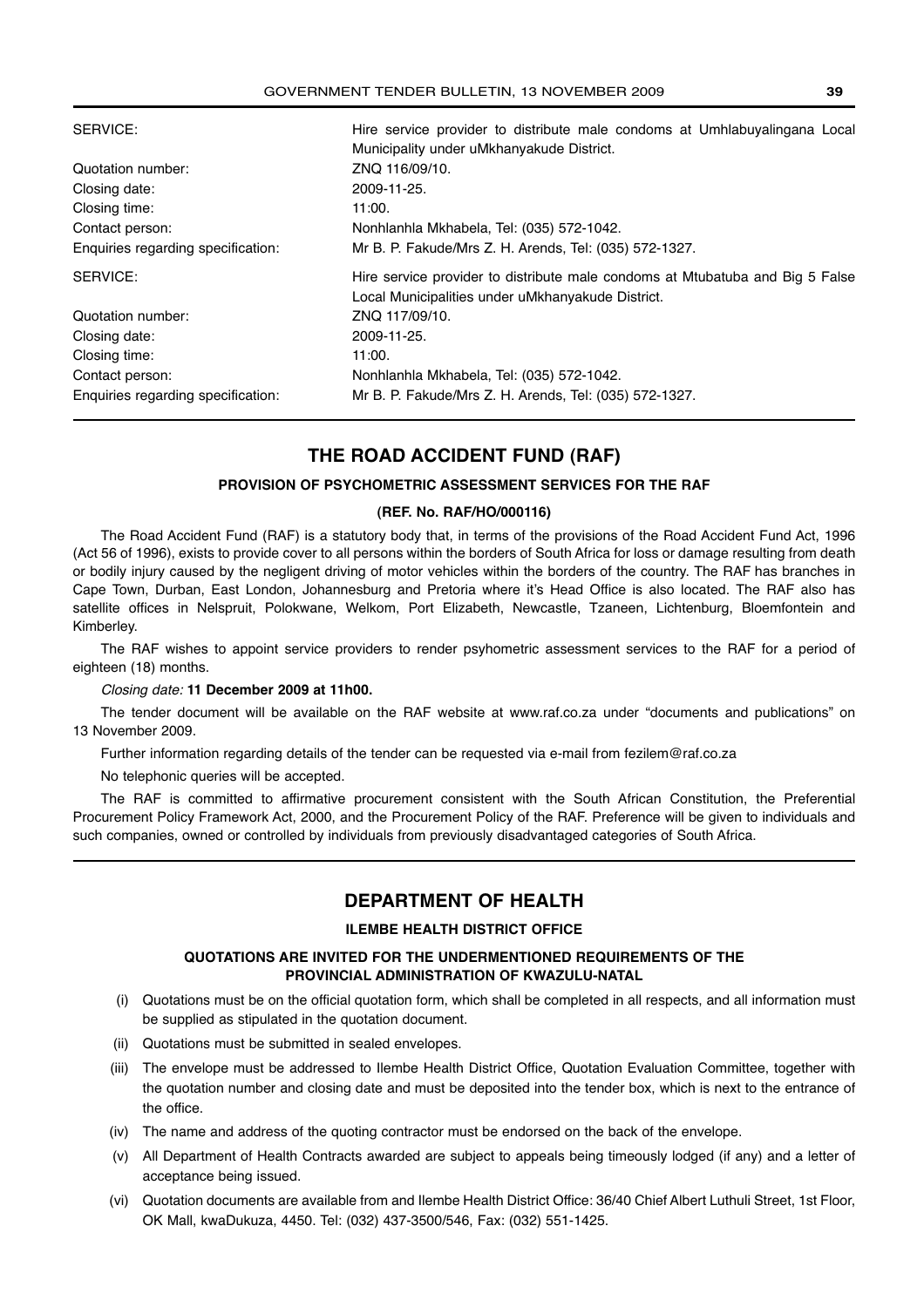| | |
|---|---|
| SERVICE: | Hire service provider to distribute male condoms at Umhlabuyalingana Local Municipality under uMkhanyakude District. |
| Quotation number: | ZNQ 116/09/10. |
| Closing date: | 2009-11-25. |
| Closing time: | 11:00. |
| Contact person: | Nonhlanhla Mkhabela, Tel: (035) 572-1042. |
| Enquiries regarding specification: | Mr B. P. Fakude/Mrs Z. H. Arends, Tel: (035) 572-1327. |

| | |
|---|---|
| SERVICE: | Hire service provider to distribute male condoms at Mtubatuba and Big 5 False Local Municipalities under uMkhanyakude District. |
| Quotation number: | ZNQ 117/09/10. |
| Closing date: | 2009-11-25. |
| Closing time: | 11:00. |
| Contact person: | Nonhlanhla Mkhabela, Tel: (035) 572-1042. |
| Enquiries regarding specification: | Mr B. P. Fakude/Mrs Z. H. Arends, Tel: (035) 572-1327. |

## THE ROAD ACCIDENT FUND (RAF)

### PROVISION OF PSYCHOMETRIC ASSESSMENT SERVICES FOR THE RAF

**(REF. No. RAF/HO/000116)**

The Road Accident Fund (RAF) is a statutory body that, in terms of the provisions of the Road Accident Fund Act, 1996 (Act 56 of 1996), exists to provide cover to all persons within the borders of South Africa for loss or damage resulting from death or bodily injury caused by the negligent driving of motor vehicles within the borders of the country. The RAF has branches in Cape Town, Durban, East London, Johannesburg and Pretoria where it's Head Office is also located. The RAF also has satellite offices in Nelspruit, Polokwane, Welkom, Port Elizabeth, Newcastle, Tzaneen, Lichtenburg, Bloemfontein and Kimberley.

The RAF wishes to appoint service providers to render psyhometric assessment services to the RAF for a period of eighteen (18) months.

*Closing date:* **11 December 2009 at 11h00.**

The tender document will be available on the RAF website at www.raf.co.za under "documents and publications" on 13 November 2009.

Further information regarding details of the tender can be requested via e-mail from fezilem@raf.co.za

No telephonic queries will be accepted.

The RAF is committed to affirmative procurement consistent with the South African Constitution, the Preferential Procurement Policy Framework Act, 2000, and the Procurement Policy of the RAF. Preference will be given to individuals and such companies, owned or controlled by individuals from previously disadvantaged categories of South Africa.

## DEPARTMENT OF HEALTH

### ILEMBE HEALTH DISTRICT OFFICE

### QUOTATIONS ARE INVITED FOR THE UNDERMENTIONED REQUIREMENTS OF THE PROVINCIAL ADMINISTRATION OF KWAZULU-NATAL

(i) Quotations must be on the official quotation form, which shall be completed in all respects, and all information must be supplied as stipulated in the quotation document.

(ii) Quotations must be submitted in sealed envelopes.

(iii) The envelope must be addressed to Ilembe Health District Office, Quotation Evaluation Committee, together with the quotation number and closing date and must be deposited into the tender box, which is next to the entrance of the office.

(iv) The name and address of the quoting contractor must be endorsed on the back of the envelope.

(v) All Department of Health Contracts awarded are subject to appeals being timeously lodged (if any) and a letter of acceptance being issued.

(vi) Quotation documents are available from and Ilembe Health District Office: 36/40 Chief Albert Luthuli Street, 1st Floor, OK Mall, kwaDukuza, 4450. Tel: (032) 437-3500/546, Fax: (032) 551-1425.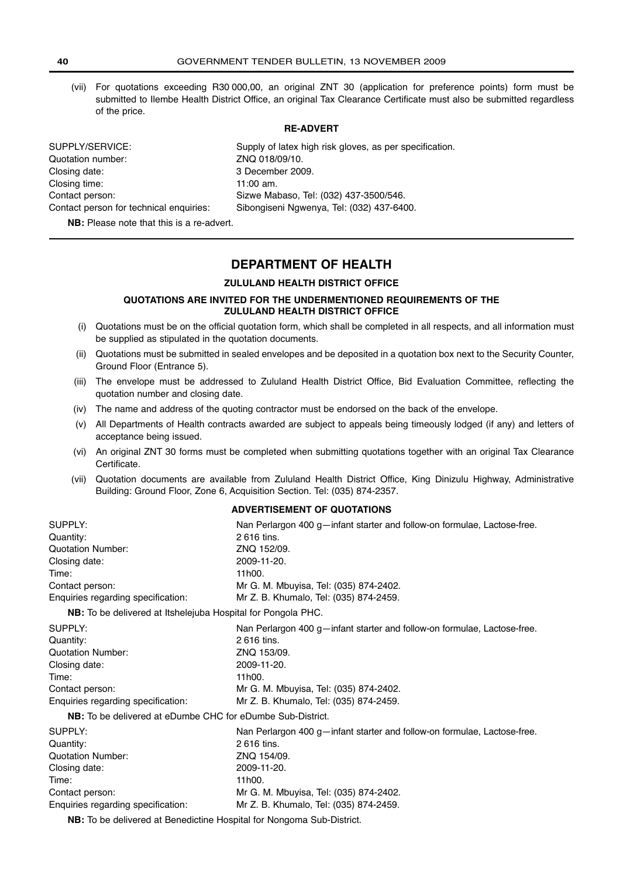(vii) For quotations exceeding R30 000,00, an original ZNT 30 (application for preference points) form must be submitted to Ilembe Health District Office, an original Tax Clearance Certificate must also be submitted regardless of the price.

**RE-ADVERT**

| | |
|---|---|
| SUPPLY/SERVICE: | Supply of latex high risk gloves, as per specification. |
| Quotation number: | ZNQ 018/09/10. |
| Closing date: | 3 December 2009. |
| Closing time: | 11:00 am. |
| Contact person: | Sizwe Mabaso, Tel: (032) 437-3500/546. |
| Contact person for technical enquiries: | Sibongiseni Ngwenya, Tel: (032) 437-6400. |

**NB:** Please note that this is a re-advert.

## DEPARTMENT OF HEALTH

### ZULULAND HEALTH DISTRICT OFFICE

**QUOTATIONS ARE INVITED FOR THE UNDERMENTIONED REQUIREMENTS OF THE ZULULAND HEALTH DISTRICT OFFICE**

(i) Quotations must be on the official quotation form, which shall be completed in all respects, and all information must be supplied as stipulated in the quotation documents.

(ii) Quotations must be submitted in sealed envelopes and be deposited in a quotation box next to the Security Counter, Ground Floor (Entrance 5).

(iii) The envelope must be addressed to Zululand Health District Office, Bid Evaluation Committee, reflecting the quotation number and closing date.

(iv) The name and address of the quoting contractor must be endorsed on the back of the envelope.

(v) All Departments of Health contracts awarded are subject to appeals being timeously lodged (if any) and letters of acceptance being issued.

(vi) An original ZNT 30 forms must be completed when submitting quotations together with an original Tax Clearance Certificate.

(vii) Quotation documents are available from Zululand Health District Office, King Dinizulu Highway, Administrative Building: Ground Floor, Zone 6, Acquisition Section. Tel: (035) 874-2357.

**ADVERTISEMENT OF QUOTATIONS**

| | |
|---|---|
| SUPPLY: | Nan Perlargon 400 g—infant starter and follow-on formulae, Lactose-free. |
| Quantity: | 2 616 tins. |
| Quotation Number: | ZNQ 152/09. |
| Closing date: | 2009-11-20. |
| Time: | 11h00. |
| Contact person: | Mr G. M. Mbuyisa, Tel: (035) 874-2402. |
| Enquiries regarding specification: | Mr Z. B. Khumalo, Tel: (035) 874-2459. |

**NB:** To be delivered at Itshelejuba Hospital for Pongola PHC.

| | |
|---|---|
| SUPPLY: | Nan Perlargon 400 g—infant starter and follow-on formulae, Lactose-free. |
| Quantity: | 2 616 tins. |
| Quotation Number: | ZNQ 153/09. |
| Closing date: | 2009-11-20. |
| Time: | 11h00. |
| Contact person: | Mr G. M. Mbuyisa, Tel: (035) 874-2402. |
| Enquiries regarding specification: | Mr Z. B. Khumalo, Tel: (035) 874-2459. |

**NB:** To be delivered at eDumbe CHC for eDumbe Sub-District.

| | |
|---|---|
| SUPPLY: | Nan Perlargon 400 g—infant starter and follow-on formulae, Lactose-free. |
| Quantity: | 2 616 tins. |
| Quotation Number: | ZNQ 154/09. |
| Closing date: | 2009-11-20. |
| Time: | 11h00. |
| Contact person: | Mr G. M. Mbuyisa, Tel: (035) 874-2402. |
| Enquiries regarding specification: | Mr Z. B. Khumalo, Tel: (035) 874-2459. |

**NB:** To be delivered at Benedictine Hospital for Nongoma Sub-District.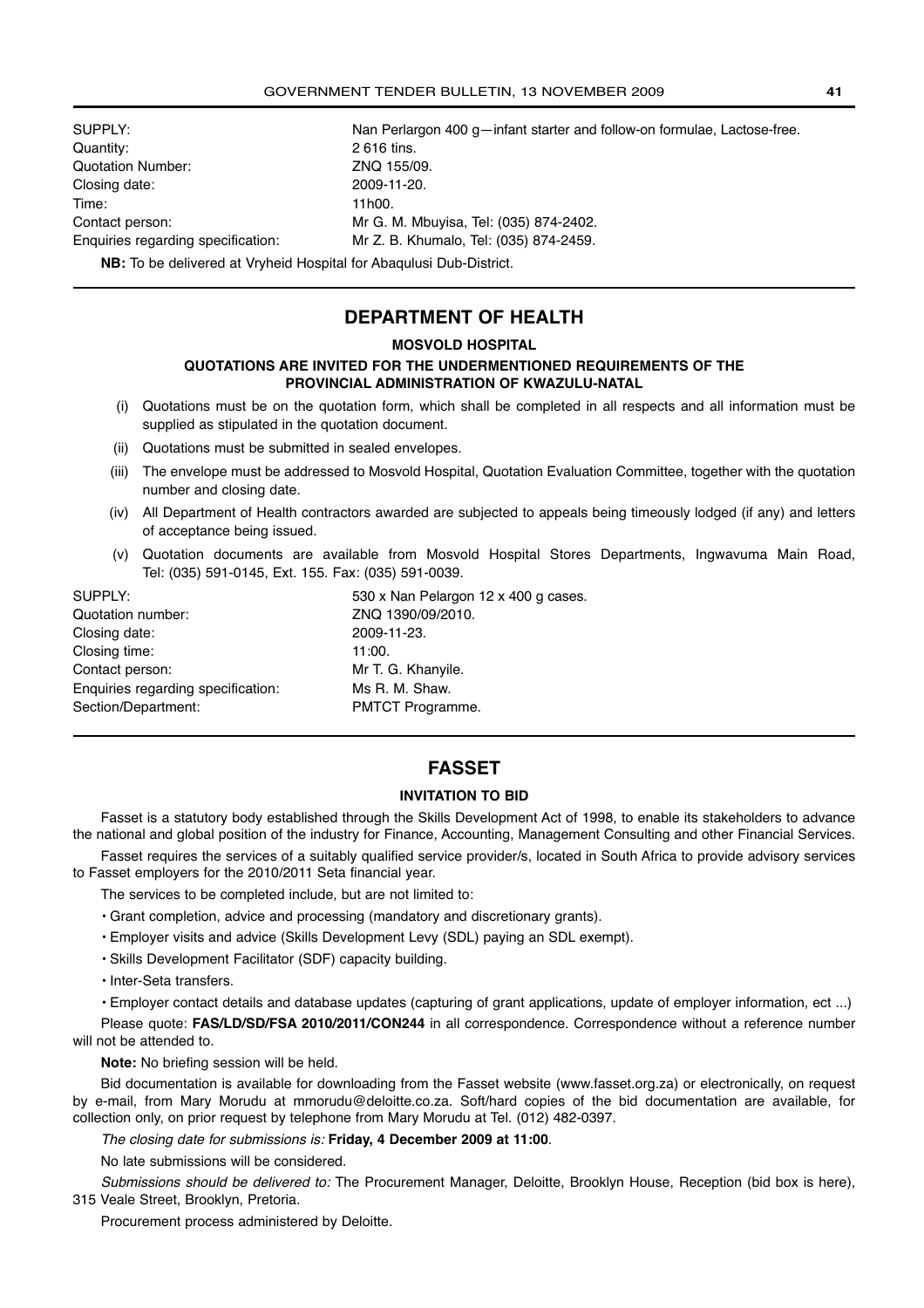| | |
|---|---|
| SUPPLY: | Nan Perlargon 400 g—infant starter and follow-on formulae, Lactose-free. |
| Quantity: | 2 616 tins. |
| Quotation Number: | ZNQ 155/09. |
| Closing date: | 2009-11-20. |
| Time: | 11h00. |
| Contact person: | Mr G. M. Mbuyisa, Tel: (035) 874-2402. |
| Enquiries regarding specification: | Mr Z. B. Khumalo, Tel: (035) 874-2459. |

**NB:** To be delivered at Vryheid Hospital for Abaqulusi Dub-District.

## DEPARTMENT OF HEALTH

### MOSVOLD HOSPITAL

#### QUOTATIONS ARE INVITED FOR THE UNDERMENTIONED REQUIREMENTS OF THE PROVINCIAL ADMINISTRATION OF KWAZULU-NATAL

(i) Quotations must be on the quotation form, which shall be completed in all respects and all information must be supplied as stipulated in the quotation document.

(ii) Quotations must be submitted in sealed envelopes.

(iii) The envelope must be addressed to Mosvold Hospital, Quotation Evaluation Committee, together with the quotation number and closing date.

(iv) All Department of Health contractors awarded are subjected to appeals being timeously lodged (if any) and letters of acceptance being issued.

(v) Quotation documents are available from Mosvold Hospital Stores Departments, Ingwavuma Main Road, Tel: (035) 591-0145, Ext. 155. Fax: (035) 591-0039.

| | |
|---|---|
| SUPPLY: | 530 x Nan Pelargon 12 x 400 g cases. |
| Quotation number: | ZNQ 1390/09/2010. |
| Closing date: | 2009-11-23. |
| Closing time: | 11:00. |
| Contact person: | Mr T. G. Khanyile. |
| Enquiries regarding specification: | Ms R. M. Shaw. |
| Section/Department: | PMTCT Programme. |

## FASSET

### INVITATION TO BID

Fasset is a statutory body established through the Skills Development Act of 1998, to enable its stakeholders to advance the national and global position of the industry for Finance, Accounting, Management Consulting and other Financial Services.

Fasset requires the services of a suitably qualified service provider/s, located in South Africa to provide advisory services to Fasset employers for the 2010/2011 Seta financial year.

The services to be completed include, but are not limited to:

- Grant completion, advice and processing (mandatory and discretionary grants).
- Employer visits and advice (Skills Development Levy (SDL) paying an SDL exempt).
- Skills Development Facilitator (SDF) capacity building.
- Inter-Seta transfers.
- Employer contact details and database updates (capturing of grant applications, update of employer information, ect ...)

Please quote: **FAS/LD/SD/FSA 2010/2011/CON244** in all correspondence. Correspondence without a reference number will not be attended to.

**Note:** No briefing session will be held.

Bid documentation is available for downloading from the Fasset website (www.fasset.org.za) or electronically, on request by e-mail, from Mary Morudu at mmorudu@deloitte.co.za. Soft/hard copies of the bid documentation are available, for collection only, on prior request by telephone from Mary Morudu at Tel. (012) 482-0397.

*The closing date for submissions is:* **Friday, 4 December 2009 at 11:00**.

No late submissions will be considered.

*Submissions should be delivered to:* The Procurement Manager, Deloitte, Brooklyn House, Reception (bid box is here), 315 Veale Street, Brooklyn, Pretoria.

Procurement process administered by Deloitte.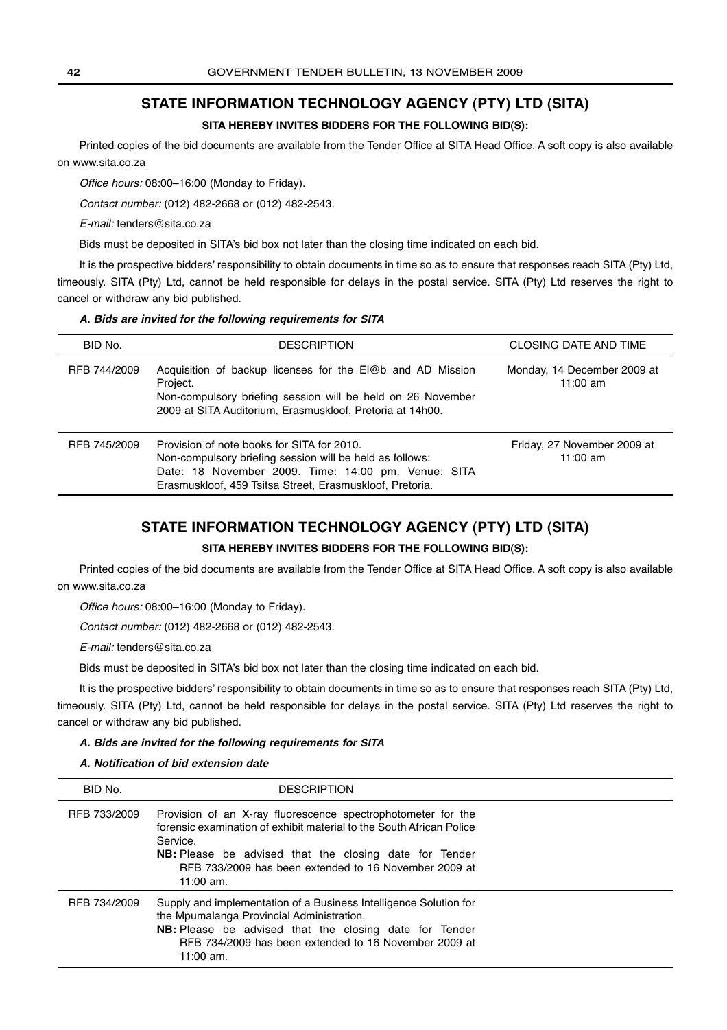## STATE INFORMATION TECHNOLOGY AGENCY (PTY) LTD (SITA)

**SITA HEREBY INVITES BIDDERS FOR THE FOLLOWING BID(S):**

Printed copies of the bid documents are available from the Tender Office at SITA Head Office. A soft copy is also available on www.sita.co.za

*Office hours:* 08:00–16:00 (Monday to Friday).

*Contact number:* (012) 482-2668 or (012) 482-2543.

*E-mail:* tenders@sita.co.za

Bids must be deposited in SITA's bid box not later than the closing time indicated on each bid.

It is the prospective bidders' responsibility to obtain documents in time so as to ensure that responses reach SITA (Pty) Ltd, timeously. SITA (Pty) Ltd, cannot be held responsible for delays in the postal service. SITA (Pty) Ltd reserves the right to cancel or withdraw any bid published.

***A. Bids are invited for the following requirements for SITA***

| BID No. | DESCRIPTION | CLOSING DATE AND TIME |
|---|---|---|
| RFB 744/2009 | Acquisition of backup licenses for the EI@b and AD Mission Project. Non-compulsory briefing session will be held on 26 November 2009 at SITA Auditorium, Erasmuskloof, Pretoria at 14h00. | Monday, 14 December 2009 at 11:00 am |
| RFB 745/2009 | Provision of note books for SITA for 2010. Non-compulsory briefing session will be held as follows: Date: 18 November 2009. Time: 14:00 pm. Venue: SITA Erasmuskloof, 459 Tsitsa Street, Erasmuskloof, Pretoria. | Friday, 27 November 2009 at 11:00 am |

## STATE INFORMATION TECHNOLOGY AGENCY (PTY) LTD (SITA)

**SITA HEREBY INVITES BIDDERS FOR THE FOLLOWING BID(S):**

Printed copies of the bid documents are available from the Tender Office at SITA Head Office. A soft copy is also available on www.sita.co.za

*Office hours:* 08:00–16:00 (Monday to Friday).

*Contact number:* (012) 482-2668 or (012) 482-2543.

*E-mail:* tenders@sita.co.za

Bids must be deposited in SITA's bid box not later than the closing time indicated on each bid.

It is the prospective bidders' responsibility to obtain documents in time so as to ensure that responses reach SITA (Pty) Ltd, timeously. SITA (Pty) Ltd, cannot be held responsible for delays in the postal service. SITA (Pty) Ltd reserves the right to cancel or withdraw any bid published.

***A. Bids are invited for the following requirements for SITA***

***A. Notification of bid extension date***

| BID No. | DESCRIPTION |
|---|---|
| RFB 733/2009 | Provision of an X-ray fluorescence spectrophotometer for the forensic examination of exhibit material to the South African Police Service. **NB:** Please be advised that the closing date for Tender RFB 733/2009 has been extended to 16 November 2009 at 11:00 am. |
| RFB 734/2009 | Supply and implementation of a Business Intelligence Solution for the Mpumalanga Provincial Administration. **NB:** Please be advised that the closing date for Tender RFB 734/2009 has been extended to 16 November 2009 at 11:00 am. |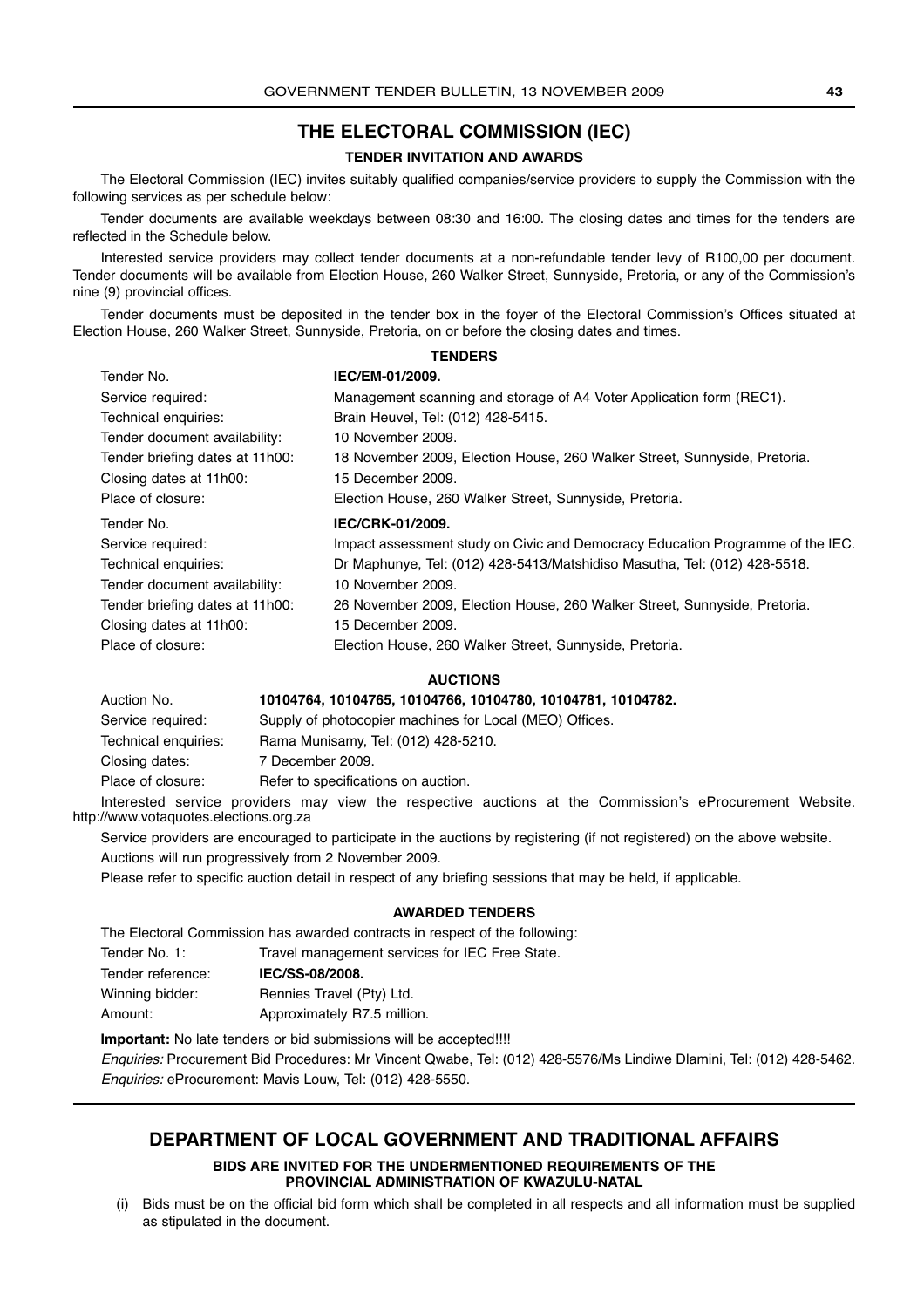## THE ELECTORAL COMMISSION (IEC)

### TENDER INVITATION AND AWARDS

The Electoral Commission (IEC) invites suitably qualified companies/service providers to supply the Commission with the following services as per schedule below:

Tender documents are available weekdays between 08:30 and 16:00. The closing dates and times for the tenders are reflected in the Schedule below.

Interested service providers may collect tender documents at a non-refundable tender levy of R100,00 per document. Tender documents will be available from Election House, 260 Walker Street, Sunnyside, Pretoria, or any of the Commission's nine (9) provincial offices.

Tender documents must be deposited in the tender box in the foyer of the Electoral Commission's Offices situated at Election House, 260 Walker Street, Sunnyside, Pretoria, on or before the closing dates and times.

**TENDERS**

| | |
|---|---|
| Tender No. | **IEC/EM-01/2009.** |
| Service required: | Management scanning and storage of A4 Voter Application form (REC1). |
| Technical enquiries: | Brain Heuvel, Tel: (012) 428-5415. |
| Tender document availability: | 10 November 2009. |
| Tender briefing dates at 11h00: | 18 November 2009, Election House, 260 Walker Street, Sunnyside, Pretoria. |
| Closing dates at 11h00: | 15 December 2009. |
| Place of closure: | Election House, 260 Walker Street, Sunnyside, Pretoria. |

| | |
|---|---|
| Tender No. | **IEC/CRK-01/2009.** |
| Service required: | Impact assessment study on Civic and Democracy Education Programme of the IEC. |
| Technical enquiries: | Dr Maphunye, Tel: (012) 428-5413/Matshidiso Masutha, Tel: (012) 428-5518. |
| Tender document availability: | 10 November 2009. |
| Tender briefing dates at 11h00: | 26 November 2009, Election House, 260 Walker Street, Sunnyside, Pretoria. |
| Closing dates at 11h00: | 15 December 2009. |
| Place of closure: | Election House, 260 Walker Street, Sunnyside, Pretoria. |

**AUCTIONS**

| | |
|---|---|
| Auction No. | **10104764, 10104765, 10104766, 10104780, 10104781, 10104782.** |
| Service required: | Supply of photocopier machines for Local (MEO) Offices. |
| Technical enquiries: | Rama Munisamy, Tel: (012) 428-5210. |
| Closing dates: | 7 December 2009. |
| Place of closure: | Refer to specifications on auction. |

Interested service providers may view the respective auctions at the Commission's eProcurement Website. http://www.votaquotes.elections.org.za

Service providers are encouraged to participate in the auctions by registering (if not registered) on the above website.

Auctions will run progressively from 2 November 2009.

Please refer to specific auction detail in respect of any briefing sessions that may be held, if applicable.

**AWARDED TENDERS**

The Electoral Commission has awarded contracts in respect of the following:

| | |
|---|---|
| Tender No. 1: | Travel management services for IEC Free State. |
| Tender reference: | **IEC/SS-08/2008.** |
| Winning bidder: | Rennies Travel (Pty) Ltd. |
| Amount: | Approximately R7.5 million. |

**Important:** No late tenders or bid submissions will be accepted!!!!

*Enquiries:* Procurement Bid Procedures: Mr Vincent Qwabe, Tel: (012) 428-5576/Ms Lindiwe Dlamini, Tel: (012) 428-5462.

*Enquiries:* eProcurement: Mavis Louw, Tel: (012) 428-5550.

## DEPARTMENT OF LOCAL GOVERNMENT AND TRADITIONAL AFFAIRS

### BIDS ARE INVITED FOR THE UNDERMENTIONED REQUIREMENTS OF THE PROVINCIAL ADMINISTRATION OF KWAZULU-NATAL

(i) Bids must be on the official bid form which shall be completed in all respects and all information must be supplied as stipulated in the document.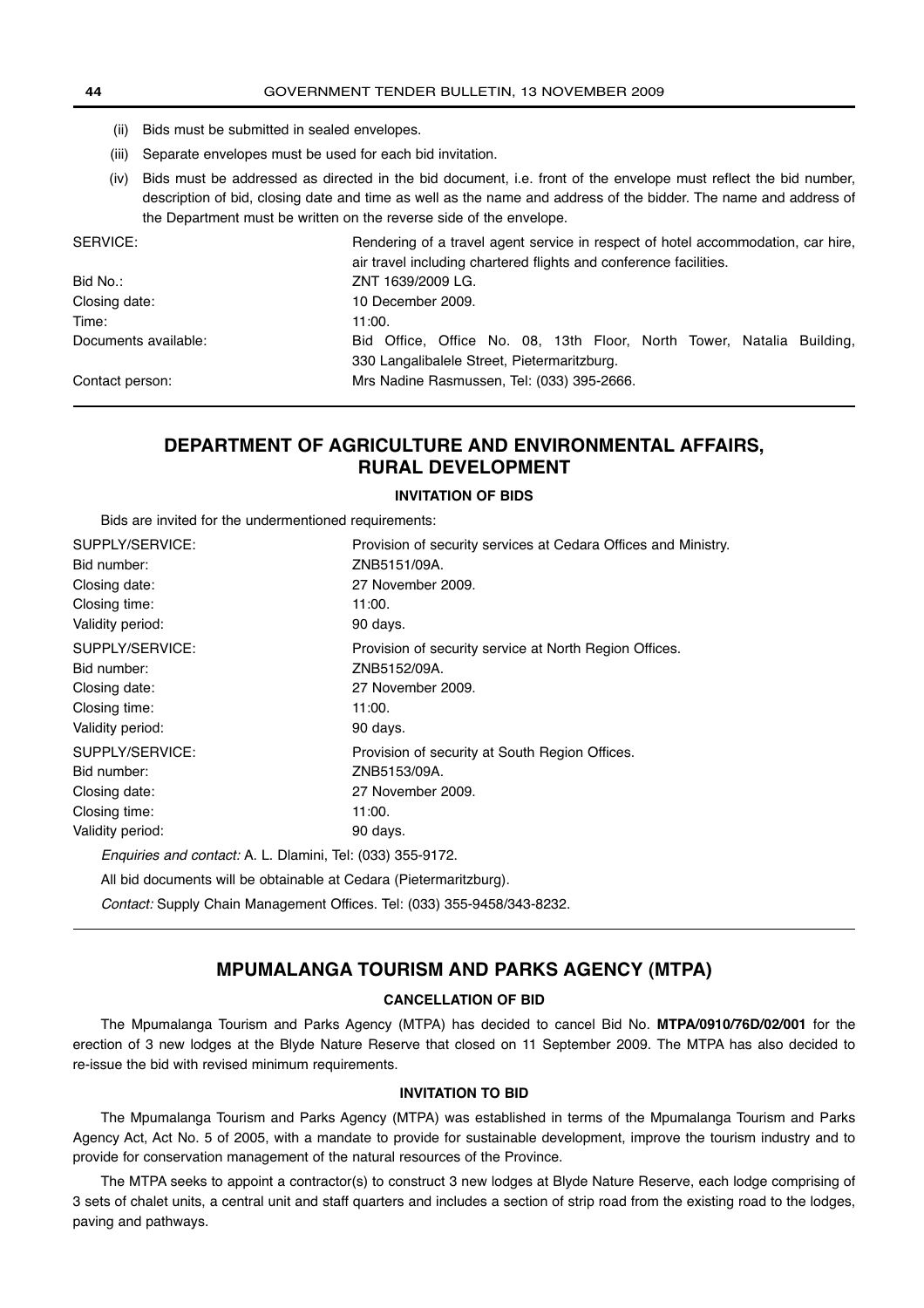(ii) Bids must be submitted in sealed envelopes.

(iii) Separate envelopes must be used for each bid invitation.

(iv) Bids must be addressed as directed in the bid document, i.e. front of the envelope must reflect the bid number, description of bid, closing date and time as well as the name and address of the bidder. The name and address of the Department must be written on the reverse side of the envelope.

| | |
|---|---|
| SERVICE: | Rendering of a travel agent service in respect of hotel accommodation, car hire, air travel including chartered flights and conference facilities. |
| Bid No.: | ZNT 1639/2009 LG. |
| Closing date: | 10 December 2009. |
| Time: | 11:00. |
| Documents available: | Bid Office, Office No. 08, 13th Floor, North Tower, Natalia Building, 330 Langalibalele Street, Pietermaritzburg. |
| Contact person: | Mrs Nadine Rasmussen, Tel: (033) 395-2666. |

## DEPARTMENT OF AGRICULTURE AND ENVIRONMENTAL AFFAIRS, RURAL DEVELOPMENT

### INVITATION OF BIDS

Bids are invited for the undermentioned requirements:

| | |
|---|---|
| SUPPLY/SERVICE: | Provision of security services at Cedara Offices and Ministry. |
| Bid number: | ZNB5151/09A. |
| Closing date: | 27 November 2009. |
| Closing time: | 11:00. |
| Validity period: | 90 days. |
| SUPPLY/SERVICE: | Provision of security service at North Region Offices. |
| Bid number: | ZNB5152/09A. |
| Closing date: | 27 November 2009. |
| Closing time: | 11:00. |
| Validity period: | 90 days. |
| SUPPLY/SERVICE: | Provision of security at South Region Offices. |
| Bid number: | ZNB5153/09A. |
| Closing date: | 27 November 2009. |
| Closing time: | 11:00. |
| Validity period: | 90 days. |

*Enquiries and contact:* A. L. Dlamini, Tel: (033) 355-9172.

All bid documents will be obtainable at Cedara (Pietermaritzburg).

*Contact:* Supply Chain Management Offices. Tel: (033) 355-9458/343-8232.

## MPUMALANGA TOURISM AND PARKS AGENCY (MTPA)

### CANCELLATION OF BID

The Mpumalanga Tourism and Parks Agency (MTPA) has decided to cancel Bid No. **MTPA/0910/76D/02/001** for the erection of 3 new lodges at the Blyde Nature Reserve that closed on 11 September 2009. The MTPA has also decided to re-issue the bid with revised minimum requirements.

### INVITATION TO BID

The Mpumalanga Tourism and Parks Agency (MTPA) was established in terms of the Mpumalanga Tourism and Parks Agency Act, Act No. 5 of 2005, with a mandate to provide for sustainable development, improve the tourism industry and to provide for conservation management of the natural resources of the Province.

The MTPA seeks to appoint a contractor(s) to construct 3 new lodges at Blyde Nature Reserve, each lodge comprising of 3 sets of chalet units, a central unit and staff quarters and includes a section of strip road from the existing road to the lodges, paving and pathways.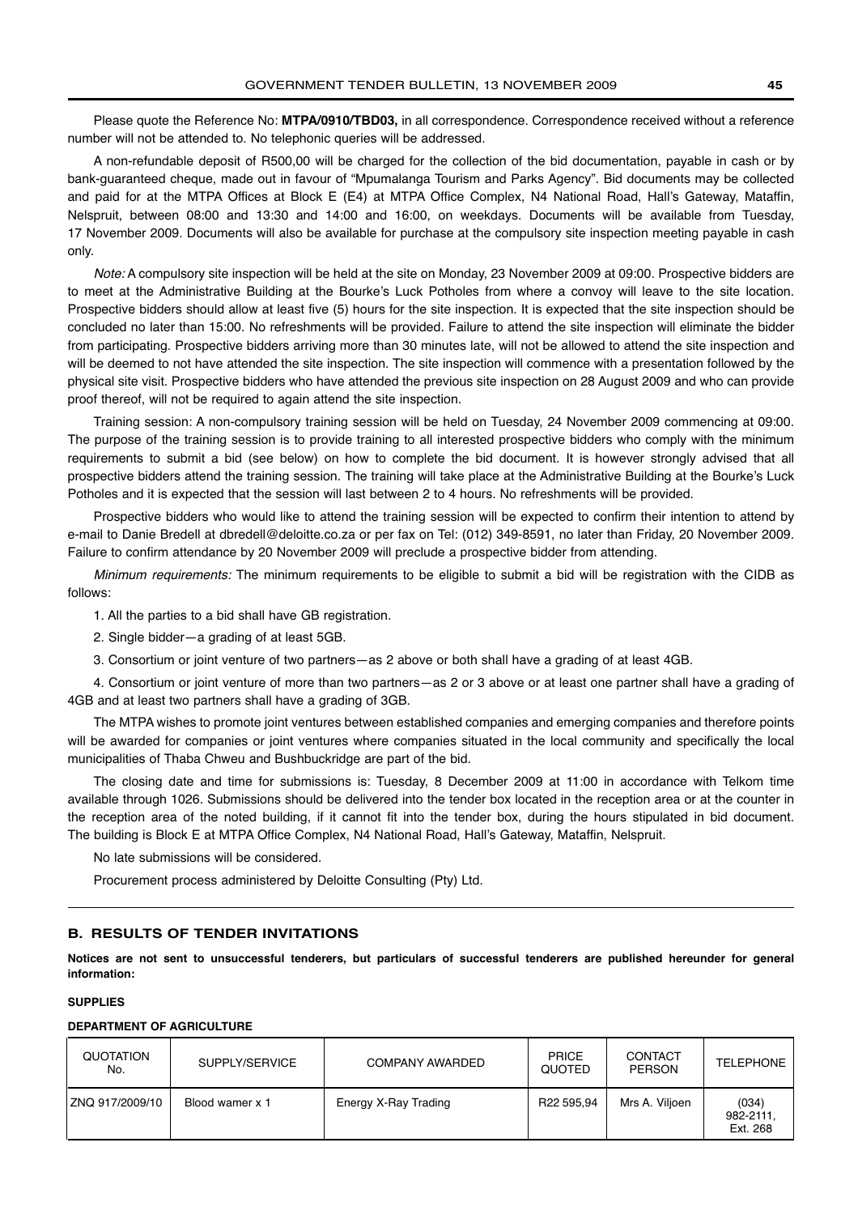Please quote the Reference No: **MTPA/0910/TBD03,** in all correspondence. Correspondence received without a reference number will not be attended to. No telephonic queries will be addressed.

A non-refundable deposit of R500,00 will be charged for the collection of the bid documentation, payable in cash or by bank-guaranteed cheque, made out in favour of "Mpumalanga Tourism and Parks Agency". Bid documents may be collected and paid for at the MTPA Offices at Block E (E4) at MTPA Office Complex, N4 National Road, Hall's Gateway, Mataffin, Nelspruit, between 08:00 and 13:30 and 14:00 and 16:00, on weekdays. Documents will be available from Tuesday, 17 November 2009. Documents will also be available for purchase at the compulsory site inspection meeting payable in cash only.

*Note:* A compulsory site inspection will be held at the site on Monday, 23 November 2009 at 09:00. Prospective bidders are to meet at the Administrative Building at the Bourke's Luck Potholes from where a convoy will leave to the site location. Prospective bidders should allow at least five (5) hours for the site inspection. It is expected that the site inspection should be concluded no later than 15:00. No refreshments will be provided. Failure to attend the site inspection will eliminate the bidder from participating. Prospective bidders arriving more than 30 minutes late, will not be allowed to attend the site inspection and will be deemed to not have attended the site inspection. The site inspection will commence with a presentation followed by the physical site visit. Prospective bidders who have attended the previous site inspection on 28 August 2009 and who can provide proof thereof, will not be required to again attend the site inspection.

Training session: A non-compulsory training session will be held on Tuesday, 24 November 2009 commencing at 09:00. The purpose of the training session is to provide training to all interested prospective bidders who comply with the minimum requirements to submit a bid (see below) on how to complete the bid document. It is however strongly advised that all prospective bidders attend the training session. The training will take place at the Administrative Building at the Bourke's Luck Potholes and it is expected that the session will last between 2 to 4 hours. No refreshments will be provided.

Prospective bidders who would like to attend the training session will be expected to confirm their intention to attend by e-mail to Danie Bredell at dbredell@deloitte.co.za or per fax on Tel: (012) 349-8591, no later than Friday, 20 November 2009. Failure to confirm attendance by 20 November 2009 will preclude a prospective bidder from attending.

*Minimum requirements:* The minimum requirements to be eligible to submit a bid will be registration with the CIDB as follows:

1. All the parties to a bid shall have GB registration.

2. Single bidder—a grading of at least 5GB.

3. Consortium or joint venture of two partners—as 2 above or both shall have a grading of at least 4GB.

4. Consortium or joint venture of more than two partners—as 2 or 3 above or at least one partner shall have a grading of 4GB and at least two partners shall have a grading of 3GB.

The MTPA wishes to promote joint ventures between established companies and emerging companies and therefore points will be awarded for companies or joint ventures where companies situated in the local community and specifically the local municipalities of Thaba Chweu and Bushbuckridge are part of the bid.

The closing date and time for submissions is: Tuesday, 8 December 2009 at 11:00 in accordance with Telkom time available through 1026. Submissions should be delivered into the tender box located in the reception area or at the counter in the reception area of the noted building, if it cannot fit into the tender box, during the hours stipulated in bid document. The building is Block E at MTPA Office Complex, N4 National Road, Hall's Gateway, Mataffin, Nelspruit.

No late submissions will be considered.

Procurement process administered by Deloitte Consulting (Pty) Ltd.

---

## B. RESULTS OF TENDER INVITATIONS

**Notices are not sent to unsuccessful tenderers, but particulars of successful tenderers are published hereunder for general information:**

### SUPPLIES

#### DEPARTMENT OF AGRICULTURE

| QUOTATION No. | SUPPLY/SERVICE | COMPANY AWARDED | PRICE QUOTED | CONTACT PERSON | TELEPHONE |
|---|---|---|---|---|---|
| ZNQ 917/2009/10 | Blood wamer x 1 | Energy X-Ray Trading | R22 595,94 | Mrs A. Viljoen | (034) 982-2111, Ext. 268 |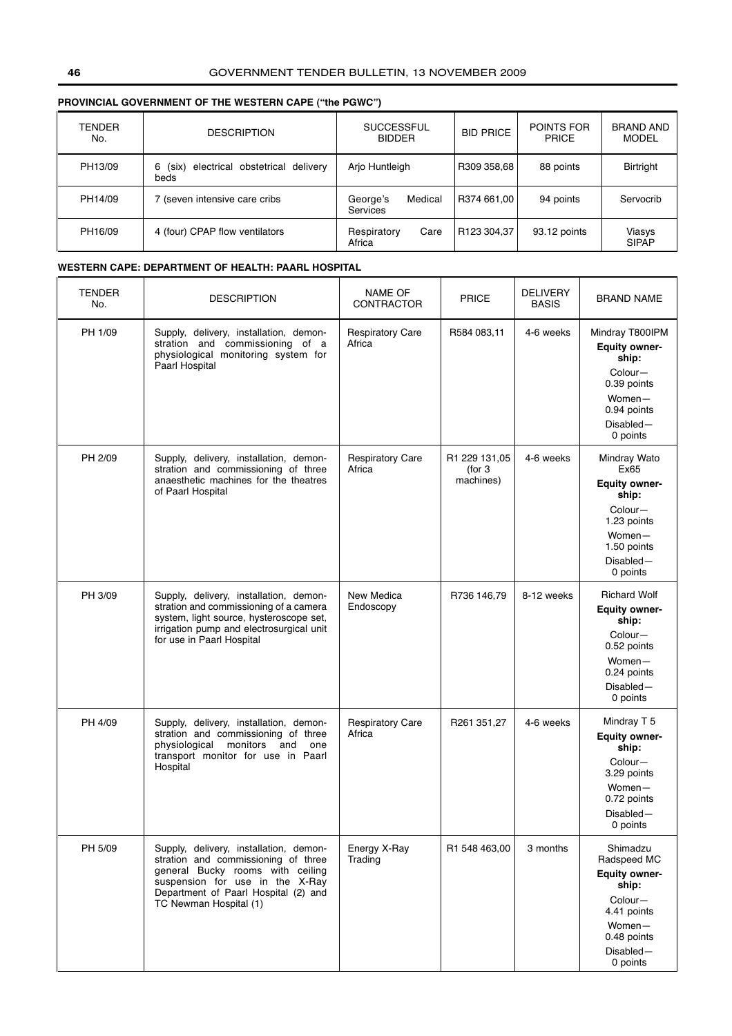**PROVINCIAL GOVERNMENT OF THE WESTERN CAPE ("the PGWC")**

| TENDER No. | DESCRIPTION | SUCCESSFUL BIDDER | BID PRICE | POINTS FOR PRICE | BRAND AND MODEL |
|---|---|---|---|---|---|
| PH13/09 | 6 (six) electrical obstetrical delivery beds | Arjo Huntleigh | R309 358,68 | 88 points | Birtright |
| PH14/09 | 7 (seven intensive care cribs | George's Medical Services | R374 661,00 | 94 points | Servocrib |
| PH16/09 | 4 (four) CPAP flow ventilators | Respiratory Care Africa | R123 304,37 | 93.12 points | Viasys SIPAP |

**WESTERN CAPE: DEPARTMENT OF HEALTH: PAARL HOSPITAL**

| TENDER No. | DESCRIPTION | NAME OF CONTRACTOR | PRICE | DELIVERY BASIS | BRAND NAME |
|---|---|---|---|---|---|
| PH 1/09 | Supply, delivery, installation, demonstration and commissioning of a physiological monitoring system for Paarl Hospital | Respiratory Care Africa | R584 083,11 | 4-6 weeks | Mindray T800IPM **Equity ownership:** Colour—0.39 points Women—0.94 points Disabled—0 points |
| PH 2/09 | Supply, delivery, installation, demonstration and commissioning of three anaesthetic machines for the theatres of Paarl Hospital | Respiratory Care Africa | R1 229 131,05 (for 3 machines) | 4-6 weeks | Mindray Wato Ex65 **Equity ownership:** Colour—1.23 points Women—1.50 points Disabled—0 points |
| PH 3/09 | Supply, delivery, installation, demonstration and commissioning of a camera system, light source, hysteroscope set, irrigation pump and electrosurgical unit for use in Paarl Hospital | New Medica Endoscopy | R736 146,79 | 8-12 weeks | Richard Wolf **Equity ownership:** Colour—0.52 points Women—0.24 points Disabled—0 points |
| PH 4/09 | Supply, delivery, installation, demonstration and commissioning of three physiological monitors and one transport monitor for use in Paarl Hospital | Respiratory Care Africa | R261 351,27 | 4-6 weeks | Mindray T 5 **Equity ownership:** Colour—3.29 points Women—0.72 points Disabled—0 points |
| PH 5/09 | Supply, delivery, installation, demonstration and commissioning of three general Bucky rooms with ceiling suspension for use in the X-Ray Department of Paarl Hospital (2) and TC Newman Hospital (1) | Energy X-Ray Trading | R1 548 463,00 | 3 months | Shimadzu Radspeed MC **Equity ownership:** Colour—4.41 points Women—0.48 points Disabled—0 points |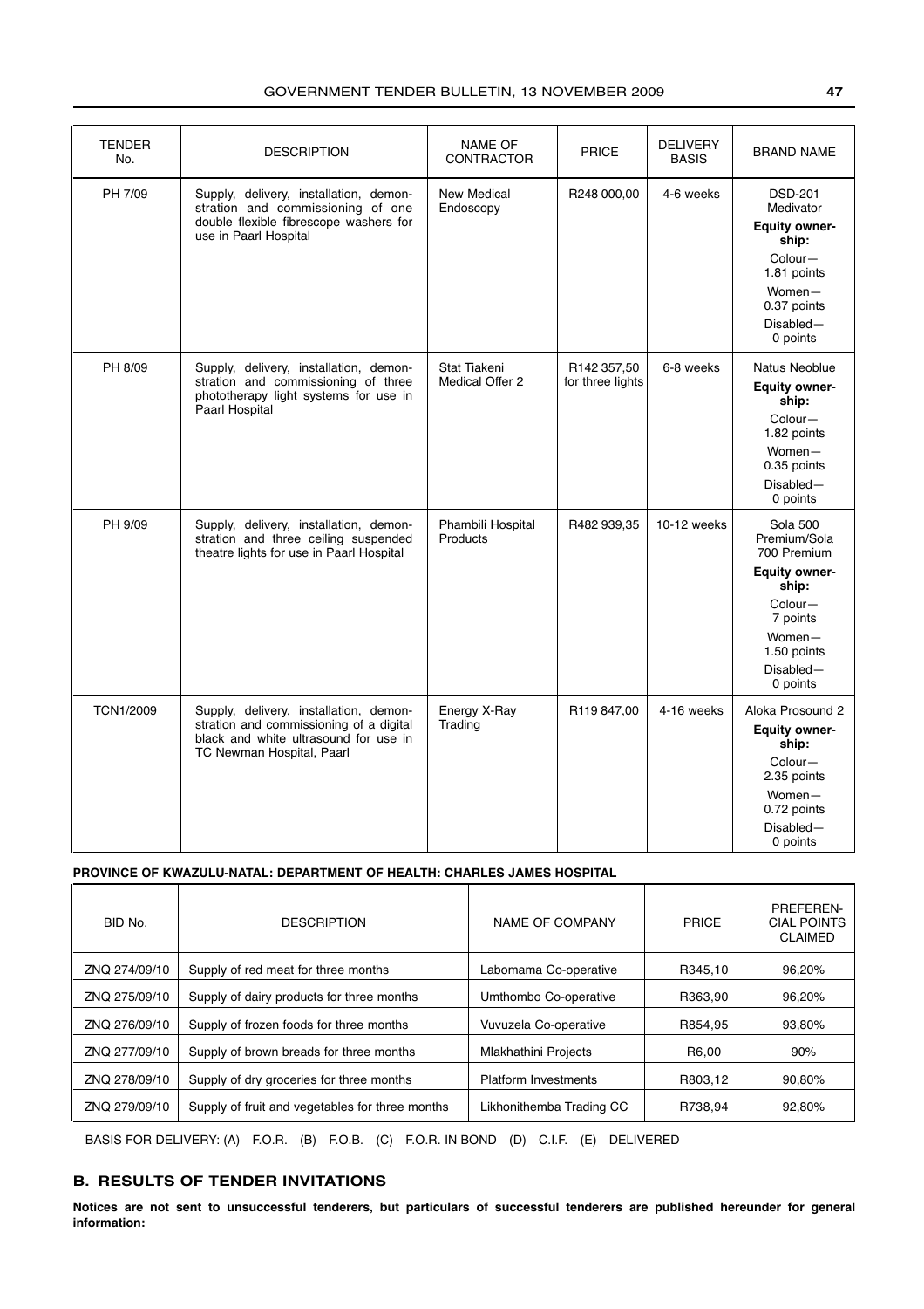| TENDER No. | DESCRIPTION | NAME OF CONTRACTOR | PRICE | DELIVERY BASIS | BRAND NAME |
|---|---|---|---|---|---|
| PH 7/09 | Supply, delivery, installation, demonstration and commissioning of one double flexible fibrescope washers for use in Paarl Hospital | New Medical Endoscopy | R248 000,00 | 4-6 weeks | DSD-201 Medivator **Equity ownership:** Colour—1.81 points Women—0.37 points Disabled—0 points |
| PH 8/09 | Supply, delivery, installation, demonstration and commissioning of three phototherapy light systems for use in Paarl Hospital | Stat Tiakeni Medical Offer 2 | R142 357,50 for three lights | 6-8 weeks | Natus Neoblue **Equity ownership:** Colour—1.82 points Women—0.35 points Disabled—0 points |
| PH 9/09 | Supply, delivery, installation, demonstration and three ceiling suspended theatre lights for use in Paarl Hospital | Phambili Hospital Products | R482 939,35 | 10-12 weeks | Sola 500 Premium/Sola 700 Premium **Equity ownership:** Colour—7 points Women—1.50 points Disabled—0 points |
| TCN1/2009 | Supply, delivery, installation, demonstration and commissioning of a digital black and white ultrasound for use in TC Newman Hospital, Paarl | Energy X-Ray Trading | R119 847,00 | 4-16 weeks | Aloka Prosound 2 **Equity ownership:** Colour—2.35 points Women—0.72 points Disabled—0 points |

**PROVINCE OF KWAZULU-NATAL: DEPARTMENT OF HEALTH: CHARLES JAMES HOSPITAL**

| BID No. | DESCRIPTION | NAME OF COMPANY | PRICE | PREFERENCIAL POINTS CLAIMED |
|---|---|---|---|---|
| ZNQ 274/09/10 | Supply of red meat for three months | Labomama Co-operative | R345,10 | 96,20% |
| ZNQ 275/09/10 | Supply of dairy products for three months | Umthombo Co-operative | R363,90 | 96,20% |
| ZNQ 276/09/10 | Supply of frozen foods for three months | Vuvuzela Co-operative | R854,95 | 93,80% |
| ZNQ 277/09/10 | Supply of brown breads for three months | Mlakhathini Projects | R6,00 | 90% |
| ZNQ 278/09/10 | Supply of dry groceries for three months | Platform Investments | R803,12 | 90,80% |
| ZNQ 279/09/10 | Supply of fruit and vegetables for three months | Likhonithemba Trading CC | R738,94 | 92,80% |

BASIS FOR DELIVERY: (A) F.O.R. (B) F.O.B. (C) F.O.R. IN BOND (D) C.I.F. (E) DELIVERED

## B. RESULTS OF TENDER INVITATIONS

**Notices are not sent to unsuccessful tenderers, but particulars of successful tenderers are published hereunder for general information:**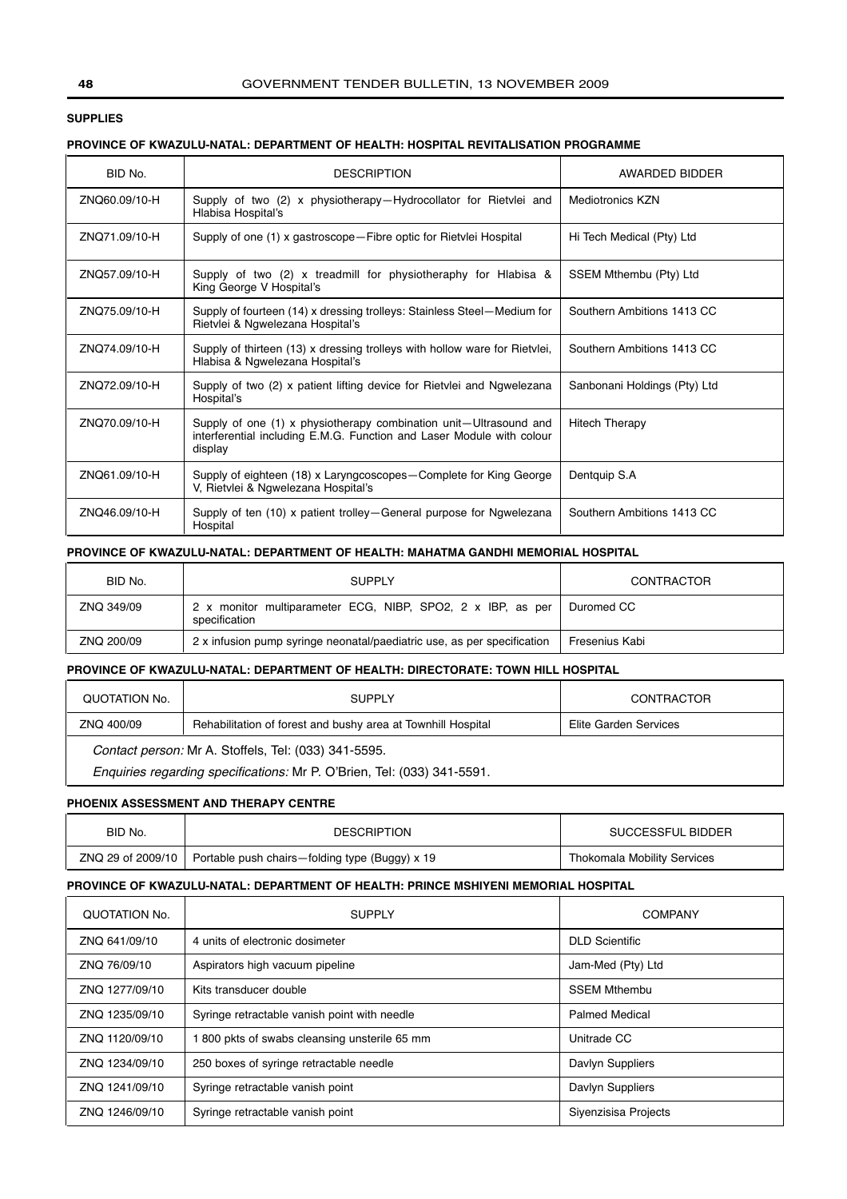**SUPPLIES**

**PROVINCE OF KWAZULU-NATAL: DEPARTMENT OF HEALTH: HOSPITAL REVITALISATION PROGRAMME**

| BID No. | DESCRIPTION | AWARDED BIDDER |
|---|---|---|
| ZNQ60.09/10-H | Supply of two (2) x physiotherapy—Hydrocollator for Rietvlei and Hlabisa Hospital's | Mediotronics KZN |
| ZNQ71.09/10-H | Supply of one (1) x gastroscope—Fibre optic for Rietvlei Hospital | Hi Tech Medical (Pty) Ltd |
| ZNQ57.09/10-H | Supply of two (2) x treadmill for physiotheraphy for Hlabisa & King George V Hospital's | SSEM Mthembu (Pty) Ltd |
| ZNQ75.09/10-H | Supply of fourteen (14) x dressing trolleys: Stainless Steel—Medium for Rietvlei & Ngwelezana Hospital's | Southern Ambitions 1413 CC |
| ZNQ74.09/10-H | Supply of thirteen (13) x dressing trolleys with hollow ware for Rietvlei, Hlabisa & Ngwelezana Hospital's | Southern Ambitions 1413 CC |
| ZNQ72.09/10-H | Supply of two (2) x patient lifting device for Rietvlei and Ngwelezana Hospital's | Sanbonani Holdings (Pty) Ltd |
| ZNQ70.09/10-H | Supply of one (1) x physiotherapy combination unit—Ultrasound and interferential including E.M.G. Function and Laser Module with colour display | Hitech Therapy |
| ZNQ61.09/10-H | Supply of eighteen (18) x Laryngcoscopes—Complete for King George V, Rietvlei & Ngwelezana Hospital's | Dentquip S.A |
| ZNQ46.09/10-H | Supply of ten (10) x patient trolley—General purpose for Ngwelezana Hospital | Southern Ambitions 1413 CC |

**PROVINCE OF KWAZULU-NATAL: DEPARTMENT OF HEALTH: MAHATMA GANDHI MEMORIAL HOSPITAL**

| BID No. | SUPPLY | CONTRACTOR |
|---|---|---|
| ZNQ 349/09 | 2 x monitor multiparameter ECG, NIBP, SPO2, 2 x IBP, as per specification | Duromed CC |
| ZNQ 200/09 | 2 x infusion pump syringe neonatal/paediatric use, as per specification | Fresenius Kabi |

**PROVINCE OF KWAZULU-NATAL: DEPARTMENT OF HEALTH: DIRECTORATE: TOWN HILL HOSPITAL**

| QUOTATION No. | SUPPLY | CONTRACTOR |
|---|---|---|
| ZNQ 400/09 | Rehabilitation of forest and bushy area at Townhill Hospital | Elite Garden Services |

*Contact person:* Mr A. Stoffels, Tel: (033) 341-5595.

*Enquiries regarding specifications:* Mr P. O'Brien, Tel: (033) 341-5591.

**PHOENIX ASSESSMENT AND THERAPY CENTRE**

| BID No. | DESCRIPTION | SUCCESSFUL BIDDER |
|---|---|---|
| ZNQ 29 of 2009/10 | Portable push chairs—folding type (Buggy) x 19 | Thokomala Mobility Services |

**PROVINCE OF KWAZULU-NATAL: DEPARTMENT OF HEALTH: PRINCE MSHIYENI MEMORIAL HOSPITAL**

| QUOTATION No. | SUPPLY | COMPANY |
|---|---|---|
| ZNQ 641/09/10 | 4 units of electronic dosimeter | DLD Scientific |
| ZNQ 76/09/10 | Aspirators high vacuum pipeline | Jam-Med (Pty) Ltd |
| ZNQ 1277/09/10 | Kits transducer double | SSEM Mthembu |
| ZNQ 1235/09/10 | Syringe retractable vanish point with needle | Palmed Medical |
| ZNQ 1120/09/10 | 1 800 pkts of swabs cleansing unsterile 65 mm | Unitrade CC |
| ZNQ 1234/09/10 | 250 boxes of syringe retractable needle | Davlyn Suppliers |
| ZNQ 1241/09/10 | Syringe retractable vanish point | Davlyn Suppliers |
| ZNQ 1246/09/10 | Syringe retractable vanish point | Siyenzisisa Projects |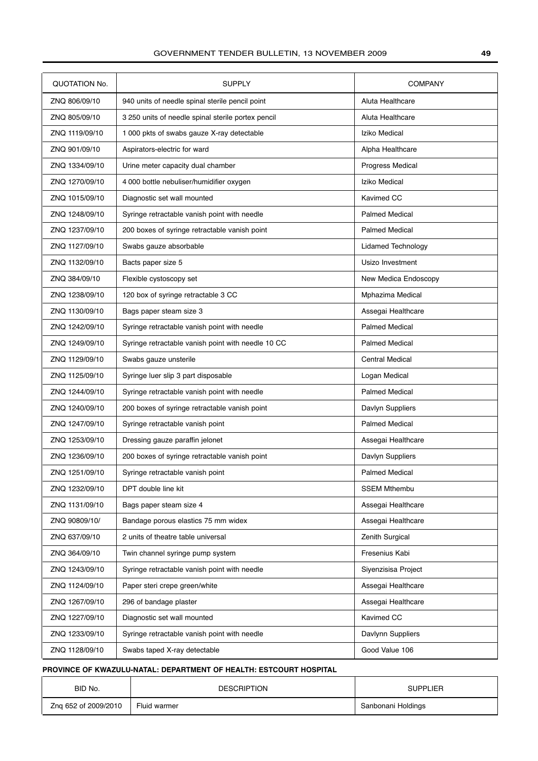| QUOTATION No. | SUPPLY | COMPANY |
|---|---|---|
| ZNQ 806/09/10 | 940 units of needle spinal sterile pencil point | Aluta Healthcare |
| ZNQ 805/09/10 | 3 250 units of needle spinal sterile portex pencil | Aluta Healthcare |
| ZNQ 1119/09/10 | 1 000 pkts of swabs gauze X-ray detectable | Iziko Medical |
| ZNQ 901/09/10 | Aspirators-electric for ward | Alpha Healthcare |
| ZNQ 1334/09/10 | Urine meter capacity dual chamber | Progress Medical |
| ZNQ 1270/09/10 | 4 000 bottle nebuliser/humidifier oxygen | Iziko Medical |
| ZNQ 1015/09/10 | Diagnostic set wall mounted | Kavimed CC |
| ZNQ 1248/09/10 | Syringe retractable vanish point with needle | Palmed Medical |
| ZNQ 1237/09/10 | 200 boxes of syringe retractable vanish point | Palmed Medical |
| ZNQ 1127/09/10 | Swabs gauze absorbable | Lidamed Technology |
| ZNQ 1132/09/10 | Bacts paper size 5 | Usizo Investment |
| ZNQ 384/09/10 | Flexible cystoscopy set | New Medica Endoscopy |
| ZNQ 1238/09/10 | 120 box of syringe retractable 3 CC | Mphazima Medical |
| ZNQ 1130/09/10 | Bags paper steam size 3 | Assegai Healthcare |
| ZNQ 1242/09/10 | Syringe retractable vanish point with needle | Palmed Medical |
| ZNQ 1249/09/10 | Syringe retractable vanish point with needle 10 CC | Palmed Medical |
| ZNQ 1129/09/10 | Swabs gauze unsterile | Central Medical |
| ZNQ 1125/09/10 | Syringe luer slip 3 part disposable | Logan Medical |
| ZNQ 1244/09/10 | Syringe retractable vanish point with needle | Palmed Medical |
| ZNQ 1240/09/10 | 200 boxes of syringe retractable vanish point | Davlyn Suppliers |
| ZNQ 1247/09/10 | Syringe retractable vanish point | Palmed Medical |
| ZNQ 1253/09/10 | Dressing gauze paraffin jelonet | Assegai Healthcare |
| ZNQ 1236/09/10 | 200 boxes of syringe retractable vanish point | Davlyn Suppliers |
| ZNQ 1251/09/10 | Syringe retractable vanish point | Palmed Medical |
| ZNQ 1232/09/10 | DPT double line kit | SSEM Mthembu |
| ZNQ 1131/09/10 | Bags paper steam size 4 | Assegai Healthcare |
| ZNQ 90809/10/ | Bandage porous elastics 75 mm widex | Assegai Healthcare |
| ZNQ 637/09/10 | 2 units of theatre table universal | Zenith Surgical |
| ZNQ 364/09/10 | Twin channel syringe pump system | Fresenius Kabi |
| ZNQ 1243/09/10 | Syringe retractable vanish point with needle | Siyenzisisa Project |
| ZNQ 1124/09/10 | Paper steri crepe green/white | Assegai Healthcare |
| ZNQ 1267/09/10 | 296 of bandage plaster | Assegai Healthcare |
| ZNQ 1227/09/10 | Diagnostic set wall mounted | Kavimed CC |
| ZNQ 1233/09/10 | Syringe retractable vanish point with needle | Davlynn Suppliers |
| ZNQ 1128/09/10 | Swabs taped X-ray detectable | Good Value 106 |

**PROVINCE OF KWAZULU-NATAL: DEPARTMENT OF HEALTH: ESTCOURT HOSPITAL**

| BID No. | DESCRIPTION | SUPPLIER |
|---|---|---|
| Znq 652 of 2009/2010 | Fluid warmer | Sanbonani Holdings |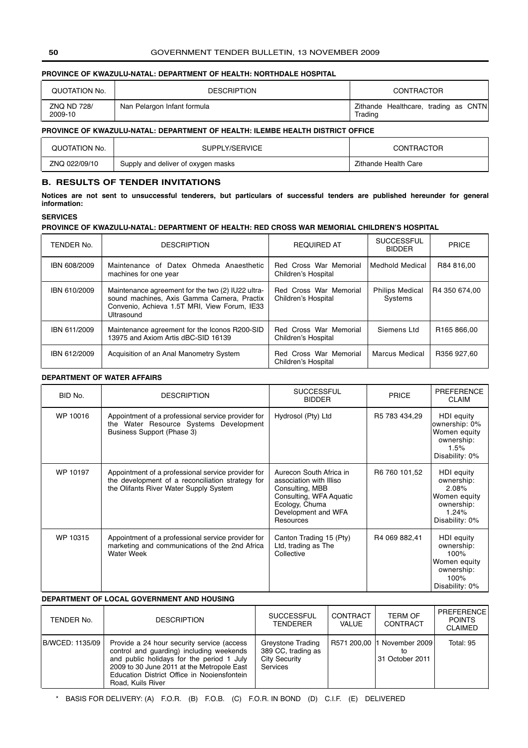**PROVINCE OF KWAZULU-NATAL: DEPARTMENT OF HEALTH: NORTHDALE HOSPITAL**

| QUOTATION No. | DESCRIPTION | CONTRACTOR |
|---|---|---|
| ZNQ ND 728/ 2009-10 | Nan Pelargon Infant formula | Zithande Healthcare, trading as CNTN Trading |

**PROVINCE OF KWAZULU-NATAL: DEPARTMENT OF HEALTH: ILEMBE HEALTH DISTRICT OFFICE**

| QUOTATION No. | SUPPLY/SERVICE | CONTRACTOR |
|---|---|---|
| ZNQ 022/09/10 | Supply and deliver of oxygen masks | Zithande Health Care |

## B. RESULTS OF TENDER INVITATIONS

**Notices are not sent to unsuccessful tenderers, but particulars of successful tenders are published hereunder for general information:**

**SERVICES**

**PROVINCE OF KWAZULU-NATAL: DEPARTMENT OF HEALTH: RED CROSS WAR MEMORIAL CHILDREN'S HOSPITAL**

| TENDER No. | DESCRIPTION | REQUIRED AT | SUCCESSFUL BIDDER | PRICE |
|---|---|---|---|---|
| IBN 608/2009 | Maintenance of Datex Ohmeda Anaesthetic machines for one year | Red Cross War Memorial Children's Hospital | Medhold Medical | R84 816,00 |
| IBN 610/2009 | Maintenance agreement for the two (2) IU22 ultra-sound machines, Axis Gamma Camera, Practix Convenio, Achieva 1.5T MRI, View Forum, IE33 Ultrasound | Red Cross War Memorial Children's Hospital | Philips Medical Systems | R4 350 674,00 |
| IBN 611/2009 | Maintenance agreement for the Iconos R200-SID 13975 and Axiom Artis dBC-SID 16139 | Red Cross War Memorial Children's Hospital | Siemens Ltd | R165 866,00 |
| IBN 612/2009 | Acquisition of an Anal Manometry System | Red Cross War Memorial Children's Hospital | Marcus Medical | R356 927,60 |

**DEPARTMENT OF WATER AFFAIRS**

| BID No. | DESCRIPTION | SUCCESSFUL BIDDER | PRICE | PREFERENCE CLAIM |
|---|---|---|---|---|
| WP 10016 | Appointment of a professional service provider for the Water Resource Systems Development Business Support (Phase 3) | Hydrosol (Pty) Ltd | R5 783 434,29 | HDI equity ownership: 0% Women equity ownership: 1.5% Disability: 0% |
| WP 10197 | Appointment of a professional service provider for the development of a reconciliation strategy for the Olifants River Water Supply System | Aurecon South Africa in association with Illiso Consulting, MBB Consulting, WFA Aquatic Ecology, Chuma Development and WFA Resources | R6 760 101,52 | HDI equity ownership: 2.08% Women equity ownership: 1.24% Disability: 0% |
| WP 10315 | Appointment of a professional service provider for marketing and communications of the 2nd Africa Water Week | Canton Trading 15 (Pty) Ltd, trading as The Collective | R4 069 882,41 | HDI equity ownership: 100% Women equity ownership: 100% Disability: 0% |

**DEPARTMENT OF LOCAL GOVERNMENT AND HOUSING**

| TENDER No. | DESCRIPTION | SUCCESSFUL TENDERER | CONTRACT VALUE | TERM OF CONTRACT | PREFERENCE POINTS CLAIMED |
|---|---|---|---|---|---|
| B/WCED: 1135/09 | Provide a 24 hour security service (access control and guarding) including weekends and public holidays for the period 1 July 2009 to 30 June 2011 at the Metropole East Education District Office in Nooiensfontein Road, Kuils River | Greystone Trading 389 CC, trading as City Security Services | R571 200,00 | 1 November 2009 to 31 October 2011 | Total: 95 |

\* BASIS FOR DELIVERY: (A) F.O.R. (B) F.O.B. (C) F.O.R. IN BOND (D) C.I.F. (E) DELIVERED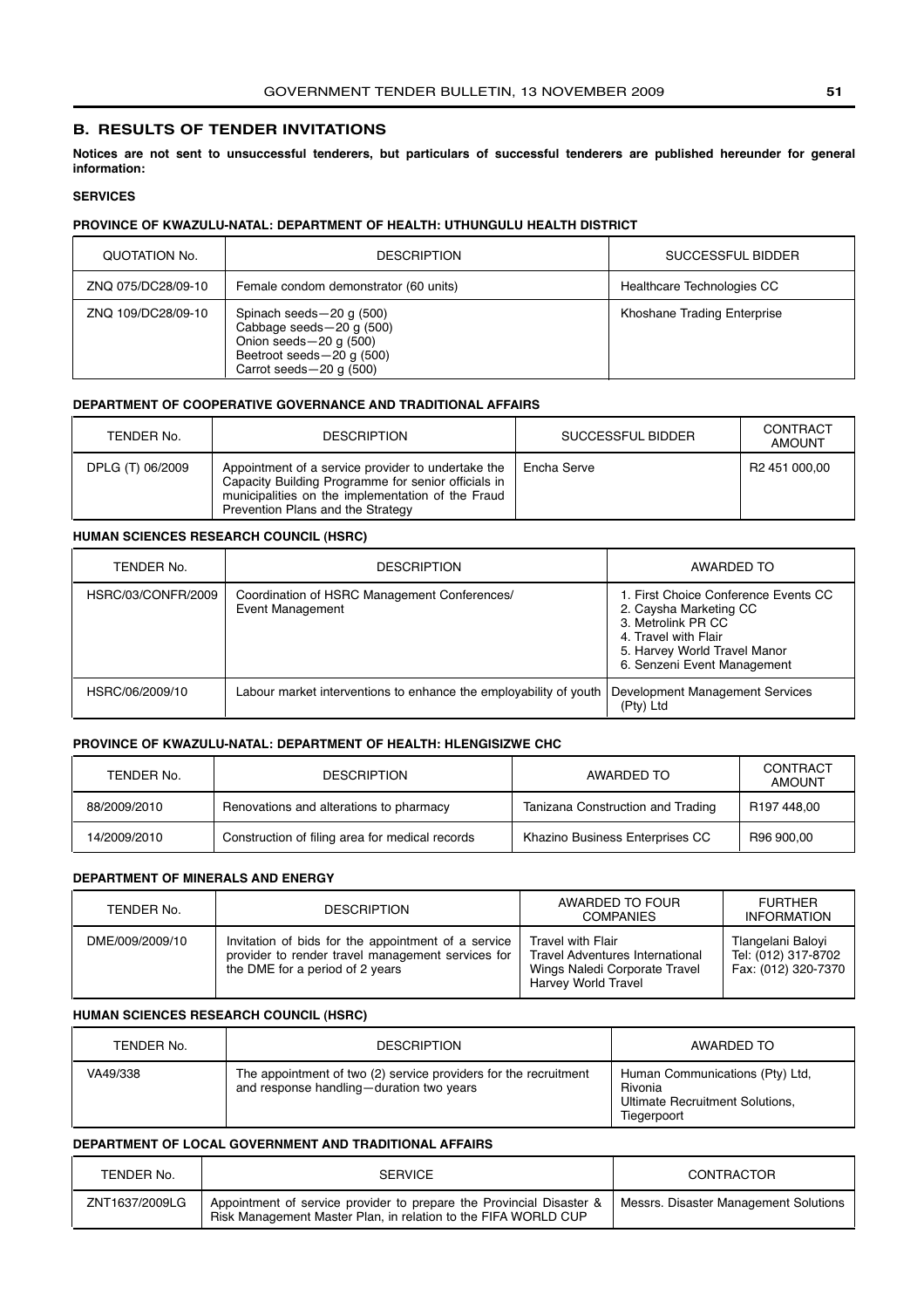## B. RESULTS OF TENDER INVITATIONS

**Notices are not sent to unsuccessful tenderers, but particulars of successful tenderers are published hereunder for general information:**

### SERVICES

#### PROVINCE OF KWAZULU-NATAL: DEPARTMENT OF HEALTH: UTHUNGULU HEALTH DISTRICT

| QUOTATION No. | DESCRIPTION | SUCCESSFUL BIDDER |
|---|---|---|
| ZNQ 075/DC28/09-10 | Female condom demonstrator (60 units) | Healthcare Technologies CC |
| ZNQ 109/DC28/09-10 | Spinach seeds—20 g (500)<br>Cabbage seeds—20 g (500)<br>Onion seeds—20 g (500)<br>Beetroot seeds—20 g (500)<br>Carrot seeds—20 g (500) | Khoshane Trading Enterprise |

#### DEPARTMENT OF COOPERATIVE GOVERNANCE AND TRADITIONAL AFFAIRS

| TENDER No. | DESCRIPTION | SUCCESSFUL BIDDER | CONTRACT AMOUNT |
|---|---|---|---|
| DPLG (T) 06/2009 | Appointment of a service provider to undertake the Capacity Building Programme for senior officials in municipalities on the implementation of the Fraud Prevention Plans and the Strategy | Encha Serve | R2 451 000,00 |

#### HUMAN SCIENCES RESEARCH COUNCIL (HSRC)

| TENDER No. | DESCRIPTION | AWARDED TO |
|---|---|---|
| HSRC/03/CONFR/2009 | Coordination of HSRC Management Conferences/ Event Management | 1. First Choice Conference Events CC<br>2. Caysha Marketing CC<br>3. Metrolink PR CC<br>4. Travel with Flair<br>5. Harvey World Travel Manor<br>6. Senzeni Event Management |
| HSRC/06/2009/10 | Labour market interventions to enhance the employability of youth | Development Management Services (Pty) Ltd |

#### PROVINCE OF KWAZULU-NATAL: DEPARTMENT OF HEALTH: HLENGISIZWE CHC

| TENDER No. | DESCRIPTION | AWARDED TO | CONTRACT AMOUNT |
|---|---|---|---|
| 88/2009/2010 | Renovations and alterations to pharmacy | Tanizana Construction and Trading | R197 448,00 |
| 14/2009/2010 | Construction of filing area for medical records | Khazino Business Enterprises CC | R96 900,00 |

#### DEPARTMENT OF MINERALS AND ENERGY

| TENDER No. | DESCRIPTION | AWARDED TO FOUR COMPANIES | FURTHER INFORMATION |
|---|---|---|---|
| DME/009/2009/10 | Invitation of bids for the appointment of a service provider to render travel management services for the DME for a period of 2 years | Travel with Flair<br>Travel Adventures International<br>Wings Naledi Corporate Travel<br>Harvey World Travel | Tlangelani Baloyi<br>Tel: (012) 317-8702<br>Fax: (012) 320-7370 |

#### HUMAN SCIENCES RESEARCH COUNCIL (HSRC)

| TENDER No. | DESCRIPTION | AWARDED TO |
|---|---|---|
| VA49/338 | The appointment of two (2) service providers for the recruitment and response handling—duration two years | Human Communications (Pty) Ltd, Rivonia<br>Ultimate Recruitment Solutions, Tiegerpoort |

#### DEPARTMENT OF LOCAL GOVERNMENT AND TRADITIONAL AFFAIRS

| TENDER No. | SERVICE | CONTRACTOR |
|---|---|---|
| ZNT1637/2009LG | Appointment of service provider to prepare the Provincial Disaster & Risk Management Master Plan, in relation to the FIFA WORLD CUP | Messrs. Disaster Management Solutions |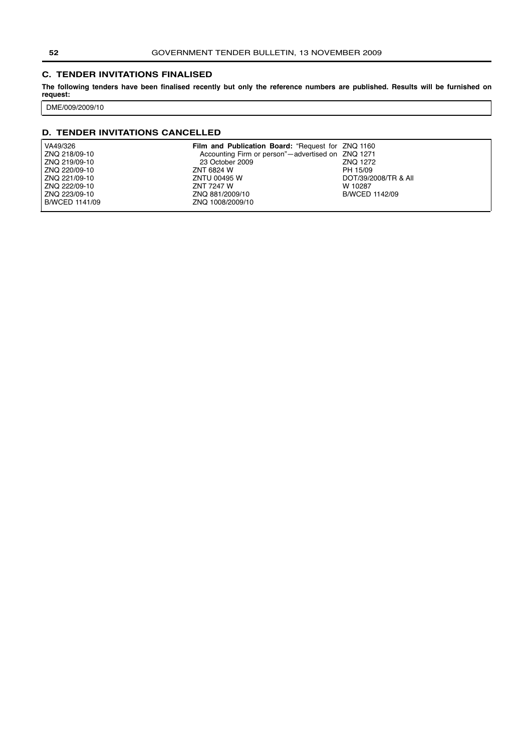## C. TENDER INVITATIONS FINALISED

**The following tenders have been finalised recently but only the reference numbers are published. Results will be furnished on request:**

DME/009/2009/10

## D. TENDER INVITATIONS CANCELLED

VA49/326
ZNQ 218/09-10
ZNQ 219/09-10
ZNQ 220/09-10
ZNQ 221/09-10
ZNQ 222/09-10
ZNQ 223/09-10
B/WCED 1141/09
**Film and Publication Board:** "Request for Accounting Firm or person"—advertised on 23 October 2009
ZNT 6824 W
ZNTU 00495 W
ZNT 7247 W
ZNQ 881/2009/10
ZNQ 1008/2009/10
ZNQ 1160
ZNQ 1271
ZNQ 1272
PH 15/09
DOT/39/2008/TR & All
W 10287
B/WCED 1142/09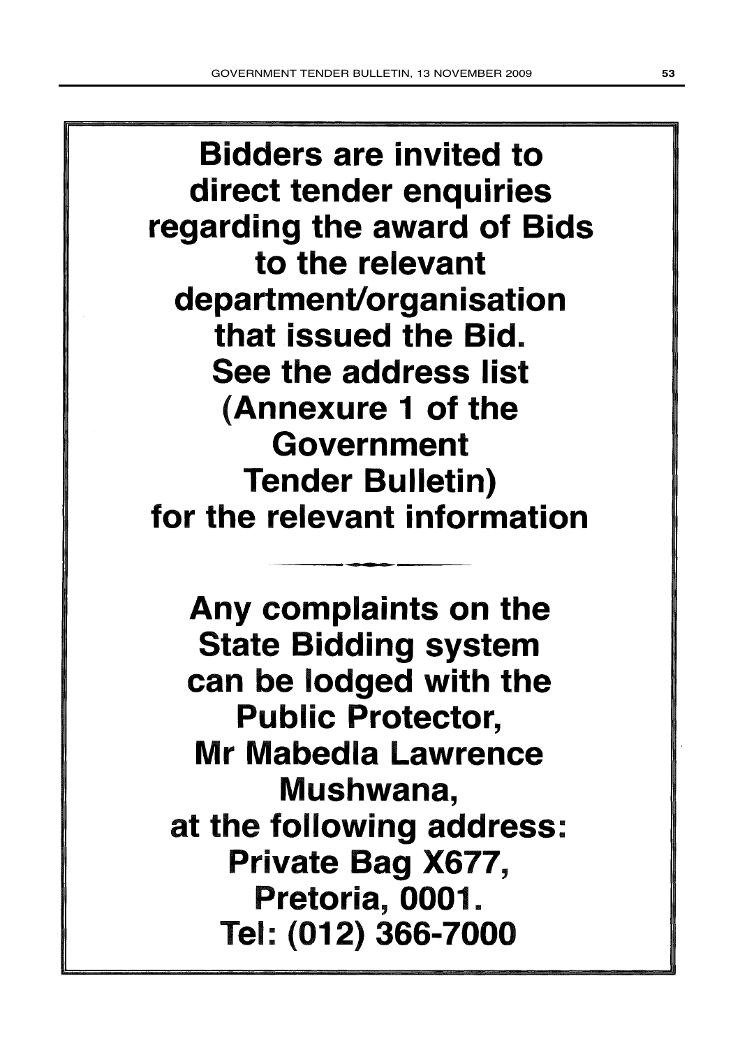**Bidders are invited to direct tender enquiries regarding the award of Bids to the relevant department/organisation that issued the Bid. See the address list (Annexure 1 of the Government Tender Bulletin) for the relevant information**

---

**Any complaints on the State Bidding system can be lodged with the Public Protector, Mr Mabedla Lawrence Mushwana, at the following address: Private Bag X677, Pretoria, 0001. Tel: (012) 366-7000**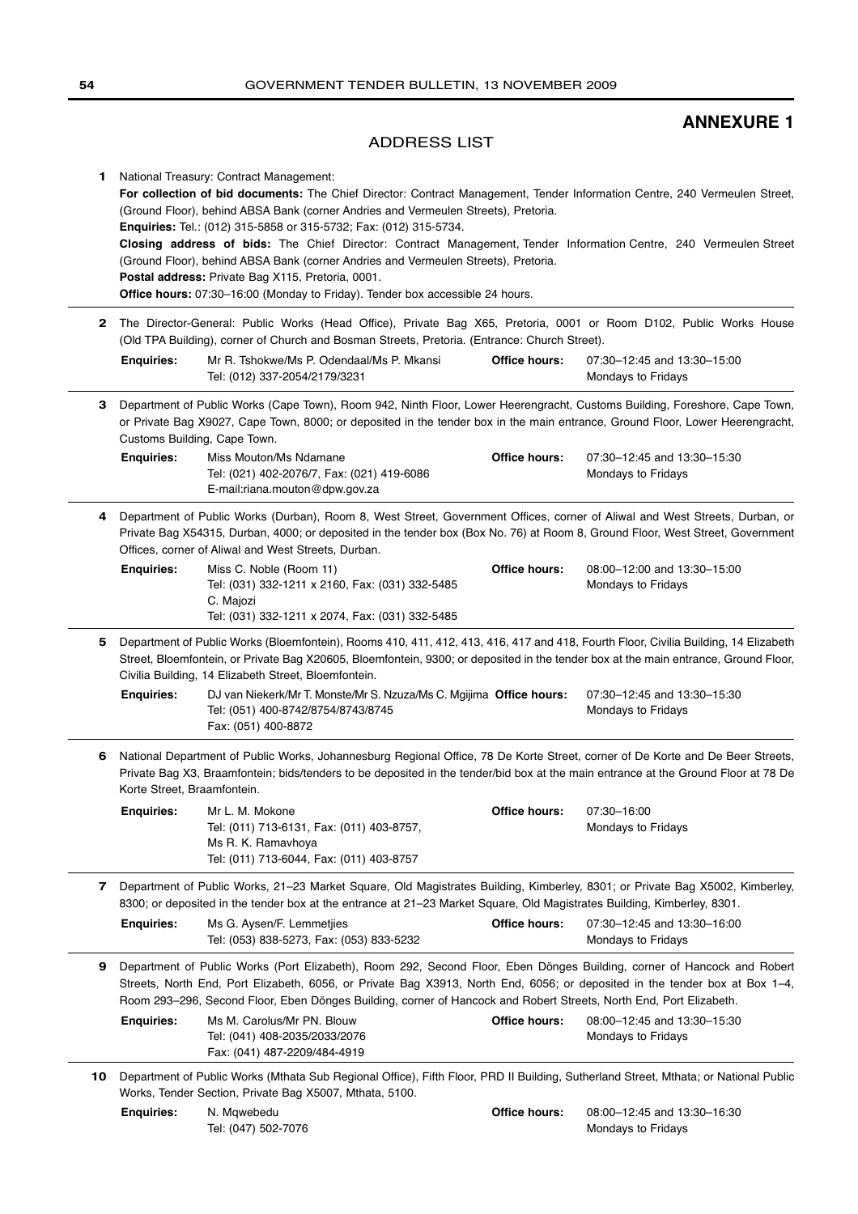# ANNEXURE 1

## ADDRESS LIST

**1** National Treasury: Contract Management:

**For collection of bid documents:** The Chief Director: Contract Management, Tender Information Centre, 240 Vermeulen Street, (Ground Floor), behind ABSA Bank (corner Andries and Vermeulen Streets), Pretoria.

**Enquiries:** Tel.: (012) 315-5858 or 315-5732; Fax: (012) 315-5734.

**Closing address of bids:** The Chief Director: Contract Management, Tender Information Centre, 240 Vermeulen Street (Ground Floor), behind ABSA Bank (corner Andries and Vermeulen Streets), Pretoria.

**Postal address:** Private Bag X115, Pretoria, 0001.

**Office hours:** 07:30–16:00 (Monday to Friday). Tender box accessible 24 hours.

---

**2** The Director-General: Public Works (Head Office), Private Bag X65, Pretoria, 0001 or Room D102, Public Works House (Old TPA Building), corner of Church and Bosman Streets, Pretoria. (Entrance: Church Street).

**Enquiries:** Mr R. Tshokwe/Ms P. Odendaal/Ms P. Mkansi
Tel: (012) 337-2054/2179/3231

**Office hours:** 07:30–12:45 and 13:30–15:00
Mondays to Fridays

---

**3** Department of Public Works (Cape Town), Room 942, Ninth Floor, Lower Heerengracht, Customs Building, Foreshore, Cape Town, or Private Bag X9027, Cape Town, 8000; or deposited in the tender box in the main entrance, Ground Floor, Lower Heerengracht, Customs Building, Cape Town.

**Enquiries:** Miss Mouton/Ms Ndamane
Tel: (021) 402-2076/7, Fax: (021) 419-6086
E-mail:riana.mouton@dpw.gov.za

**Office hours:** 07:30–12:45 and 13:30–15:30
Mondays to Fridays

---

**4** Department of Public Works (Durban), Room 8, West Street, Government Offices, corner of Aliwal and West Streets, Durban, or Private Bag X54315, Durban, 4000; or deposited in the tender box (Box No. 76) at Room 8, Ground Floor, West Street, Government Offices, corner of Aliwal and West Streets, Durban.

**Enquiries:** Miss C. Noble (Room 11)
Tel: (031) 332-1211 x 2160, Fax: (031) 332-5485
C. Majozi
Tel: (031) 332-1211 x 2074, Fax: (031) 332-5485

**Office hours:** 08:00–12:00 and 13:30–15:00
Mondays to Fridays

---

**5** Department of Public Works (Bloemfontein), Rooms 410, 411, 412, 413, 416, 417 and 418, Fourth Floor, Civilia Building, 14 Elizabeth Street, Bloemfontein, or Private Bag X20605, Bloemfontein, 9300; or deposited in the tender box at the main entrance, Ground Floor, Civilia Building, 14 Elizabeth Street, Bloemfontein.

**Enquiries:** DJ van Niekerk/Mr T. Monste/Mr S. Nzuza/Ms C. Mgijima
Tel: (051) 400-8742/8754/8743/8745
Fax: (051) 400-8872

**Office hours:** 07:30–12:45 and 13:30–15:30
Mondays to Fridays

---

**6** National Department of Public Works, Johannesburg Regional Office, 78 De Korte Street, corner of De Korte and De Beer Streets, Private Bag X3, Braamfontein; bids/tenders to be deposited in the tender/bid box at the main entrance at the Ground Floor at 78 De Korte Street, Braamfontein.

**Enquiries:** Mr L. M. Mokone
Tel: (011) 713-6131, Fax: (011) 403-8757,
Ms R. K. Ramavhoya
Tel: (011) 713-6044, Fax: (011) 403-8757

**Office hours:** 07:30–16:00
Mondays to Fridays

---

**7** Department of Public Works, 21–23 Market Square, Old Magistrates Building, Kimberley, 8301; or Private Bag X5002, Kimberley, 8300; or deposited in the tender box at the entrance at 21–23 Market Square, Old Magistrates Building, Kimberley, 8301.

**Enquiries:** Ms G. Aysen/F. Lemmetjies
Tel: (053) 838-5273, Fax: (053) 833-5232

**Office hours:** 07:30–12:45 and 13:30–16:00
Mondays to Fridays

---

**9** Department of Public Works (Port Elizabeth), Room 292, Second Floor, Eben Dönges Building, corner of Hancock and Robert Streets, North End, Port Elizabeth, 6056, or Private Bag X3913, North End, 6056; or deposited in the tender box at Box 1–4, Room 293–296, Second Floor, Eben Dönges Building, corner of Hancock and Robert Streets, North End, Port Elizabeth.

**Enquiries:** Ms M. Carolus/Mr PN. Blouw
Tel: (041) 408-2035/2033/2076
Fax: (041) 487-2209/484-4919

**Office hours:** 08:00–12:45 and 13:30–15:30
Mondays to Fridays

---

**10** Department of Public Works (Mthata Sub Regional Office), Fifth Floor, PRD II Building, Sutherland Street, Mthata; or National Public Works, Tender Section, Private Bag X5007, Mthata, 5100.

**Enquiries:** N. Mqwebedu
Tel: (047) 502-7076

**Office hours:** 08:00–12:45 and 13:30–16:30
Mondays to Fridays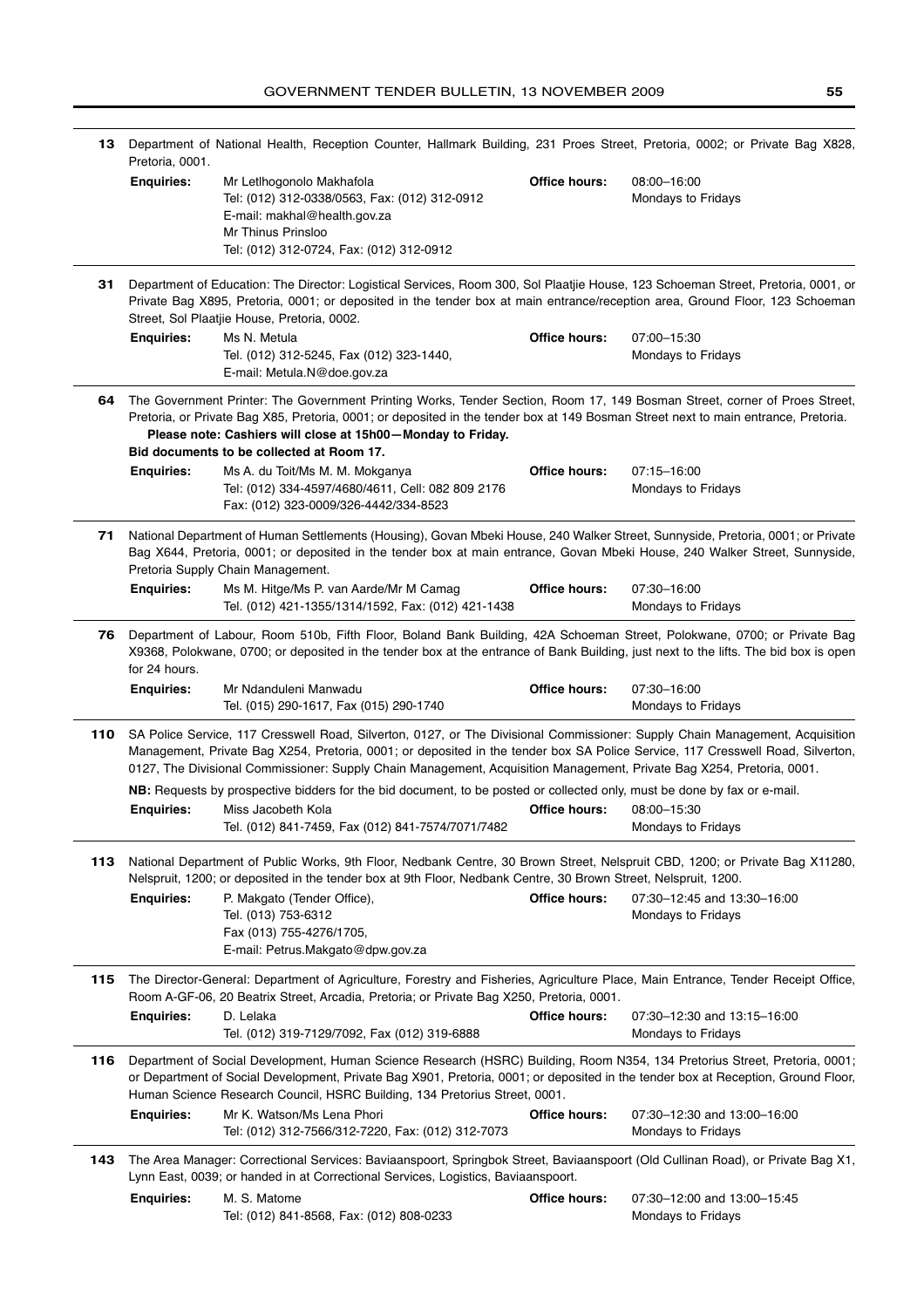**13** Department of National Health, Reception Counter, Hallmark Building, 231 Proes Street, Pretoria, 0002; or Private Bag X828, Pretoria, 0001.

| | | | |
|---|---|---|---|
| **Enquiries:** | Mr Letlhogonolo Makhafola<br>Tel: (012) 312-0338/0563, Fax: (012) 312-0912<br>E-mail: makhal@health.gov.za<br>Mr Thinus Prinsloo<br>Tel: (012) 312-0724, Fax: (012) 312-0912 | **Office hours:** | 08:00–16:00<br>Mondays to Fridays |

**31** Department of Education: The Director: Logistical Services, Room 300, Sol Plaatjie House, 123 Schoeman Street, Pretoria, 0001, or Private Bag X895, Pretoria, 0001; or deposited in the tender box at main entrance/reception area, Ground Floor, 123 Schoeman Street, Sol Plaatjie House, Pretoria, 0002.

| | | | |
|---|---|---|---|
| **Enquiries:** | Ms N. Metula<br>Tel. (012) 312-5245, Fax (012) 323-1440,<br>E-mail: Metula.N@doe.gov.za | **Office hours:** | 07:00–15:30<br>Mondays to Fridays |

**64** The Government Printer: The Government Printing Works, Tender Section, Room 17, 149 Bosman Street, corner of Proes Street, Pretoria, or Private Bag X85, Pretoria, 0001; or deposited in the tender box at 149 Bosman Street next to main entrance, Pretoria.
**Please note: Cashiers will close at 15h00—Monday to Friday.**
**Bid documents to be collected at Room 17.**

| | | | |
|---|---|---|---|
| **Enquiries:** | Ms A. du Toit/Ms M. M. Mokganya<br>Tel: (012) 334-4597/4680/4611, Cell: 082 809 2176<br>Fax: (012) 323-0009/326-4442/334-8523 | **Office hours:** | 07:15–16:00<br>Mondays to Fridays |

**71** National Department of Human Settlements (Housing), Govan Mbeki House, 240 Walker Street, Sunnyside, Pretoria, 0001; or Private Bag X644, Pretoria, 0001; or deposited in the tender box at main entrance, Govan Mbeki House, 240 Walker Street, Sunnyside, Pretoria Supply Chain Management.

| | | | |
|---|---|---|---|
| **Enquiries:** | Ms M. Hitge/Ms P. van Aarde/Mr M Camag<br>Tel. (012) 421-1355/1314/1592, Fax: (012) 421-1438 | **Office hours:** | 07:30–16:00<br>Mondays to Fridays |

**76** Department of Labour, Room 510b, Fifth Floor, Boland Bank Building, 42A Schoeman Street, Polokwane, 0700; or Private Bag X9368, Polokwane, 0700; or deposited in the tender box at the entrance of Bank Building, just next to the lifts. The bid box is open for 24 hours.

| | | | |
|---|---|---|---|
| **Enquiries:** | Mr Ndanduleni Manwadu<br>Tel. (015) 290-1617, Fax (015) 290-1740 | **Office hours:** | 07:30–16:00<br>Mondays to Fridays |

**110** SA Police Service, 117 Cresswell Road, Silverton, 0127, or The Divisional Commissioner: Supply Chain Management, Acquisition Management, Private Bag X254, Pretoria, 0001; or deposited in the tender box SA Police Service, 117 Cresswell Road, Silverton, 0127, The Divisional Commissioner: Supply Chain Management, Acquisition Management, Private Bag X254, Pretoria, 0001.

**NB:** Requests by prospective bidders for the bid document, to be posted or collected only, must be done by fax or e-mail.

| | | | |
|---|---|---|---|
| **Enquiries:** | Miss Jacobeth Kola<br>Tel. (012) 841-7459, Fax (012) 841-7574/7071/7482 | **Office hours:** | 08:00–15:30<br>Mondays to Fridays |

**113** National Department of Public Works, 9th Floor, Nedbank Centre, 30 Brown Street, Nelspruit CBD, 1200; or Private Bag X11280, Nelspruit, 1200; or deposited in the tender box at 9th Floor, Nedbank Centre, 30 Brown Street, Nelspruit, 1200.

| | | | |
|---|---|---|---|
| **Enquiries:** | P. Makgato (Tender Office),<br>Tel. (013) 753-6312<br>Fax (013) 755-4276/1705,<br>E-mail: Petrus.Makgato@dpw.gov.za | **Office hours:** | 07:30–12:45 and 13:30–16:00<br>Mondays to Fridays |

**115** The Director-General: Department of Agriculture, Forestry and Fisheries, Agriculture Place, Main Entrance, Tender Receipt Office, Room A-GF-06, 20 Beatrix Street, Arcadia, Pretoria; or Private Bag X250, Pretoria, 0001.

| | | | |
|---|---|---|---|
| **Enquiries:** | D. Lelaka<br>Tel. (012) 319-7129/7092, Fax (012) 319-6888 | **Office hours:** | 07:30–12:30 and 13:15–16:00<br>Mondays to Fridays |

**116** Department of Social Development, Human Science Research (HSRC) Building, Room N354, 134 Pretorius Street, Pretoria, 0001; or Department of Social Development, Private Bag X901, Pretoria, 0001; or deposited in the tender box at Reception, Ground Floor, Human Science Research Council, HSRC Building, 134 Pretorius Street, 0001.

| | | | |
|---|---|---|---|
| **Enquiries:** | Mr K. Watson/Ms Lena Phori<br>Tel: (012) 312-7566/312-7220, Fax: (012) 312-7073 | **Office hours:** | 07:30–12:30 and 13:00–16:00<br>Mondays to Fridays |

**143** The Area Manager: Correctional Services: Baviaanspoort, Springbok Street, Baviaanspoort (Old Cullinan Road), or Private Bag X1, Lynn East, 0039; or handed in at Correctional Services, Logistics, Baviaanspoort.

| | | | |
|---|---|---|---|
| **Enquiries:** | M. S. Matome<br>Tel: (012) 841-8568, Fax: (012) 808-0233 | **Office hours:** | 07:30–12:00 and 13:00–15:45<br>Mondays to Fridays |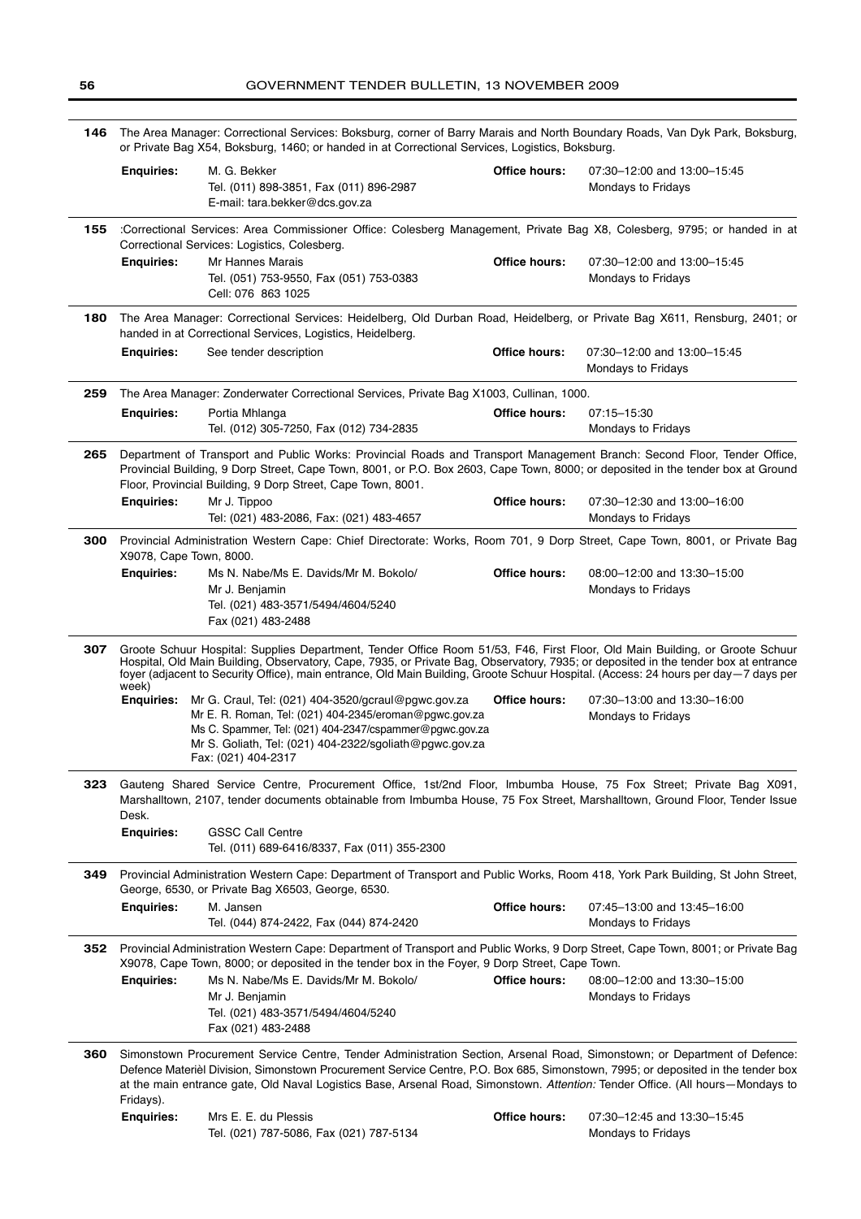**146** The Area Manager: Correctional Services: Boksburg, corner of Barry Marais and North Boundary Roads, Van Dyk Park, Boksburg, or Private Bag X54, Boksburg, 1460; or handed in at Correctional Services, Logistics, Boksburg.

**Enquiries:** M. G. Bekker
Tel. (011) 898-3851, Fax (011) 896-2987
E-mail: tara.bekker@dcs.gov.za

**Office hours:** 07:30–12:00 and 13:00–15:45
Mondays to Fridays

---

**155** :Correctional Services: Area Commissioner Office: Colesberg Management, Private Bag X8, Colesberg, 9795; or handed in at Correctional Services: Logistics, Colesberg.

**Enquiries:** Mr Hannes Marais
Tel. (051) 753-9550, Fax (051) 753-0383
Cell: 076 863 1025

**Office hours:** 07:30–12:00 and 13:00–15:45
Mondays to Fridays

---

**180** The Area Manager: Correctional Services: Heidelberg, Old Durban Road, Heidelberg, or Private Bag X611, Rensburg, 2401; or handed in at Correctional Services, Logistics, Heidelberg.

**Enquiries:** See tender description

**Office hours:** 07:30–12:00 and 13:00–15:45
Mondays to Fridays

---

**259** The Area Manager: Zonderwater Correctional Services, Private Bag X1003, Cullinan, 1000.

**Enquiries:** Portia Mhlanga
Tel. (012) 305-7250, Fax (012) 734-2835

**Office hours:** 07:15–15:30
Mondays to Fridays

---

**265** Department of Transport and Public Works: Provincial Roads and Transport Management Branch: Second Floor, Tender Office, Provincial Building, 9 Dorp Street, Cape Town, 8001, or P.O. Box 2603, Cape Town, 8000; or deposited in the tender box at Ground Floor, Provincial Building, 9 Dorp Street, Cape Town, 8001.

**Enquiries:** Mr J. Tippoo
Tel: (021) 483-2086, Fax: (021) 483-4657

**Office hours:** 07:30–12:30 and 13:00–16:00
Mondays to Fridays

---

**300** Provincial Administration Western Cape: Chief Directorate: Works, Room 701, 9 Dorp Street, Cape Town, 8001, or Private Bag X9078, Cape Town, 8000.

**Enquiries:** Ms N. Nabe/Ms E. Davids/Mr M. Bokolo/
Mr J. Benjamin
Tel. (021) 483-3571/5494/4604/5240
Fax (021) 483-2488

**Office hours:** 08:00–12:00 and 13:30–15:00
Mondays to Fridays

---

**307** Groote Schuur Hospital: Supplies Department, Tender Office Room 51/53, F46, First Floor, Old Main Building, or Groote Schuur Hospital, Old Main Building, Observatory, Cape, 7935, or Private Bag, Observatory, 7935; or deposited in the tender box at entrance foyer (adjacent to Security Office), main entrance, Old Main Building, Groote Schuur Hospital. (Access: 24 hours per day—7 days per week)

**Enquiries:** Mr G. Craul, Tel: (021) 404-3520/gcraul@pgwc.gov.za
Mr E. R. Roman, Tel: (021) 404-2345/eroman@pgwc.gov.za
Ms C. Spammer, Tel: (021) 404-2347/cspammer@pgwc.gov.za
Mr S. Goliath, Tel: (021) 404-2322/sgoliath@pgwc.gov.za
Fax: (021) 404-2317

**Office hours:** 07:30–13:00 and 13:30–16:00
Mondays to Fridays

---

**323** Gauteng Shared Service Centre, Procurement Office, 1st/2nd Floor, Imbumba House, 75 Fox Street; Private Bag X091, Marshalltown, 2107, tender documents obtainable from Imbumba House, 75 Fox Street, Marshalltown, Ground Floor, Tender Issue Desk.

**Enquiries:** GSSC Call Centre
Tel. (011) 689-6416/8337, Fax (011) 355-2300

---

**349** Provincial Administration Western Cape: Department of Transport and Public Works, Room 418, York Park Building, St John Street, George, 6530, or Private Bag X6503, George, 6530.

**Enquiries:** M. Jansen
Tel. (044) 874-2422, Fax (044) 874-2420

**Office hours:** 07:45–13:00 and 13:45–16:00
Mondays to Fridays

---

**352** Provincial Administration Western Cape: Department of Transport and Public Works, 9 Dorp Street, Cape Town, 8001; or Private Bag X9078, Cape Town, 8000; or deposited in the tender box in the Foyer, 9 Dorp Street, Cape Town.

**Enquiries:** Ms N. Nabe/Ms E. Davids/Mr M. Bokolo/
Mr J. Benjamin
Tel. (021) 483-3571/5494/4604/5240
Fax (021) 483-2488

**Office hours:** 08:00–12:00 and 13:30–15:00
Mondays to Fridays

---

**360** Simonstown Procurement Service Centre, Tender Administration Section, Arsenal Road, Simonstown; or Department of Defence: Defence Materièl Division, Simonstown Procurement Service Centre, P.O. Box 685, Simonstown, 7995; or deposited in the tender box at the main entrance gate, Old Naval Logistics Base, Arsenal Road, Simonstown. *Attention:* Tender Office. (All hours—Mondays to Fridays).

**Enquiries:** Mrs E. E. du Plessis
Tel. (021) 787-5086, Fax (021) 787-5134

**Office hours:** 07:30–12:45 and 13:30–15:45
Mondays to Fridays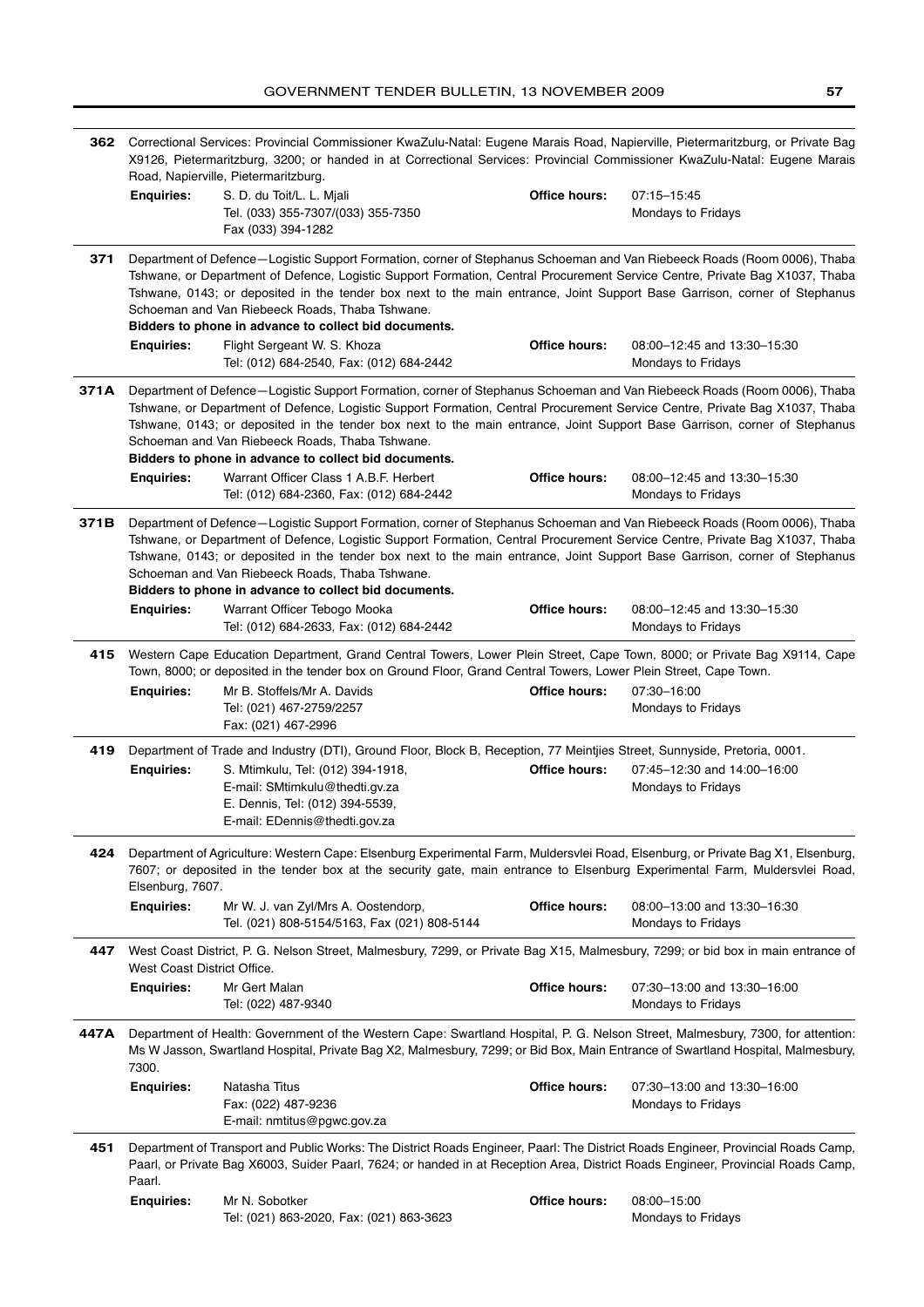**362** Correctional Services: Provincial Commissioner KwaZulu-Natal: Eugene Marais Road, Napierville, Pietermaritzburg, or Private Bag X9126, Pietermaritzburg, 3200; or handed in at Correctional Services: Provincial Commissioner KwaZulu-Natal: Eugene Marais Road, Napierville, Pietermaritzburg.

**Enquiries:** S. D. du Toit/L. L. Mjali, Tel. (033) 355-7307/(033) 355-7350, Fax (033) 394-1282
**Office hours:** 07:15–15:45, Mondays to Fridays

---

**371** Department of Defence—Logistic Support Formation, corner of Stephanus Schoeman and Van Riebeeck Roads (Room 0006), Thaba Tshwane, or Department of Defence, Logistic Support Formation, Central Procurement Service Centre, Private Bag X1037, Thaba Tshwane, 0143; or deposited in the tender box next to the main entrance, Joint Support Base Garrison, corner of Stephanus Schoeman and Van Riebeeck Roads, Thaba Tshwane.

**Bidders to phone in advance to collect bid documents.**

**Enquiries:** Flight Sergeant W. S. Khoza, Tel: (012) 684-2540, Fax: (012) 684-2442
**Office hours:** 08:00–12:45 and 13:30–15:30, Mondays to Fridays

---

**371A** Department of Defence—Logistic Support Formation, corner of Stephanus Schoeman and Van Riebeeck Roads (Room 0006), Thaba Tshwane, or Department of Defence, Logistic Support Formation, Central Procurement Service Centre, Private Bag X1037, Thaba Tshwane, 0143; or deposited in the tender box next to the main entrance, Joint Support Base Garrison, corner of Stephanus Schoeman and Van Riebeeck Roads, Thaba Tshwane.

**Bidders to phone in advance to collect bid documents.**

**Enquiries:** Warrant Officer Class 1 A.B.F. Herbert, Tel: (012) 684-2360, Fax: (012) 684-2442
**Office hours:** 08:00–12:45 and 13:30–15:30, Mondays to Fridays

---

**371B** Department of Defence—Logistic Support Formation, corner of Stephanus Schoeman and Van Riebeeck Roads (Room 0006), Thaba Tshwane, or Department of Defence, Logistic Support Formation, Central Procurement Service Centre, Private Bag X1037, Thaba Tshwane, 0143; or deposited in the tender box next to the main entrance, Joint Support Base Garrison, corner of Stephanus Schoeman and Van Riebeeck Roads, Thaba Tshwane.

**Bidders to phone in advance to collect bid documents.**

**Enquiries:** Warrant Officer Tebogo Mooka, Tel: (012) 684-2633, Fax: (012) 684-2442
**Office hours:** 08:00–12:45 and 13:30–15:30, Mondays to Fridays

---

**415** Western Cape Education Department, Grand Central Towers, Lower Plein Street, Cape Town, 8000; or Private Bag X9114, Cape Town, 8000; or deposited in the tender box on Ground Floor, Grand Central Towers, Lower Plein Street, Cape Town.

**Enquiries:** Mr B. Stoffels/Mr A. Davids, Tel: (021) 467-2759/2257, Fax: (021) 467-2996
**Office hours:** 07:30–16:00, Mondays to Fridays

---

**419** Department of Trade and Industry (DTI), Ground Floor, Block B, Reception, 77 Meintjies Street, Sunnyside, Pretoria, 0001.

**Enquiries:** S. Mtimkulu, Tel: (012) 394-1918, E-mail: SMtimkulu@thedti.gv.za; E. Dennis, Tel: (012) 394-5539, E-mail: EDennis@thedti.gov.za
**Office hours:** 07:45–12:30 and 14:00–16:00, Mondays to Fridays

---

**424** Department of Agriculture: Western Cape: Elsenburg Experimental Farm, Muldersvlei Road, Elsenburg, or Private Bag X1, Elsenburg, 7607; or deposited in the tender box at the security gate, main entrance to Elsenburg Experimental Farm, Muldersvlei Road, Elsenburg, 7607.

**Enquiries:** Mr W. J. van Zyl/Mrs A. Oostendorp, Tel. (021) 808-5154/5163, Fax (021) 808-5144
**Office hours:** 08:00–13:00 and 13:30–16:30, Mondays to Fridays

---

**447** West Coast District, P. G. Nelson Street, Malmesbury, 7299, or Private Bag X15, Malmesbury, 7299; or bid box in main entrance of West Coast District Office.

**Enquiries:** Mr Gert Malan, Tel: (022) 487-9340
**Office hours:** 07:30–13:00 and 13:30–16:00, Mondays to Fridays

---

**447A** Department of Health: Government of the Western Cape: Swartland Hospital, P. G. Nelson Street, Malmesbury, 7300, for attention: Ms W Jasson, Swartland Hospital, Private Bag X2, Malmesbury, 7299; or Bid Box, Main Entrance of Swartland Hospital, Malmesbury, 7300.

**Enquiries:** Natasha Titus, Fax: (022) 487-9236, E-mail: nmtitus@pgwc.gov.za
**Office hours:** 07:30–13:00 and 13:30–16:00, Mondays to Fridays

---

**451** Department of Transport and Public Works: The District Roads Engineer, Paarl: The District Roads Engineer, Provincial Roads Camp, Paarl, or Private Bag X6003, Suider Paarl, 7624; or handed in at Reception Area, District Roads Engineer, Provincial Roads Camp, Paarl.

**Enquiries:** Mr N. Sobotker, Tel: (021) 863-2020, Fax: (021) 863-3623
**Office hours:** 08:00–15:00, Mondays to Fridays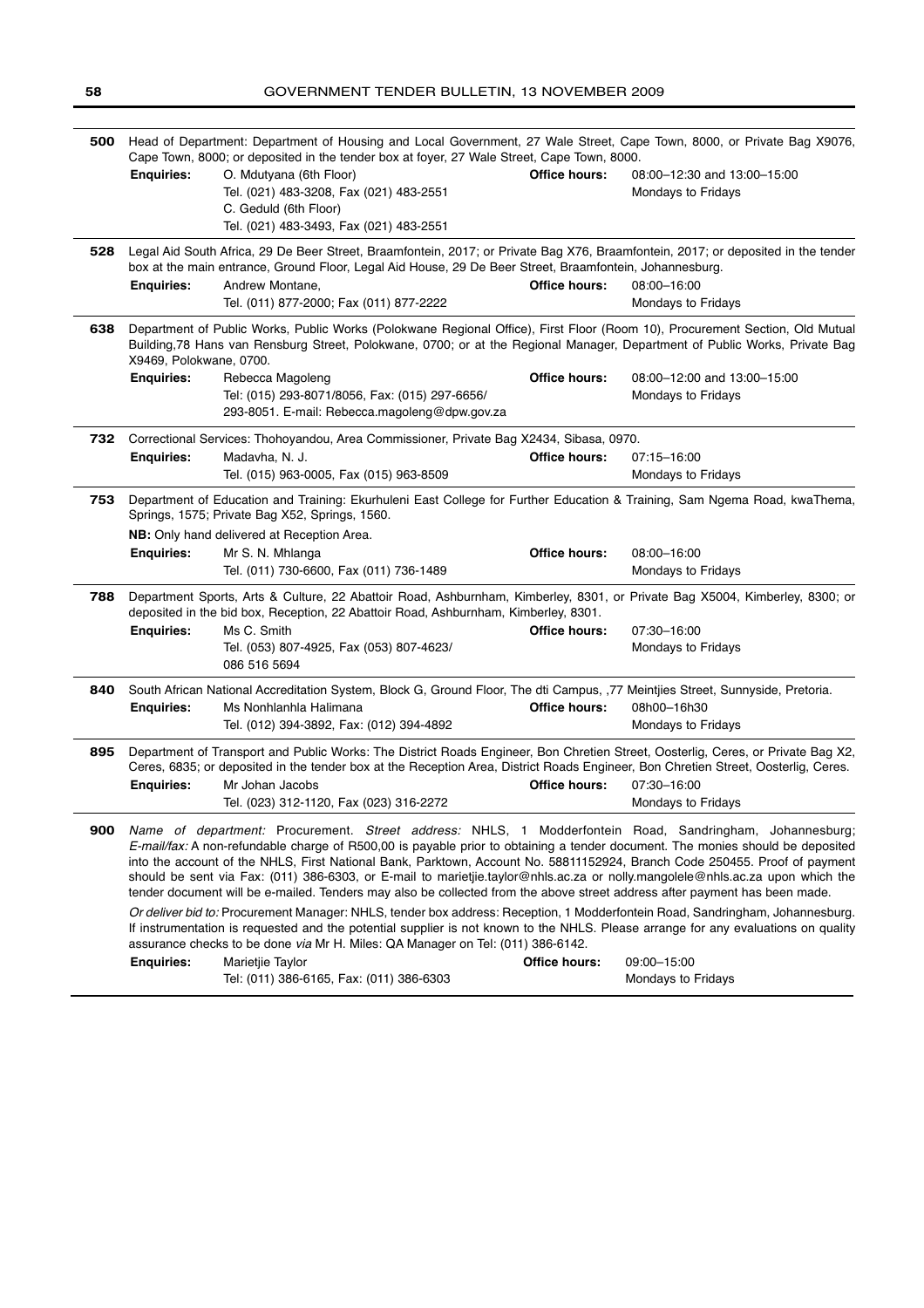**500** Head of Department: Department of Housing and Local Government, 27 Wale Street, Cape Town, 8000, or Private Bag X9076, Cape Town, 8000; or deposited in the tender box at foyer, 27 Wale Street, Cape Town, 8000.

**Enquiries:** O. Mdutyana (6th Floor)
Tel. (021) 483-3208, Fax (021) 483-2551
C. Geduld (6th Floor)
Tel. (021) 483-3493, Fax (021) 483-2551

**Office hours:** 08:00–12:30 and 13:00–15:00
Mondays to Fridays

**528** Legal Aid South Africa, 29 De Beer Street, Braamfontein, 2017; or Private Bag X76, Braamfontein, 2017; or deposited in the tender box at the main entrance, Ground Floor, Legal Aid House, 29 De Beer Street, Braamfontein, Johannesburg.

**Enquiries:** Andrew Montane,
Tel. (011) 877-2000; Fax (011) 877-2222

**Office hours:** 08:00–16:00
Mondays to Fridays

**638** Department of Public Works, Public Works (Polokwane Regional Office), First Floor (Room 10), Procurement Section, Old Mutual Building,78 Hans van Rensburg Street, Polokwane, 0700; or at the Regional Manager, Department of Public Works, Private Bag X9469, Polokwane, 0700.

**Enquiries:** Rebecca Magoleng
Tel: (015) 293-8071/8056, Fax: (015) 297-6656/
293-8051. E-mail: Rebecca.magoleng@dpw.gov.za

**Office hours:** 08:00–12:00 and 13:00–15:00
Mondays to Fridays

**732** Correctional Services: Thohoyandou, Area Commissioner, Private Bag X2434, Sibasa, 0970.

**Enquiries:** Madavha, N. J.
Tel. (015) 963-0005, Fax (015) 963-8509

**Office hours:** 07:15–16:00
Mondays to Fridays

**753** Department of Education and Training: Ekurhuleni East College for Further Education & Training, Sam Ngema Road, kwaThema, Springs, 1575; Private Bag X52, Springs, 1560.

**NB:** Only hand delivered at Reception Area.

**Enquiries:** Mr S. N. Mhlanga
Tel. (011) 730-6600, Fax (011) 736-1489

**Office hours:** 08:00–16:00
Mondays to Fridays

**788** Department Sports, Arts & Culture, 22 Abattoir Road, Ashburnham, Kimberley, 8301, or Private Bag X5004, Kimberley, 8300; or deposited in the bid box, Reception, 22 Abattoir Road, Ashburnham, Kimberley, 8301.

**Enquiries:** Ms C. Smith
Tel. (053) 807-4925, Fax (053) 807-4623/
086 516 5694

**Office hours:** 07:30–16:00
Mondays to Fridays

**840** South African National Accreditation System, Block G, Ground Floor, The dti Campus, ,77 Meintjies Street, Sunnyside, Pretoria.

**Enquiries:** Ms Nonhlanhla Halimana
Tel. (012) 394-3892, Fax: (012) 394-4892

**Office hours:** 08h00–16h30
Mondays to Fridays

**895** Department of Transport and Public Works: The District Roads Engineer, Bon Chretien Street, Oosterlig, Ceres, or Private Bag X2, Ceres, 6835; or deposited in the tender box at the Reception Area, District Roads Engineer, Bon Chretien Street, Oosterlig, Ceres.

**Enquiries:** Mr Johan Jacobs
Tel. (023) 312-1120, Fax (023) 316-2272

**Office hours:** 07:30–16:00
Mondays to Fridays

**900** *Name of department:* Procurement. *Street address:* NHLS, 1 Modderfontein Road, Sandringham, Johannesburg; *E-mail/fax:* A non-refundable charge of R500,00 is payable prior to obtaining a tender document. The monies should be deposited into the account of the NHLS, First National Bank, Parktown, Account No. 58811152924, Branch Code 250455. Proof of payment should be sent via Fax: (011) 386-6303, or E-mail to marietjie.taylor@nhls.ac.za or nolly.mangolele@nhls.ac.za upon which the tender document will be e-mailed. Tenders may also be collected from the above street address after payment has been made.

*Or deliver bid to:* Procurement Manager: NHLS, tender box address: Reception, 1 Modderfontein Road, Sandringham, Johannesburg. If instrumentation is requested and the potential supplier is not known to the NHLS. Please arrange for any evaluations on quality assurance checks to be done *via* Mr H. Miles: QA Manager on Tel: (011) 386-6142.

**Enquiries:** Marietjie Taylor
Tel: (011) 386-6165, Fax: (011) 386-6303

**Office hours:** 09:00–15:00
Mondays to Fridays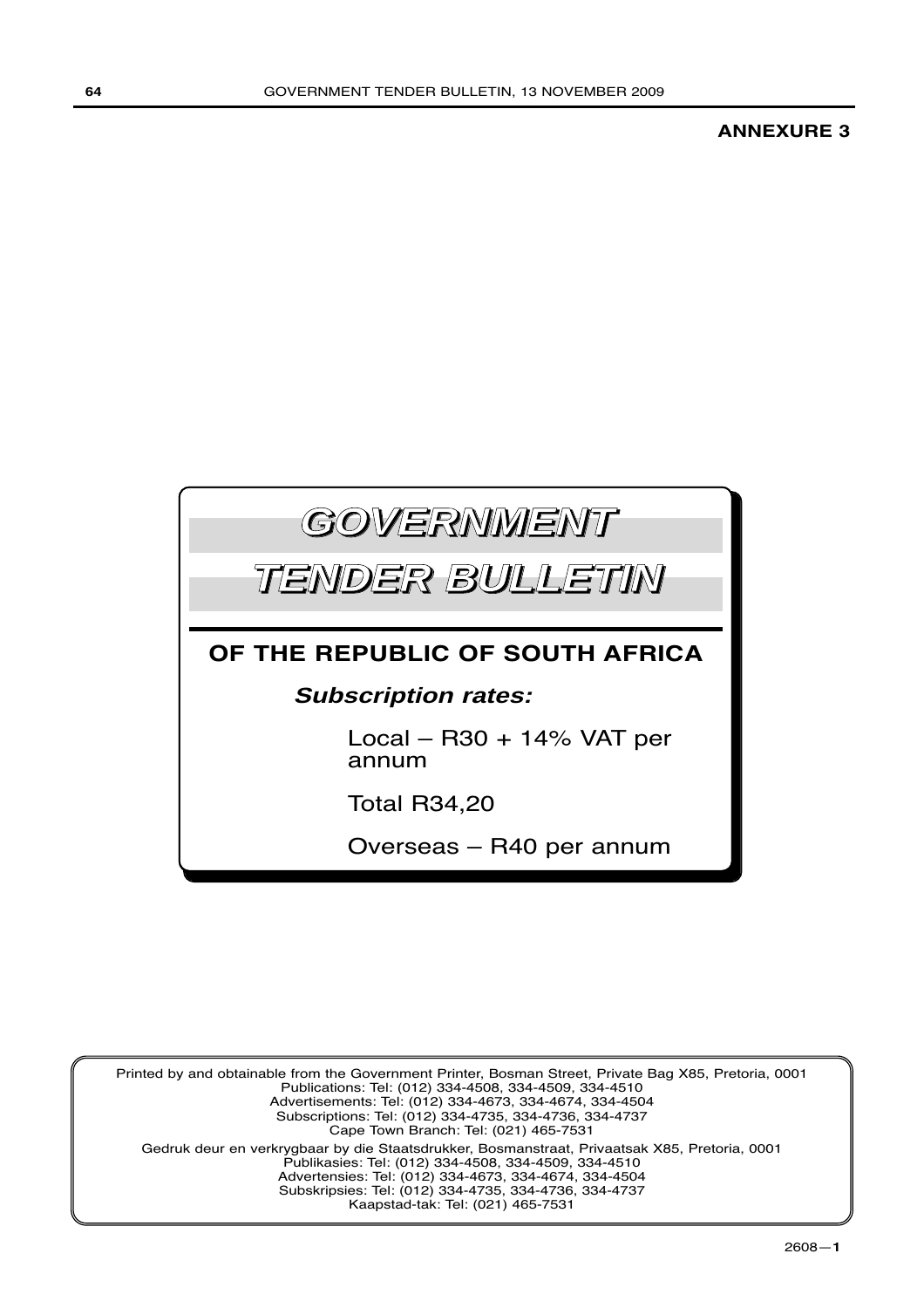**ANNEXURE 3**

# GOVERNMENT TENDER BULLETIN

## OF THE REPUBLIC OF SOUTH AFRICA

***Subscription rates:***

Local – R30 + 14% VAT per annum

Total R34,20

Overseas – R40 per annum

Printed by and obtainable from the Government Printer, Bosman Street, Private Bag X85, Pretoria, 0001
Publications: Tel: (012) 334-4508, 334-4509, 334-4510
Advertisements: Tel: (012) 334-4673, 334-4674, 334-4504
Subscriptions: Tel: (012) 334-4735, 334-4736, 334-4737
Cape Town Branch: Tel: (021) 465-7531

Gedruk deur en verkrygbaar by die Staatsdrukker, Bosmanstraat, Privaatsak X85, Pretoria, 0001
Publikasies: Tel: (012) 334-4508, 334-4509, 334-4510
Advertensies: Tel: (012) 334-4673, 334-4674, 334-4504
Subskripsies: Tel: (012) 334-4735, 334-4736, 334-4737
Kaapstad-tak: Tel: (021) 465-7531

2608—**1**